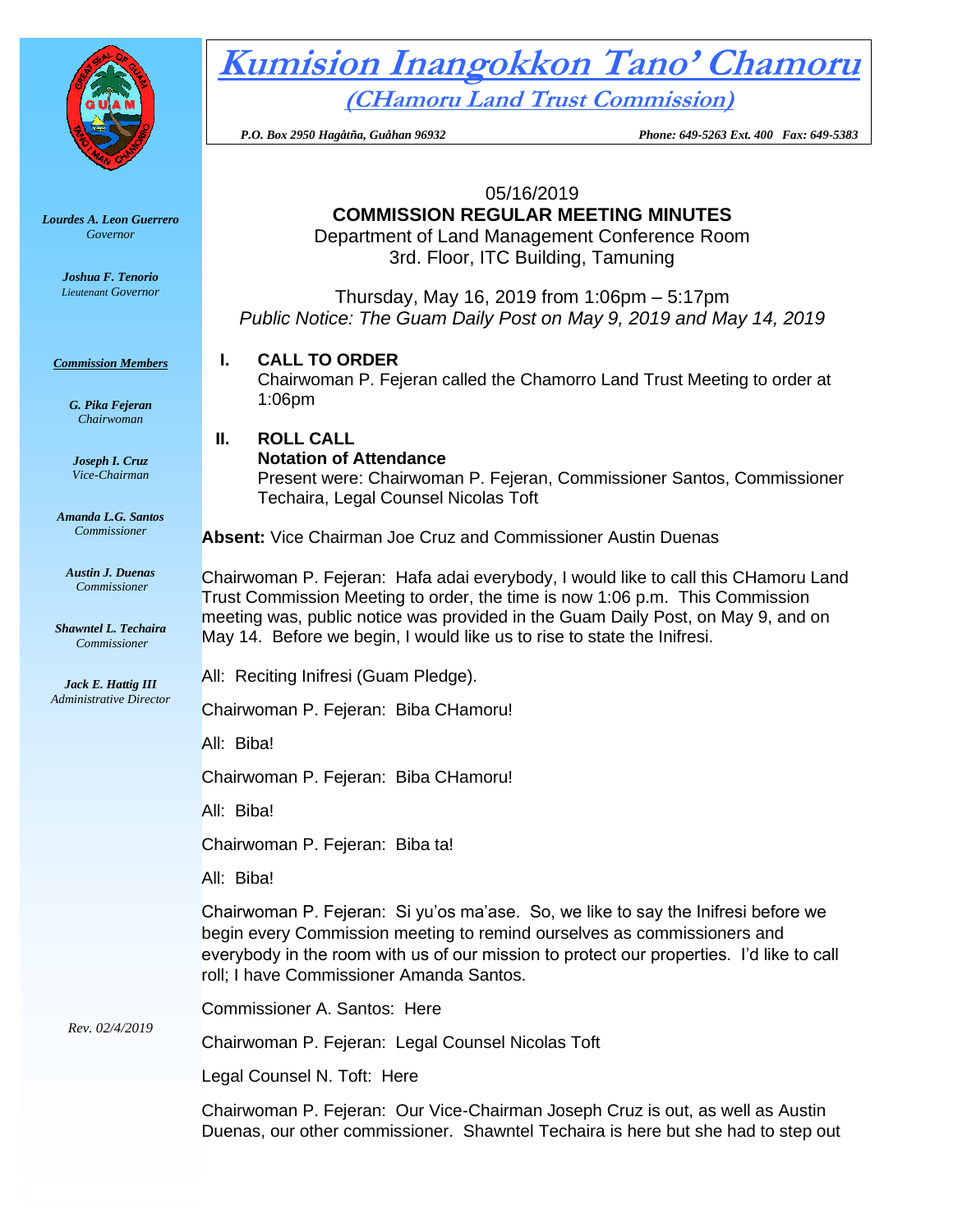# Kumision Inangokkon Tano' Chamoru

## (CHamoru Land Trust Commission)

*P.O. Box 2950 Hagåtña, Guåhan 96932* *Phone: 649-5263 Ext. 400 Fax: 649-5383*

***Lourdes A. Leon Guerrero***
*Governor*

***Joshua F. Tenorio***
*Lieutenant Governor*

***Commission Members***

***G. Pika Fejeran***
*Chairwoman*

***Joseph I. Cruz***
*Vice-Chairman*

***Amanda L.G. Santos***
*Commissioner*

***Austin J. Duenas***
*Commissioner*

***Shawntel L. Techaira***
*Commissioner*

***Jack E. Hattig III***
*Administrative Director*

*Rev. 02/4/2019*

05/16/2019

**COMMISSION REGULAR MEETING MINUTES**

Department of Land Management Conference Room
3rd. Floor, ITC Building, Tamuning

Thursday, May 16, 2019 from 1:06pm – 5:17pm
*Public Notice: The Guam Daily Post on May 9, 2019 and May 14, 2019*

**I. CALL TO ORDER**

Chairwoman P. Fejeran called the Chamorro Land Trust Meeting to order at 1:06pm

**II. ROLL CALL**

**Notation of Attendance**

Present were: Chairwoman P. Fejeran, Commissioner Santos, Commissioner Techaira, Legal Counsel Nicolas Toft

**Absent:** Vice Chairman Joe Cruz and Commissioner Austin Duenas

Chairwoman P. Fejeran: Hafa adai everybody, I would like to call this CHamoru Land Trust Commission Meeting to order, the time is now 1:06 p.m. This Commission meeting was, public notice was provided in the Guam Daily Post, on May 9, and on May 14. Before we begin, I would like us to rise to state the Inifresi.

All: Reciting Inifresi (Guam Pledge).

Chairwoman P. Fejeran: Biba CHamoru!

All: Biba!

Chairwoman P. Fejeran: Biba CHamoru!

All: Biba!

Chairwoman P. Fejeran: Biba ta!

All: Biba!

Chairwoman P. Fejeran: Si yu'os ma'ase. So, we like to say the Inifresi before we begin every Commission meeting to remind ourselves as commissioners and everybody in the room with us of our mission to protect our properties. I'd like to call roll; I have Commissioner Amanda Santos.

Commissioner A. Santos: Here

Chairwoman P. Fejeran: Legal Counsel Nicolas Toft

Legal Counsel N. Toft: Here

Chairwoman P. Fejeran: Our Vice-Chairman Joseph Cruz is out, as well as Austin Duenas, our other commissioner. Shawntel Techaira is here but she had to step out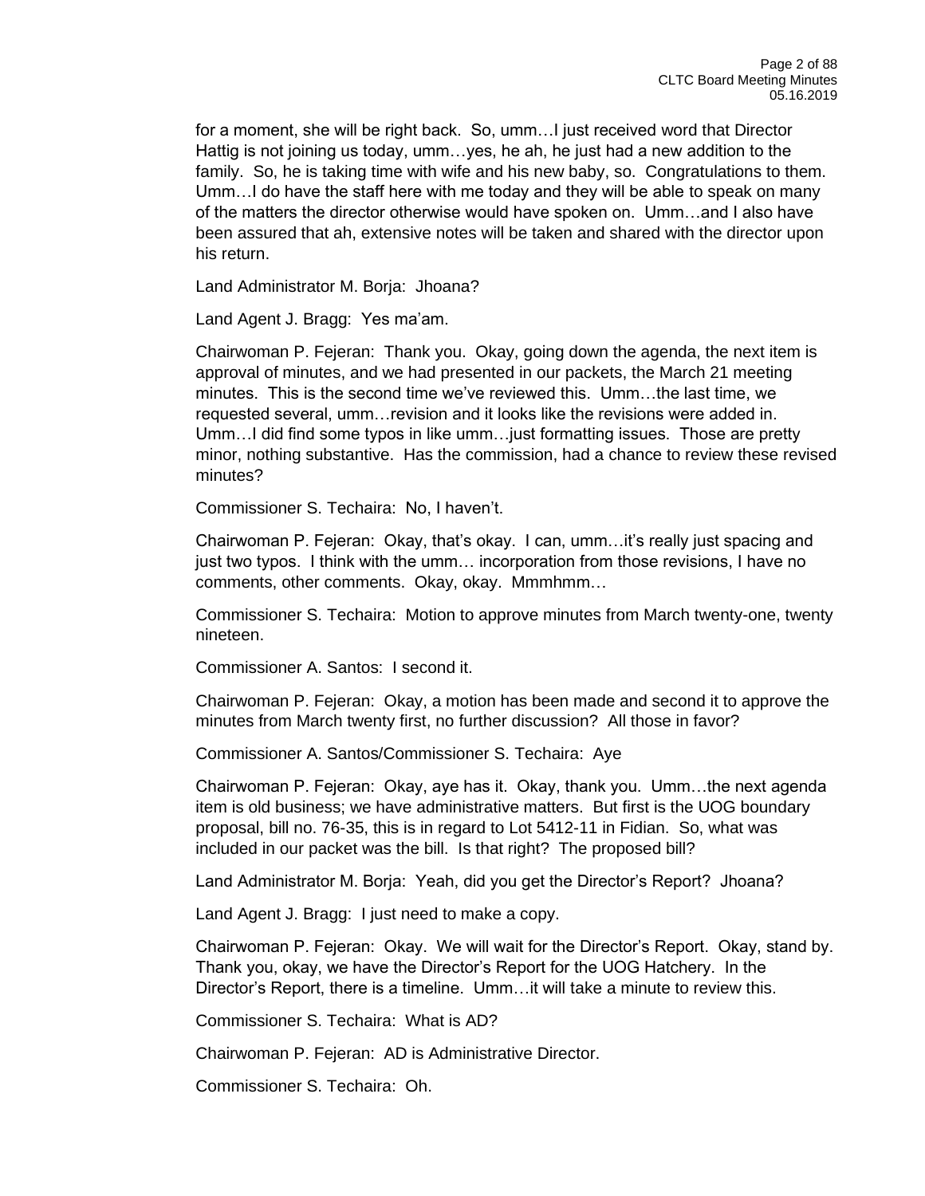for a moment, she will be right back. So, umm…I just received word that Director Hattig is not joining us today, umm…yes, he ah, he just had a new addition to the family. So, he is taking time with wife and his new baby, so. Congratulations to them. Umm…I do have the staff here with me today and they will be able to speak on many of the matters the director otherwise would have spoken on. Umm…and I also have been assured that ah, extensive notes will be taken and shared with the director upon his return.

Land Administrator M. Borja: Jhoana?

Land Agent J. Bragg: Yes ma'am.

Chairwoman P. Fejeran: Thank you. Okay, going down the agenda, the next item is approval of minutes, and we had presented in our packets, the March 21 meeting minutes. This is the second time we've reviewed this. Umm…the last time, we requested several, umm…revision and it looks like the revisions were added in. Umm…I did find some typos in like umm…just formatting issues. Those are pretty minor, nothing substantive. Has the commission, had a chance to review these revised minutes?

Commissioner S. Techaira: No, I haven't.

Chairwoman P. Fejeran: Okay, that's okay. I can, umm…it's really just spacing and just two typos. I think with the umm… incorporation from those revisions, I have no comments, other comments. Okay, okay. Mmmhmm…

Commissioner S. Techaira: Motion to approve minutes from March twenty-one, twenty nineteen.

Commissioner A. Santos: I second it.

Chairwoman P. Fejeran: Okay, a motion has been made and second it to approve the minutes from March twenty first, no further discussion? All those in favor?

Commissioner A. Santos/Commissioner S. Techaira: Aye

Chairwoman P. Fejeran: Okay, aye has it. Okay, thank you. Umm…the next agenda item is old business; we have administrative matters. But first is the UOG boundary proposal, bill no. 76-35, this is in regard to Lot 5412-11 in Fidian. So, what was included in our packet was the bill. Is that right? The proposed bill?

Land Administrator M. Borja: Yeah, did you get the Director's Report? Jhoana?

Land Agent J. Bragg: I just need to make a copy.

Chairwoman P. Fejeran: Okay. We will wait for the Director's Report. Okay, stand by. Thank you, okay, we have the Director's Report for the UOG Hatchery. In the Director's Report, there is a timeline. Umm…it will take a minute to review this.

Commissioner S. Techaira: What is AD?

Chairwoman P. Fejeran: AD is Administrative Director.

Commissioner S. Techaira: Oh.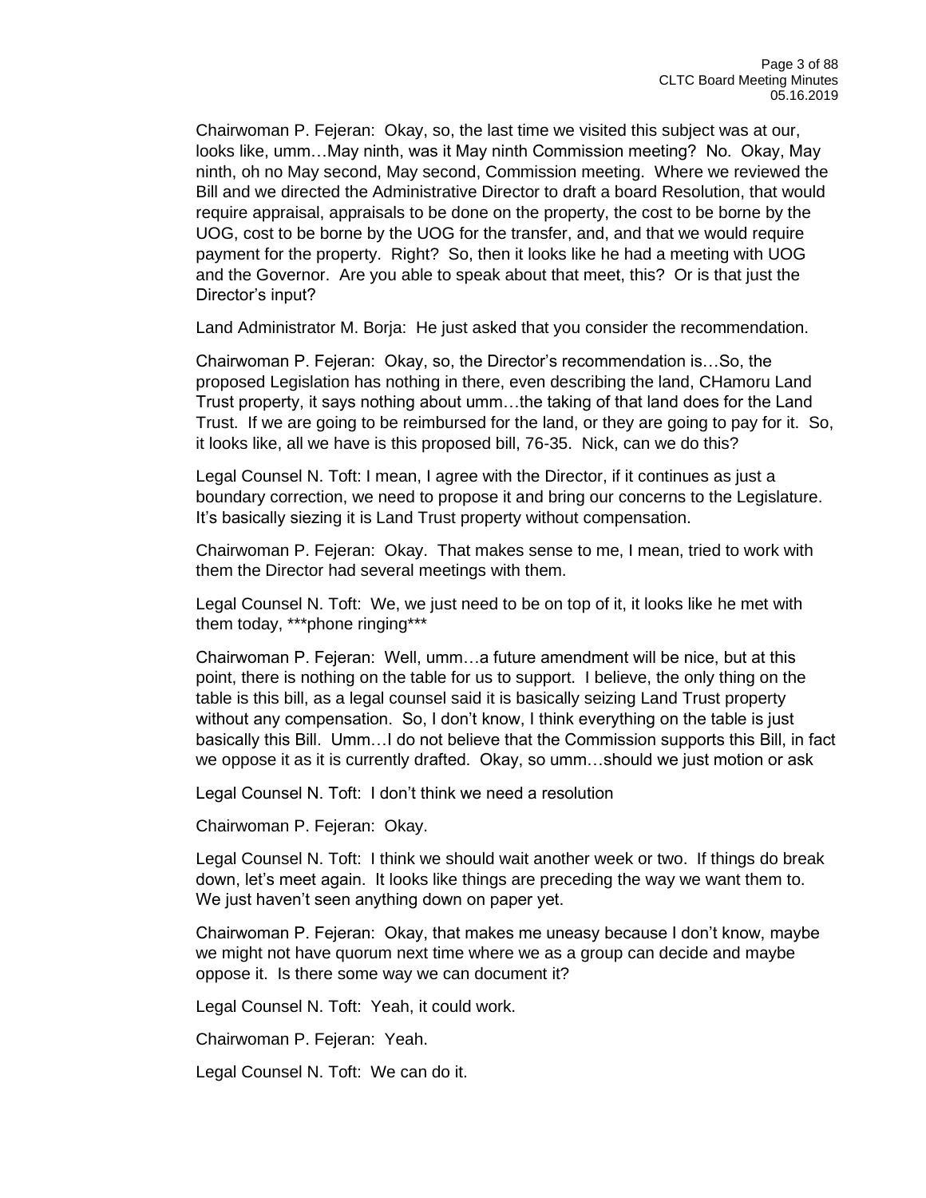Chairwoman P. Fejeran: Okay, so, the last time we visited this subject was at our, looks like, umm…May ninth, was it May ninth Commission meeting? No. Okay, May ninth, oh no May second, May second, Commission meeting. Where we reviewed the Bill and we directed the Administrative Director to draft a board Resolution, that would require appraisal, appraisals to be done on the property, the cost to be borne by the UOG, cost to be borne by the UOG for the transfer, and, and that we would require payment for the property. Right? So, then it looks like he had a meeting with UOG and the Governor. Are you able to speak about that meet, this? Or is that just the Director's input?

Land Administrator M. Borja: He just asked that you consider the recommendation.

Chairwoman P. Fejeran: Okay, so, the Director's recommendation is…So, the proposed Legislation has nothing in there, even describing the land, CHamoru Land Trust property, it says nothing about umm…the taking of that land does for the Land Trust. If we are going to be reimbursed for the land, or they are going to pay for it. So, it looks like, all we have is this proposed bill, 76-35. Nick, can we do this?

Legal Counsel N. Toft: I mean, I agree with the Director, if it continues as just a boundary correction, we need to propose it and bring our concerns to the Legislature. It's basically siezing it is Land Trust property without compensation.

Chairwoman P. Fejeran: Okay. That makes sense to me, I mean, tried to work with them the Director had several meetings with them.

Legal Counsel N. Toft: We, we just need to be on top of it, it looks like he met with them today, ***phone ringing***

Chairwoman P. Fejeran: Well, umm…a future amendment will be nice, but at this point, there is nothing on the table for us to support. I believe, the only thing on the table is this bill, as a legal counsel said it is basically seizing Land Trust property without any compensation. So, I don't know, I think everything on the table is just basically this Bill. Umm…I do not believe that the Commission supports this Bill, in fact we oppose it as it is currently drafted. Okay, so umm…should we just motion or ask

Legal Counsel N. Toft: I don't think we need a resolution

Chairwoman P. Fejeran: Okay.

Legal Counsel N. Toft: I think we should wait another week or two. If things do break down, let's meet again. It looks like things are preceding the way we want them to. We just haven't seen anything down on paper yet.

Chairwoman P. Fejeran: Okay, that makes me uneasy because I don't know, maybe we might not have quorum next time where we as a group can decide and maybe oppose it. Is there some way we can document it?

Legal Counsel N. Toft: Yeah, it could work.

Chairwoman P. Fejeran: Yeah.

Legal Counsel N. Toft: We can do it.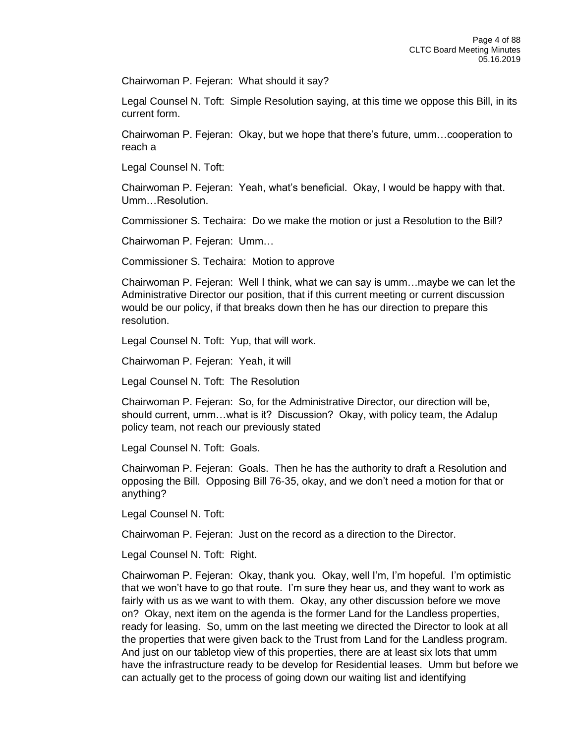Chairwoman P. Fejeran: What should it say?

Legal Counsel N. Toft: Simple Resolution saying, at this time we oppose this Bill, in its current form.

Chairwoman P. Fejeran: Okay, but we hope that there's future, umm…cooperation to reach a

Legal Counsel N. Toft:

Chairwoman P. Fejeran: Yeah, what's beneficial. Okay, I would be happy with that. Umm…Resolution.

Commissioner S. Techaira: Do we make the motion or just a Resolution to the Bill?

Chairwoman P. Fejeran: Umm…

Commissioner S. Techaira: Motion to approve

Chairwoman P. Fejeran: Well I think, what we can say is umm…maybe we can let the Administrative Director our position, that if this current meeting or current discussion would be our policy, if that breaks down then he has our direction to prepare this resolution.

Legal Counsel N. Toft: Yup, that will work.

Chairwoman P. Fejeran: Yeah, it will

Legal Counsel N. Toft: The Resolution

Chairwoman P. Fejeran: So, for the Administrative Director, our direction will be, should current, umm…what is it? Discussion? Okay, with policy team, the Adalup policy team, not reach our previously stated

Legal Counsel N. Toft: Goals.

Chairwoman P. Fejeran: Goals. Then he has the authority to draft a Resolution and opposing the Bill. Opposing Bill 76-35, okay, and we don't need a motion for that or anything?

Legal Counsel N. Toft:

Chairwoman P. Fejeran: Just on the record as a direction to the Director.

Legal Counsel N. Toft: Right.

Chairwoman P. Fejeran: Okay, thank you. Okay, well I'm, I'm hopeful. I'm optimistic that we won't have to go that route. I'm sure they hear us, and they want to work as fairly with us as we want to with them. Okay, any other discussion before we move on? Okay, next item on the agenda is the former Land for the Landless properties, ready for leasing. So, umm on the last meeting we directed the Director to look at all the properties that were given back to the Trust from Land for the Landless program. And just on our tabletop view of this properties, there are at least six lots that umm have the infrastructure ready to be develop for Residential leases. Umm but before we can actually get to the process of going down our waiting list and identifying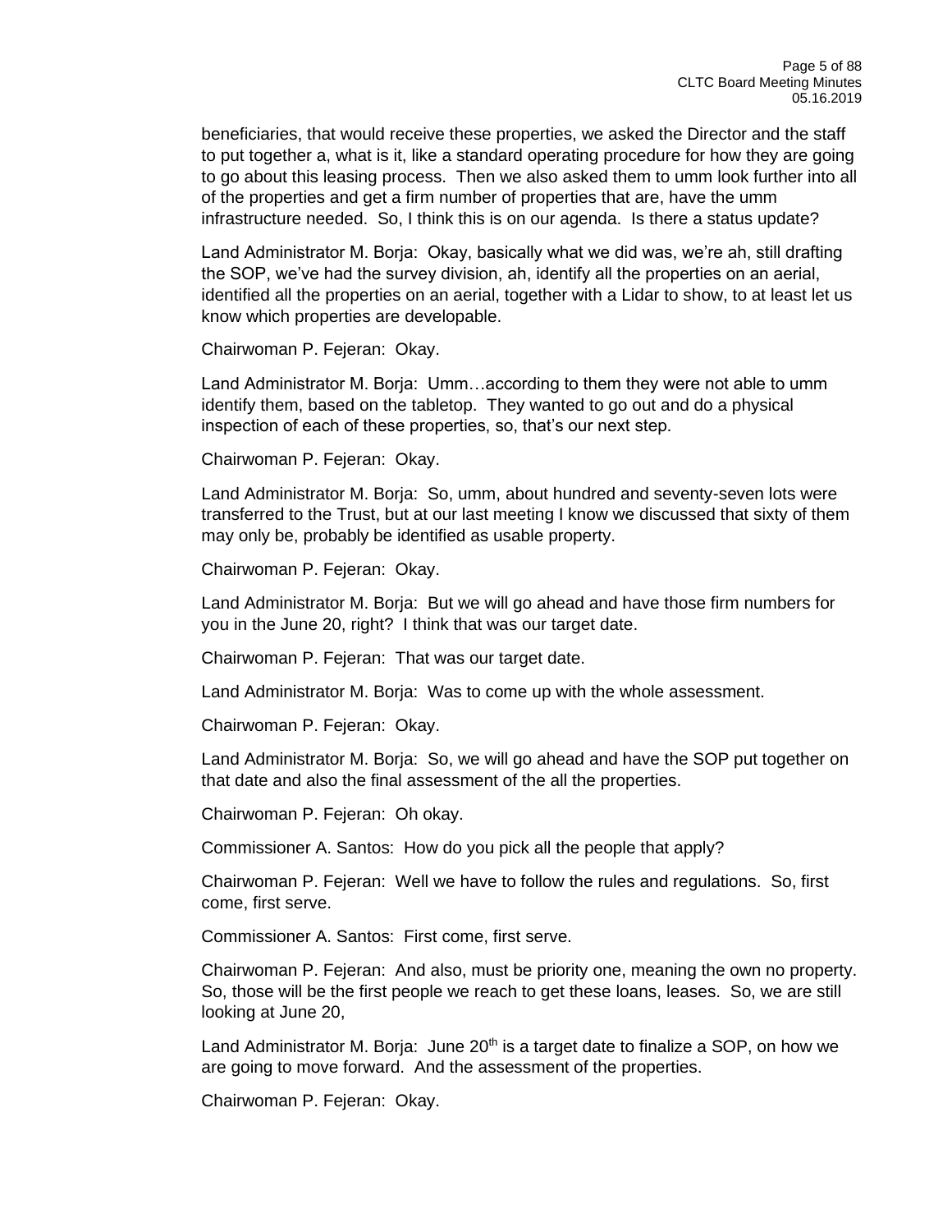beneficiaries, that would receive these properties, we asked the Director and the staff to put together a, what is it, like a standard operating procedure for how they are going to go about this leasing process. Then we also asked them to umm look further into all of the properties and get a firm number of properties that are, have the umm infrastructure needed. So, I think this is on our agenda. Is there a status update?

Land Administrator M. Borja: Okay, basically what we did was, we're ah, still drafting the SOP, we've had the survey division, ah, identify all the properties on an aerial, identified all the properties on an aerial, together with a Lidar to show, to at least let us know which properties are developable.

Chairwoman P. Fejeran: Okay.

Land Administrator M. Borja: Umm…according to them they were not able to umm identify them, based on the tabletop. They wanted to go out and do a physical inspection of each of these properties, so, that's our next step.

Chairwoman P. Fejeran: Okay.

Land Administrator M. Borja: So, umm, about hundred and seventy-seven lots were transferred to the Trust, but at our last meeting I know we discussed that sixty of them may only be, probably be identified as usable property.

Chairwoman P. Fejeran: Okay.

Land Administrator M. Borja: But we will go ahead and have those firm numbers for you in the June 20, right? I think that was our target date.

Chairwoman P. Fejeran: That was our target date.

Land Administrator M. Borja: Was to come up with the whole assessment.

Chairwoman P. Fejeran: Okay.

Land Administrator M. Borja: So, we will go ahead and have the SOP put together on that date and also the final assessment of the all the properties.

Chairwoman P. Fejeran: Oh okay.

Commissioner A. Santos: How do you pick all the people that apply?

Chairwoman P. Fejeran: Well we have to follow the rules and regulations. So, first come, first serve.

Commissioner A. Santos: First come, first serve.

Chairwoman P. Fejeran: And also, must be priority one, meaning the own no property. So, those will be the first people we reach to get these loans, leases. So, we are still looking at June 20,

Land Administrator M. Borja: June 20th is a target date to finalize a SOP, on how we are going to move forward. And the assessment of the properties.

Chairwoman P. Fejeran: Okay.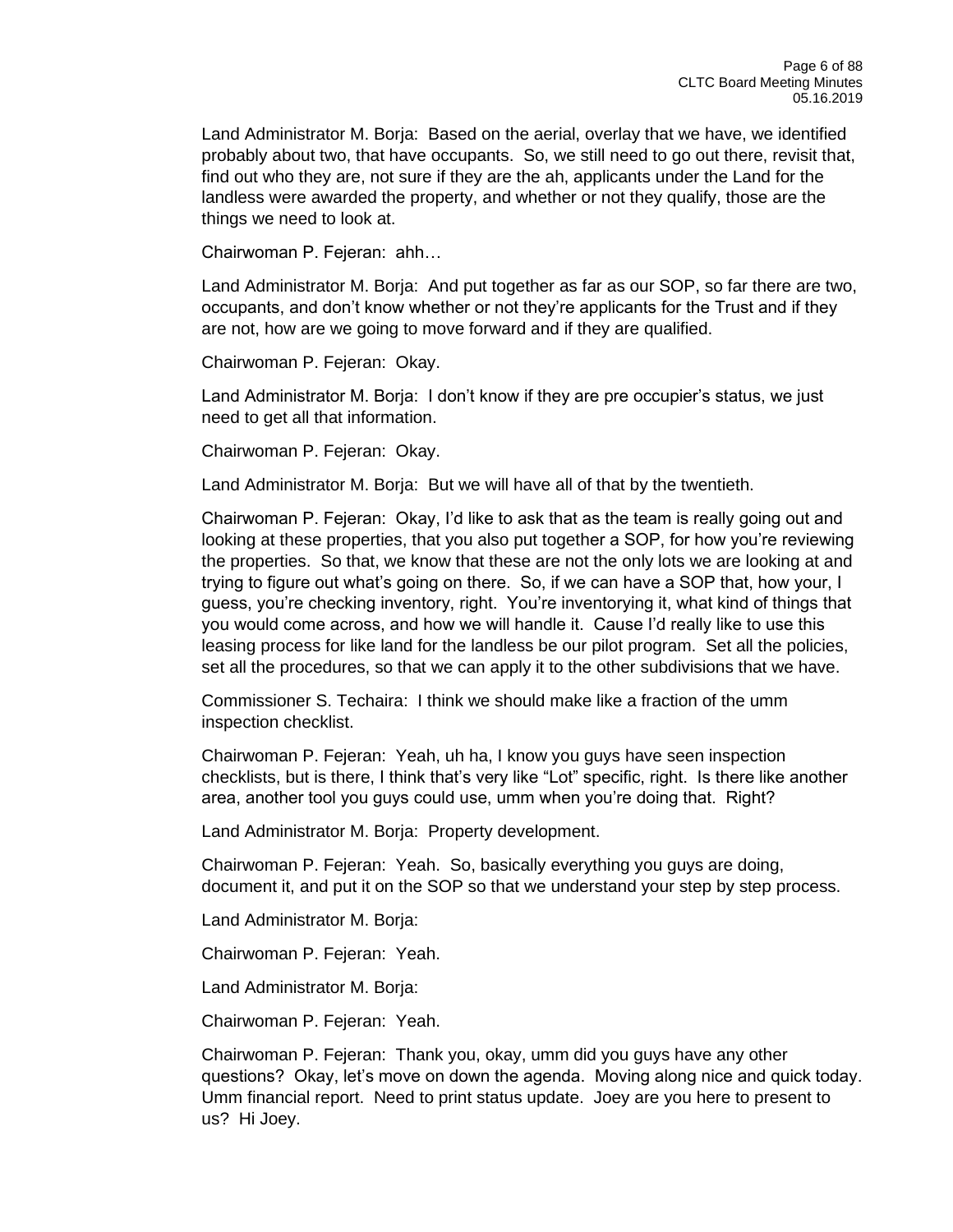Land Administrator M. Borja: Based on the aerial, overlay that we have, we identified probably about two, that have occupants. So, we still need to go out there, revisit that, find out who they are, not sure if they are the ah, applicants under the Land for the landless were awarded the property, and whether or not they qualify, those are the things we need to look at.

Chairwoman P. Fejeran: ahh…

Land Administrator M. Borja: And put together as far as our SOP, so far there are two, occupants, and don't know whether or not they're applicants for the Trust and if they are not, how are we going to move forward and if they are qualified.

Chairwoman P. Fejeran: Okay.

Land Administrator M. Borja: I don't know if they are pre occupier's status, we just need to get all that information.

Chairwoman P. Fejeran: Okay.

Land Administrator M. Borja: But we will have all of that by the twentieth.

Chairwoman P. Fejeran: Okay, I'd like to ask that as the team is really going out and looking at these properties, that you also put together a SOP, for how you're reviewing the properties. So that, we know that these are not the only lots we are looking at and trying to figure out what's going on there. So, if we can have a SOP that, how your, I guess, you're checking inventory, right. You're inventorying it, what kind of things that you would come across, and how we will handle it. Cause I'd really like to use this leasing process for like land for the landless be our pilot program. Set all the policies, set all the procedures, so that we can apply it to the other subdivisions that we have.

Commissioner S. Techaira: I think we should make like a fraction of the umm inspection checklist.

Chairwoman P. Fejeran: Yeah, uh ha, I know you guys have seen inspection checklists, but is there, I think that's very like "Lot" specific, right. Is there like another area, another tool you guys could use, umm when you're doing that. Right?

Land Administrator M. Borja: Property development.

Chairwoman P. Fejeran: Yeah. So, basically everything you guys are doing, document it, and put it on the SOP so that we understand your step by step process.

Land Administrator M. Borja:

Chairwoman P. Fejeran: Yeah.

Land Administrator M. Borja:

Chairwoman P. Fejeran: Yeah.

Chairwoman P. Fejeran: Thank you, okay, umm did you guys have any other questions? Okay, let's move on down the agenda. Moving along nice and quick today. Umm financial report. Need to print status update. Joey are you here to present to us? Hi Joey.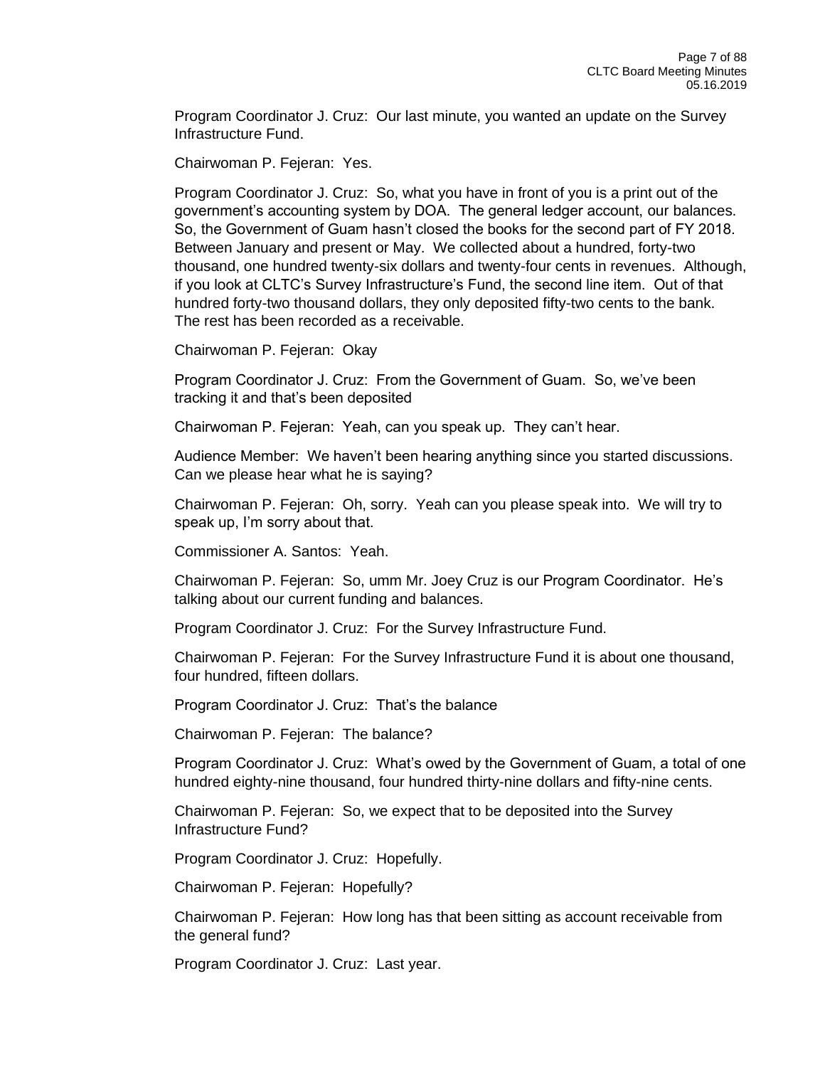Program Coordinator J. Cruz: Our last minute, you wanted an update on the Survey Infrastructure Fund.

Chairwoman P. Fejeran: Yes.

Program Coordinator J. Cruz: So, what you have in front of you is a print out of the government's accounting system by DOA. The general ledger account, our balances. So, the Government of Guam hasn't closed the books for the second part of FY 2018. Between January and present or May. We collected about a hundred, forty-two thousand, one hundred twenty-six dollars and twenty-four cents in revenues. Although, if you look at CLTC's Survey Infrastructure's Fund, the second line item. Out of that hundred forty-two thousand dollars, they only deposited fifty-two cents to the bank. The rest has been recorded as a receivable.

Chairwoman P. Fejeran: Okay

Program Coordinator J. Cruz: From the Government of Guam. So, we've been tracking it and that's been deposited

Chairwoman P. Fejeran: Yeah, can you speak up. They can't hear.

Audience Member: We haven't been hearing anything since you started discussions. Can we please hear what he is saying?

Chairwoman P. Fejeran: Oh, sorry. Yeah can you please speak into. We will try to speak up, I'm sorry about that.

Commissioner A. Santos: Yeah.

Chairwoman P. Fejeran: So, umm Mr. Joey Cruz is our Program Coordinator. He's talking about our current funding and balances.

Program Coordinator J. Cruz: For the Survey Infrastructure Fund.

Chairwoman P. Fejeran: For the Survey Infrastructure Fund it is about one thousand, four hundred, fifteen dollars.

Program Coordinator J. Cruz: That's the balance

Chairwoman P. Fejeran: The balance?

Program Coordinator J. Cruz: What's owed by the Government of Guam, a total of one hundred eighty-nine thousand, four hundred thirty-nine dollars and fifty-nine cents.

Chairwoman P. Fejeran: So, we expect that to be deposited into the Survey Infrastructure Fund?

Program Coordinator J. Cruz: Hopefully.

Chairwoman P. Fejeran: Hopefully?

Chairwoman P. Fejeran: How long has that been sitting as account receivable from the general fund?

Program Coordinator J. Cruz: Last year.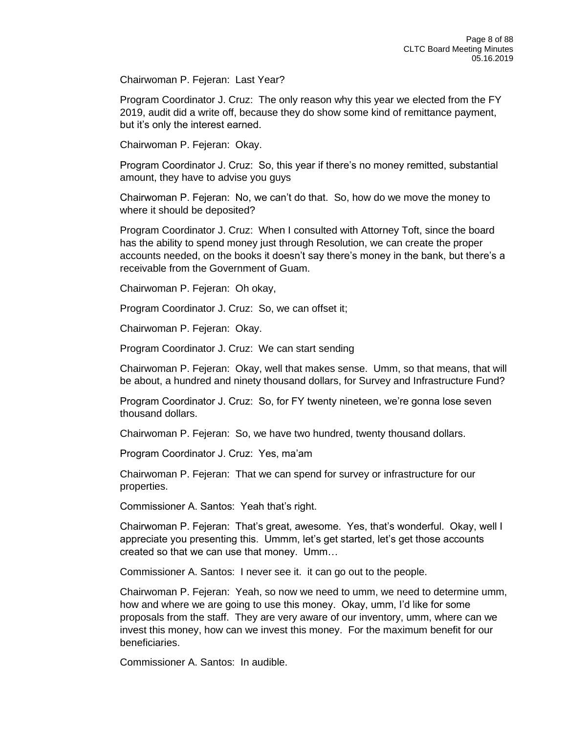Chairwoman P. Fejeran: Last Year?

Program Coordinator J. Cruz: The only reason why this year we elected from the FY 2019, audit did a write off, because they do show some kind of remittance payment, but it's only the interest earned.

Chairwoman P. Fejeran: Okay.

Program Coordinator J. Cruz: So, this year if there's no money remitted, substantial amount, they have to advise you guys

Chairwoman P. Fejeran: No, we can't do that. So, how do we move the money to where it should be deposited?

Program Coordinator J. Cruz: When I consulted with Attorney Toft, since the board has the ability to spend money just through Resolution, we can create the proper accounts needed, on the books it doesn't say there's money in the bank, but there's a receivable from the Government of Guam.

Chairwoman P. Fejeran: Oh okay,

Program Coordinator J. Cruz: So, we can offset it;

Chairwoman P. Fejeran: Okay.

Program Coordinator J. Cruz: We can start sending

Chairwoman P. Fejeran: Okay, well that makes sense. Umm, so that means, that will be about, a hundred and ninety thousand dollars, for Survey and Infrastructure Fund?

Program Coordinator J. Cruz: So, for FY twenty nineteen, we're gonna lose seven thousand dollars.

Chairwoman P. Fejeran: So, we have two hundred, twenty thousand dollars.

Program Coordinator J. Cruz: Yes, ma'am

Chairwoman P. Fejeran: That we can spend for survey or infrastructure for our properties.

Commissioner A. Santos: Yeah that's right.

Chairwoman P. Fejeran: That's great, awesome. Yes, that's wonderful. Okay, well I appreciate you presenting this. Ummm, let's get started, let's get those accounts created so that we can use that money. Umm…

Commissioner A. Santos: I never see it. it can go out to the people.

Chairwoman P. Fejeran: Yeah, so now we need to umm, we need to determine umm, how and where we are going to use this money. Okay, umm, I'd like for some proposals from the staff. They are very aware of our inventory, umm, where can we invest this money, how can we invest this money. For the maximum benefit for our beneficiaries.

Commissioner A. Santos: In audible.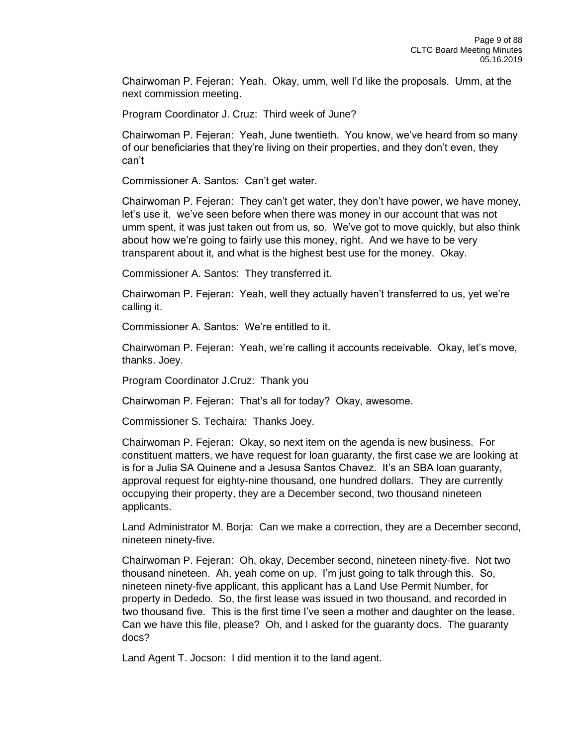Chairwoman P. Fejeran: Yeah. Okay, umm, well I'd like the proposals. Umm, at the next commission meeting.

Program Coordinator J. Cruz: Third week of June?

Chairwoman P. Fejeran: Yeah, June twentieth. You know, we've heard from so many of our beneficiaries that they're living on their properties, and they don't even, they can't

Commissioner A. Santos: Can't get water.

Chairwoman P. Fejeran: They can't get water, they don't have power, we have money, let's use it. we've seen before when there was money in our account that was not umm spent, it was just taken out from us, so. We've got to move quickly, but also think about how we're going to fairly use this money, right. And we have to be very transparent about it, and what is the highest best use for the money. Okay.

Commissioner A. Santos: They transferred it.

Chairwoman P. Fejeran: Yeah, well they actually haven't transferred to us, yet we're calling it.

Commissioner A. Santos: We're entitled to it.

Chairwoman P. Fejeran: Yeah, we're calling it accounts receivable. Okay, let's move, thanks. Joey.

Program Coordinator J.Cruz: Thank you

Chairwoman P. Fejeran: That's all for today? Okay, awesome.

Commissioner S. Techaira: Thanks Joey.

Chairwoman P. Fejeran: Okay, so next item on the agenda is new business. For constituent matters, we have request for loan guaranty, the first case we are looking at is for a Julia SA Quinene and a Jesusa Santos Chavez. It's an SBA loan guaranty, approval request for eighty-nine thousand, one hundred dollars. They are currently occupying their property, they are a December second, two thousand nineteen applicants.

Land Administrator M. Borja: Can we make a correction, they are a December second, nineteen ninety-five.

Chairwoman P. Fejeran: Oh, okay, December second, nineteen ninety-five. Not two thousand nineteen. Ah, yeah come on up. I'm just going to talk through this. So, nineteen ninety-five applicant, this applicant has a Land Use Permit Number, for property in Dededo. So, the first lease was issued in two thousand, and recorded in two thousand five. This is the first time I've seen a mother and daughter on the lease. Can we have this file, please? Oh, and I asked for the guaranty docs. The guaranty docs?

Land Agent T. Jocson: I did mention it to the land agent.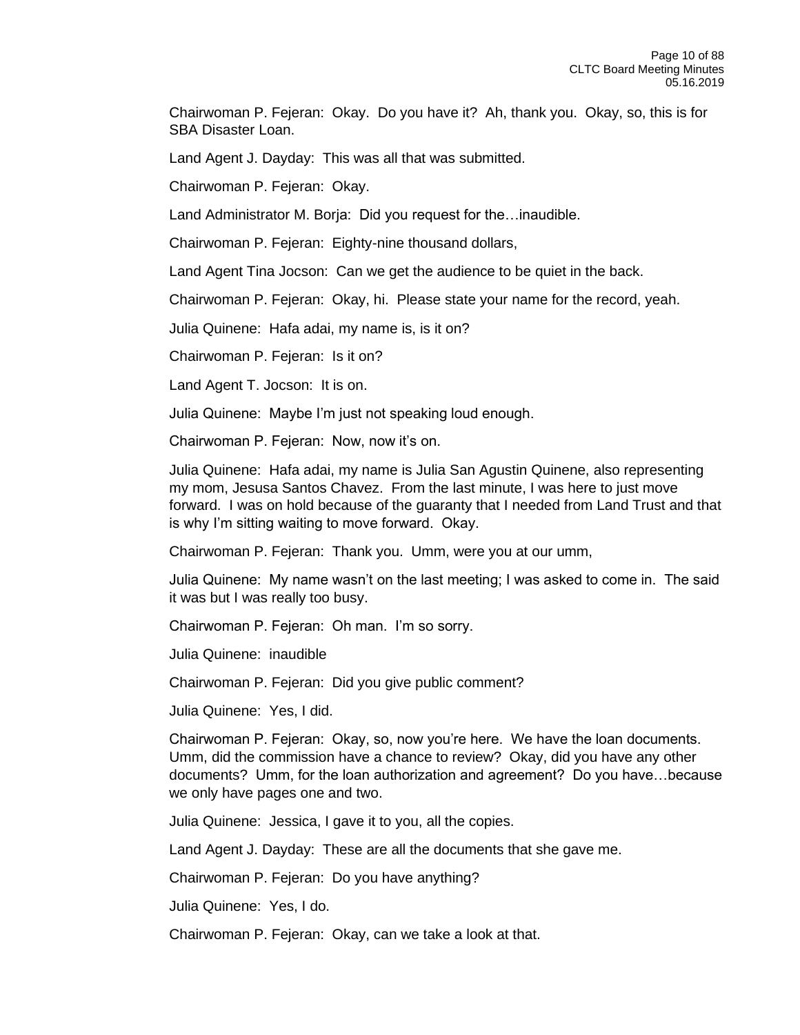Chairwoman P. Fejeran: Okay. Do you have it? Ah, thank you. Okay, so, this is for SBA Disaster Loan.

Land Agent J. Dayday: This was all that was submitted.

Chairwoman P. Fejeran: Okay.

Land Administrator M. Borja: Did you request for the…inaudible.

Chairwoman P. Fejeran: Eighty-nine thousand dollars,

Land Agent Tina Jocson: Can we get the audience to be quiet in the back.

Chairwoman P. Fejeran: Okay, hi. Please state your name for the record, yeah.

Julia Quinene: Hafa adai, my name is, is it on?

Chairwoman P. Fejeran: Is it on?

Land Agent T. Jocson: It is on.

Julia Quinene: Maybe I'm just not speaking loud enough.

Chairwoman P. Fejeran: Now, now it's on.

Julia Quinene: Hafa adai, my name is Julia San Agustin Quinene, also representing my mom, Jesusa Santos Chavez. From the last minute, I was here to just move forward. I was on hold because of the guaranty that I needed from Land Trust and that is why I'm sitting waiting to move forward. Okay.

Chairwoman P. Fejeran: Thank you. Umm, were you at our umm,

Julia Quinene: My name wasn't on the last meeting; I was asked to come in. The said it was but I was really too busy.

Chairwoman P. Fejeran: Oh man. I'm so sorry.

Julia Quinene: inaudible

Chairwoman P. Fejeran: Did you give public comment?

Julia Quinene: Yes, I did.

Chairwoman P. Fejeran: Okay, so, now you're here. We have the loan documents. Umm, did the commission have a chance to review? Okay, did you have any other documents? Umm, for the loan authorization and agreement? Do you have…because we only have pages one and two.

Julia Quinene: Jessica, I gave it to you, all the copies.

Land Agent J. Dayday: These are all the documents that she gave me.

Chairwoman P. Fejeran: Do you have anything?

Julia Quinene: Yes, I do.

Chairwoman P. Fejeran: Okay, can we take a look at that.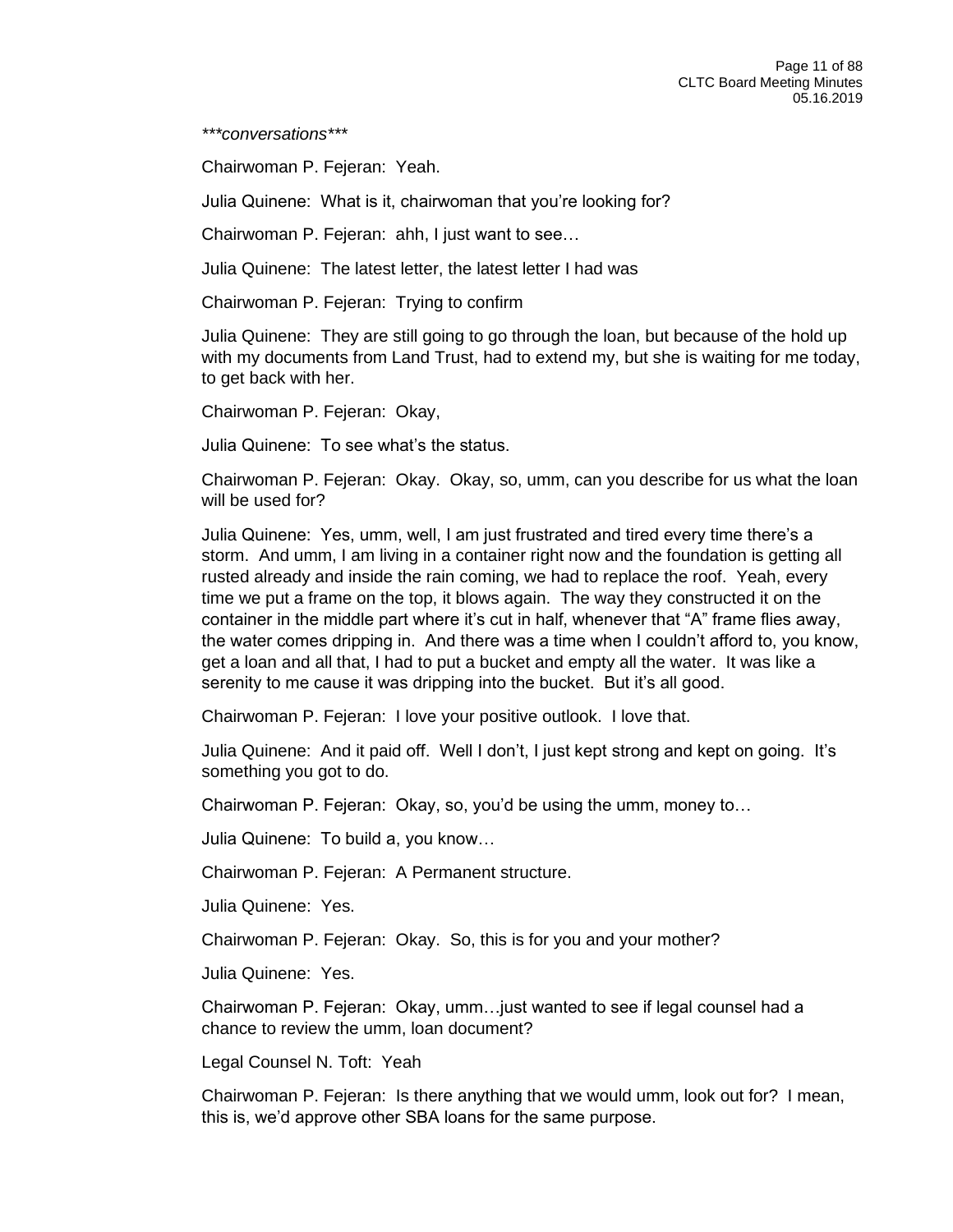*\*\*\*conversations\*\*\**

Chairwoman P. Fejeran: Yeah.

Julia Quinene: What is it, chairwoman that you're looking for?

Chairwoman P. Fejeran: ahh, I just want to see…

Julia Quinene: The latest letter, the latest letter I had was

Chairwoman P. Fejeran: Trying to confirm

Julia Quinene: They are still going to go through the loan, but because of the hold up with my documents from Land Trust, had to extend my, but she is waiting for me today, to get back with her.

Chairwoman P. Fejeran: Okay,

Julia Quinene: To see what's the status.

Chairwoman P. Fejeran: Okay. Okay, so, umm, can you describe for us what the loan will be used for?

Julia Quinene: Yes, umm, well, I am just frustrated and tired every time there's a storm. And umm, I am living in a container right now and the foundation is getting all rusted already and inside the rain coming, we had to replace the roof. Yeah, every time we put a frame on the top, it blows again. The way they constructed it on the container in the middle part where it's cut in half, whenever that "A" frame flies away, the water comes dripping in. And there was a time when I couldn't afford to, you know, get a loan and all that, I had to put a bucket and empty all the water. It was like a serenity to me cause it was dripping into the bucket. But it's all good.

Chairwoman P. Fejeran: I love your positive outlook. I love that.

Julia Quinene: And it paid off. Well I don't, I just kept strong and kept on going. It's something you got to do.

Chairwoman P. Fejeran: Okay, so, you'd be using the umm, money to…

Julia Quinene: To build a, you know…

Chairwoman P. Fejeran: A Permanent structure.

Julia Quinene: Yes.

Chairwoman P. Fejeran: Okay. So, this is for you and your mother?

Julia Quinene: Yes.

Chairwoman P. Fejeran: Okay, umm…just wanted to see if legal counsel had a chance to review the umm, loan document?

Legal Counsel N. Toft: Yeah

Chairwoman P. Fejeran: Is there anything that we would umm, look out for? I mean, this is, we'd approve other SBA loans for the same purpose.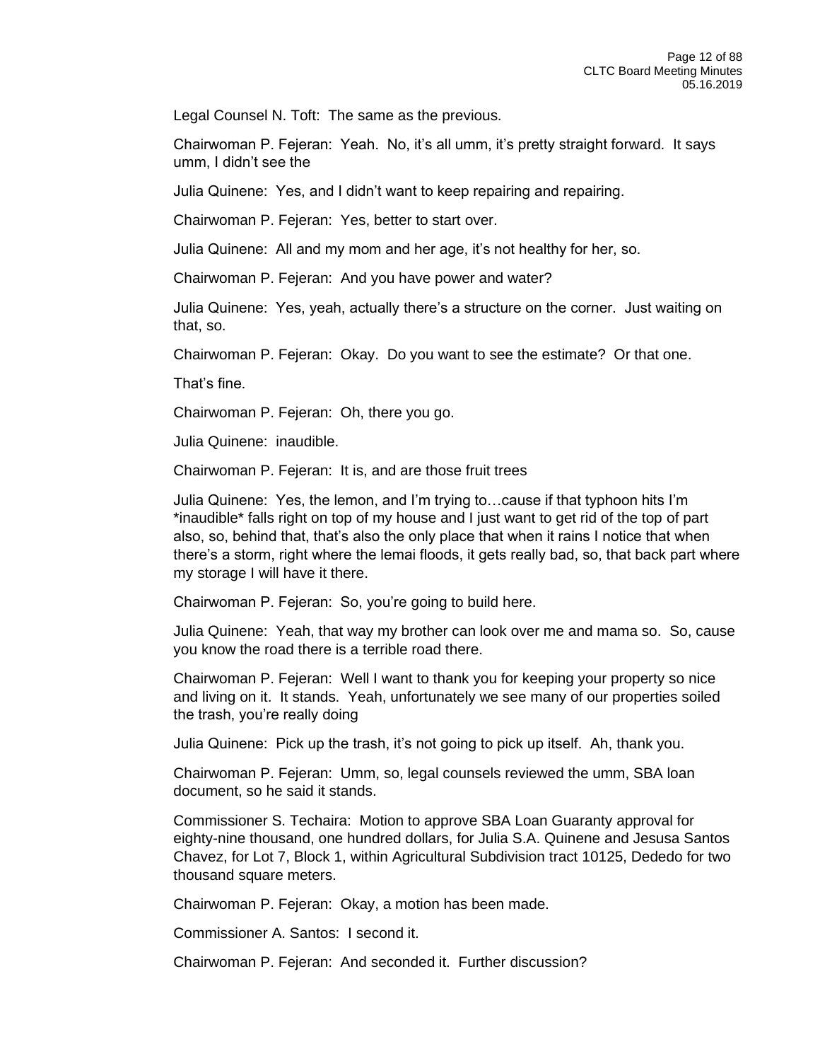Legal Counsel N. Toft: The same as the previous.

Chairwoman P. Fejeran: Yeah. No, it's all umm, it's pretty straight forward. It says umm, I didn't see the

Julia Quinene: Yes, and I didn't want to keep repairing and repairing.

Chairwoman P. Fejeran: Yes, better to start over.

Julia Quinene: All and my mom and her age, it's not healthy for her, so.

Chairwoman P. Fejeran: And you have power and water?

Julia Quinene: Yes, yeah, actually there's a structure on the corner. Just waiting on that, so.

Chairwoman P. Fejeran: Okay. Do you want to see the estimate? Or that one.

That's fine.

Chairwoman P. Fejeran: Oh, there you go.

Julia Quinene: inaudible.

Chairwoman P. Fejeran: It is, and are those fruit trees

Julia Quinene: Yes, the lemon, and I'm trying to…cause if that typhoon hits I'm *inaudible* falls right on top of my house and I just want to get rid of the top of part also, so, behind that, that's also the only place that when it rains I notice that when there's a storm, right where the lemai floods, it gets really bad, so, that back part where my storage I will have it there.

Chairwoman P. Fejeran: So, you're going to build here.

Julia Quinene: Yeah, that way my brother can look over me and mama so. So, cause you know the road there is a terrible road there.

Chairwoman P. Fejeran: Well I want to thank you for keeping your property so nice and living on it. It stands. Yeah, unfortunately we see many of our properties soiled the trash, you're really doing

Julia Quinene: Pick up the trash, it's not going to pick up itself. Ah, thank you.

Chairwoman P. Fejeran: Umm, so, legal counsels reviewed the umm, SBA loan document, so he said it stands.

Commissioner S. Techaira: Motion to approve SBA Loan Guaranty approval for eighty-nine thousand, one hundred dollars, for Julia S.A. Quinene and Jesusa Santos Chavez, for Lot 7, Block 1, within Agricultural Subdivision tract 10125, Dededo for two thousand square meters.

Chairwoman P. Fejeran: Okay, a motion has been made.

Commissioner A. Santos: I second it.

Chairwoman P. Fejeran: And seconded it. Further discussion?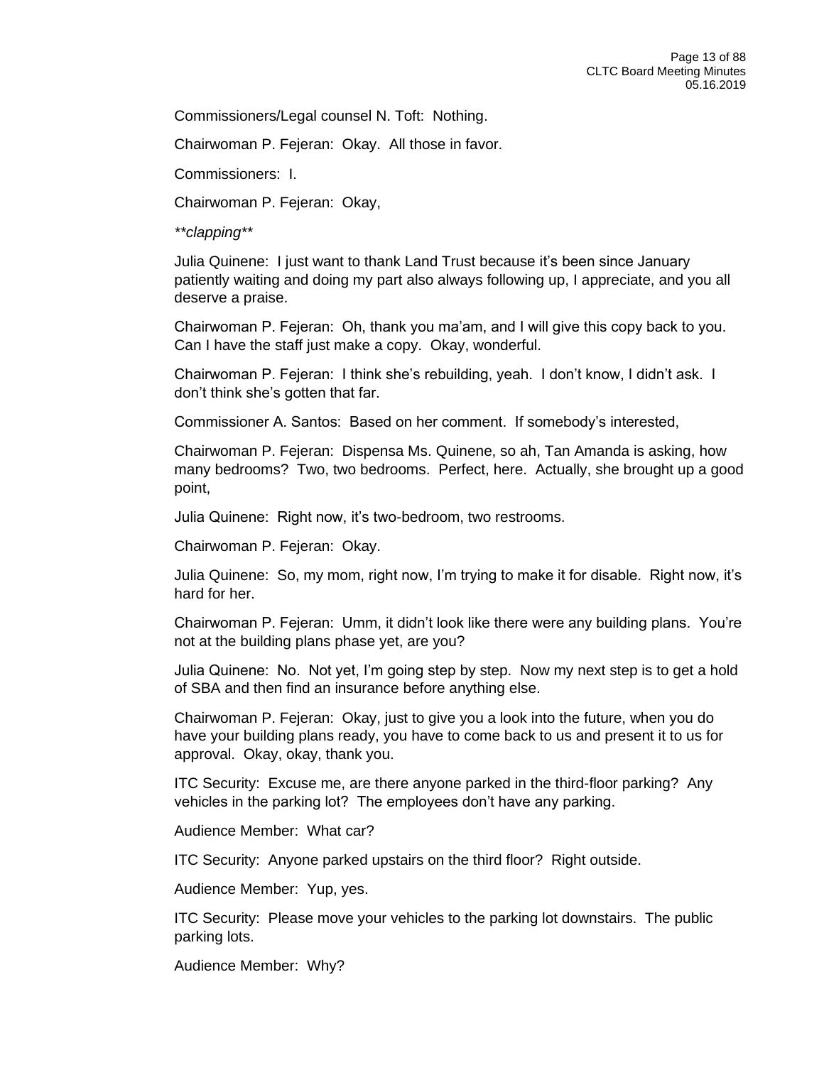Commissioners/Legal counsel N. Toft: Nothing.

Chairwoman P. Fejeran: Okay. All those in favor.

Commissioners: I.

Chairwoman P. Fejeran: Okay,

*\*\*clapping\*\**

Julia Quinene: I just want to thank Land Trust because it's been since January patiently waiting and doing my part also always following up, I appreciate, and you all deserve a praise.

Chairwoman P. Fejeran: Oh, thank you ma'am, and I will give this copy back to you. Can I have the staff just make a copy. Okay, wonderful.

Chairwoman P. Fejeran: I think she's rebuilding, yeah. I don't know, I didn't ask. I don't think she's gotten that far.

Commissioner A. Santos: Based on her comment. If somebody's interested,

Chairwoman P. Fejeran: Dispensa Ms. Quinene, so ah, Tan Amanda is asking, how many bedrooms? Two, two bedrooms. Perfect, here. Actually, she brought up a good point,

Julia Quinene: Right now, it's two-bedroom, two restrooms.

Chairwoman P. Fejeran: Okay.

Julia Quinene: So, my mom, right now, I'm trying to make it for disable. Right now, it's hard for her.

Chairwoman P. Fejeran: Umm, it didn't look like there were any building plans. You're not at the building plans phase yet, are you?

Julia Quinene: No. Not yet, I'm going step by step. Now my next step is to get a hold of SBA and then find an insurance before anything else.

Chairwoman P. Fejeran: Okay, just to give you a look into the future, when you do have your building plans ready, you have to come back to us and present it to us for approval. Okay, okay, thank you.

ITC Security: Excuse me, are there anyone parked in the third-floor parking? Any vehicles in the parking lot? The employees don't have any parking.

Audience Member: What car?

ITC Security: Anyone parked upstairs on the third floor? Right outside.

Audience Member: Yup, yes.

ITC Security: Please move your vehicles to the parking lot downstairs. The public parking lots.

Audience Member: Why?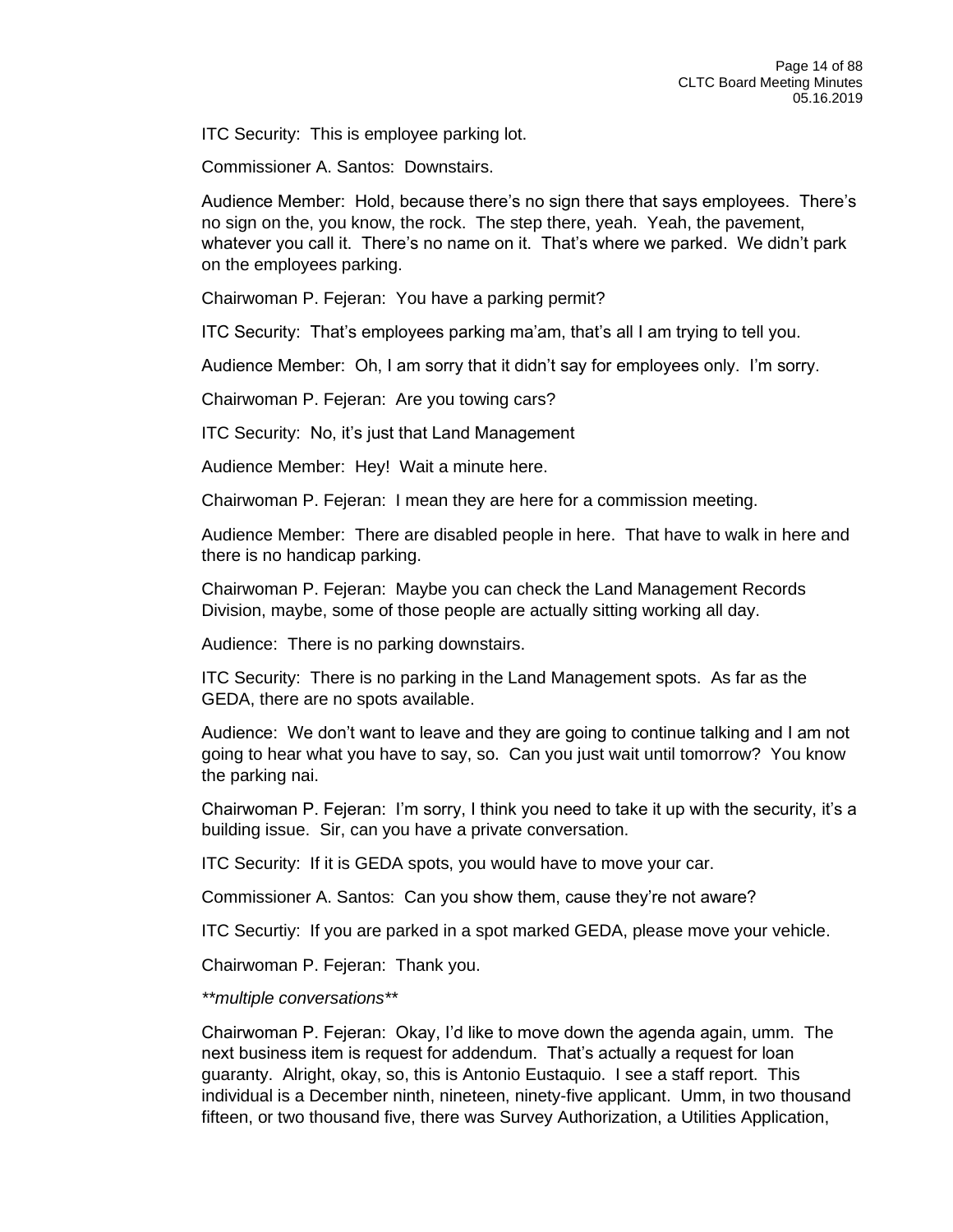ITC Security: This is employee parking lot.

Commissioner A. Santos: Downstairs.

Audience Member: Hold, because there's no sign there that says employees. There's no sign on the, you know, the rock. The step there, yeah. Yeah, the pavement, whatever you call it. There's no name on it. That's where we parked. We didn't park on the employees parking.

Chairwoman P. Fejeran: You have a parking permit?

ITC Security: That's employees parking ma'am, that's all I am trying to tell you.

Audience Member: Oh, I am sorry that it didn't say for employees only. I'm sorry.

Chairwoman P. Fejeran: Are you towing cars?

ITC Security: No, it's just that Land Management

Audience Member: Hey! Wait a minute here.

Chairwoman P. Fejeran: I mean they are here for a commission meeting.

Audience Member: There are disabled people in here. That have to walk in here and there is no handicap parking.

Chairwoman P. Fejeran: Maybe you can check the Land Management Records Division, maybe, some of those people are actually sitting working all day.

Audience: There is no parking downstairs.

ITC Security: There is no parking in the Land Management spots. As far as the GEDA, there are no spots available.

Audience: We don't want to leave and they are going to continue talking and I am not going to hear what you have to say, so. Can you just wait until tomorrow? You know the parking nai.

Chairwoman P. Fejeran: I'm sorry, I think you need to take it up with the security, it's a building issue. Sir, can you have a private conversation.

ITC Security: If it is GEDA spots, you would have to move your car.

Commissioner A. Santos: Can you show them, cause they're not aware?

ITC Securtiy: If you are parked in a spot marked GEDA, please move your vehicle.

Chairwoman P. Fejeran: Thank you.

*\*\*multiple conversations\*\**

Chairwoman P. Fejeran: Okay, I'd like to move down the agenda again, umm. The next business item is request for addendum. That's actually a request for loan guaranty. Alright, okay, so, this is Antonio Eustaquio. I see a staff report. This individual is a December ninth, nineteen, ninety-five applicant. Umm, in two thousand fifteen, or two thousand five, there was Survey Authorization, a Utilities Application,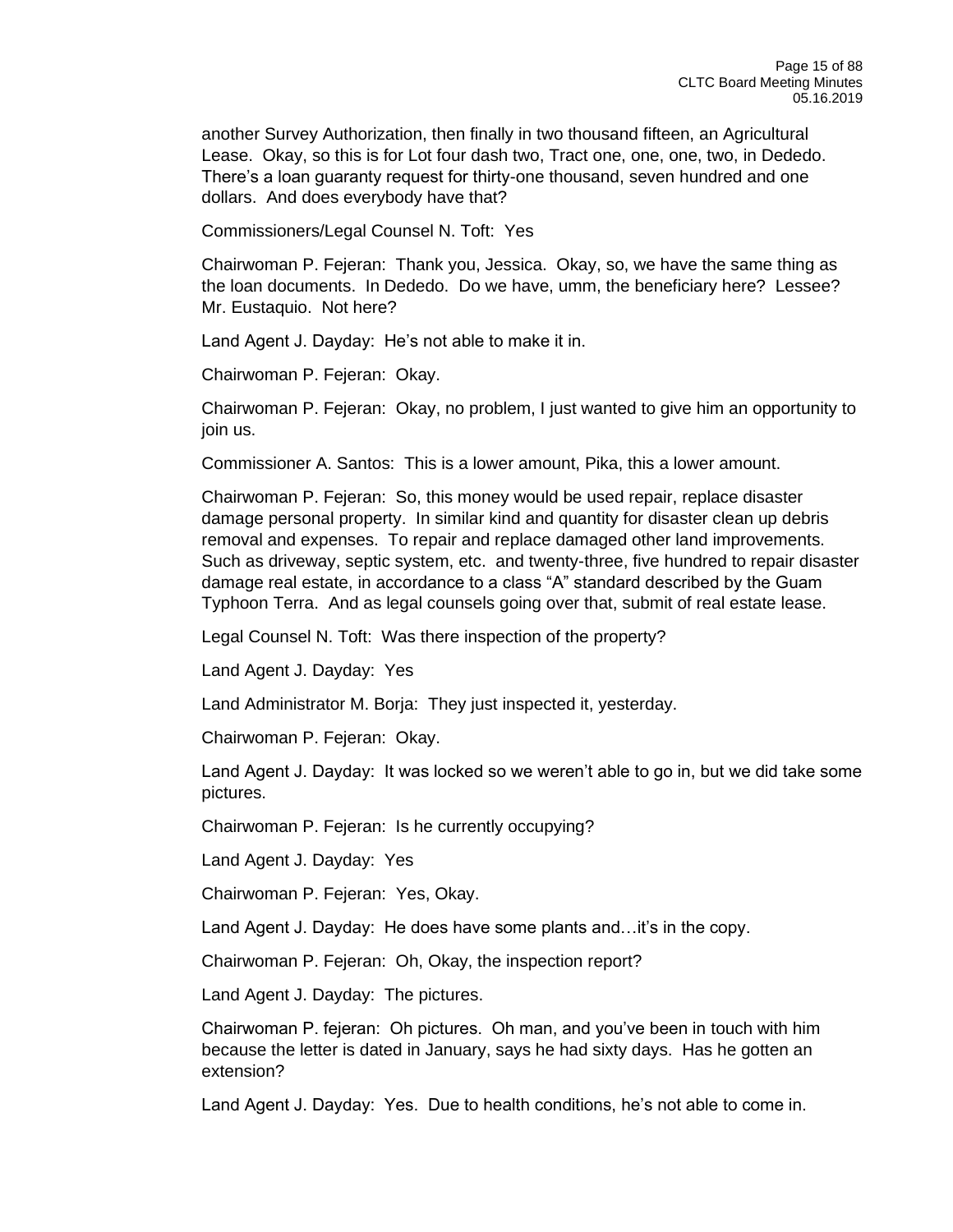another Survey Authorization, then finally in two thousand fifteen, an Agricultural Lease. Okay, so this is for Lot four dash two, Tract one, one, one, two, in Dededo. There's a loan guaranty request for thirty-one thousand, seven hundred and one dollars. And does everybody have that?

Commissioners/Legal Counsel N. Toft: Yes

Chairwoman P. Fejeran: Thank you, Jessica. Okay, so, we have the same thing as the loan documents. In Dededo. Do we have, umm, the beneficiary here? Lessee? Mr. Eustaquio. Not here?

Land Agent J. Dayday: He's not able to make it in.

Chairwoman P. Fejeran: Okay.

Chairwoman P. Fejeran: Okay, no problem, I just wanted to give him an opportunity to join us.

Commissioner A. Santos: This is a lower amount, Pika, this a lower amount.

Chairwoman P. Fejeran: So, this money would be used repair, replace disaster damage personal property. In similar kind and quantity for disaster clean up debris removal and expenses. To repair and replace damaged other land improvements. Such as driveway, septic system, etc. and twenty-three, five hundred to repair disaster damage real estate, in accordance to a class "A" standard described by the Guam Typhoon Terra. And as legal counsels going over that, submit of real estate lease.

Legal Counsel N. Toft: Was there inspection of the property?

Land Agent J. Dayday: Yes

Land Administrator M. Borja: They just inspected it, yesterday.

Chairwoman P. Fejeran: Okay.

Land Agent J. Dayday: It was locked so we weren't able to go in, but we did take some pictures.

Chairwoman P. Fejeran: Is he currently occupying?

Land Agent J. Dayday: Yes

Chairwoman P. Fejeran: Yes, Okay.

Land Agent J. Dayday: He does have some plants and…it's in the copy.

Chairwoman P. Fejeran: Oh, Okay, the inspection report?

Land Agent J. Dayday: The pictures.

Chairwoman P. fejeran: Oh pictures. Oh man, and you've been in touch with him because the letter is dated in January, says he had sixty days. Has he gotten an extension?

Land Agent J. Dayday: Yes. Due to health conditions, he's not able to come in.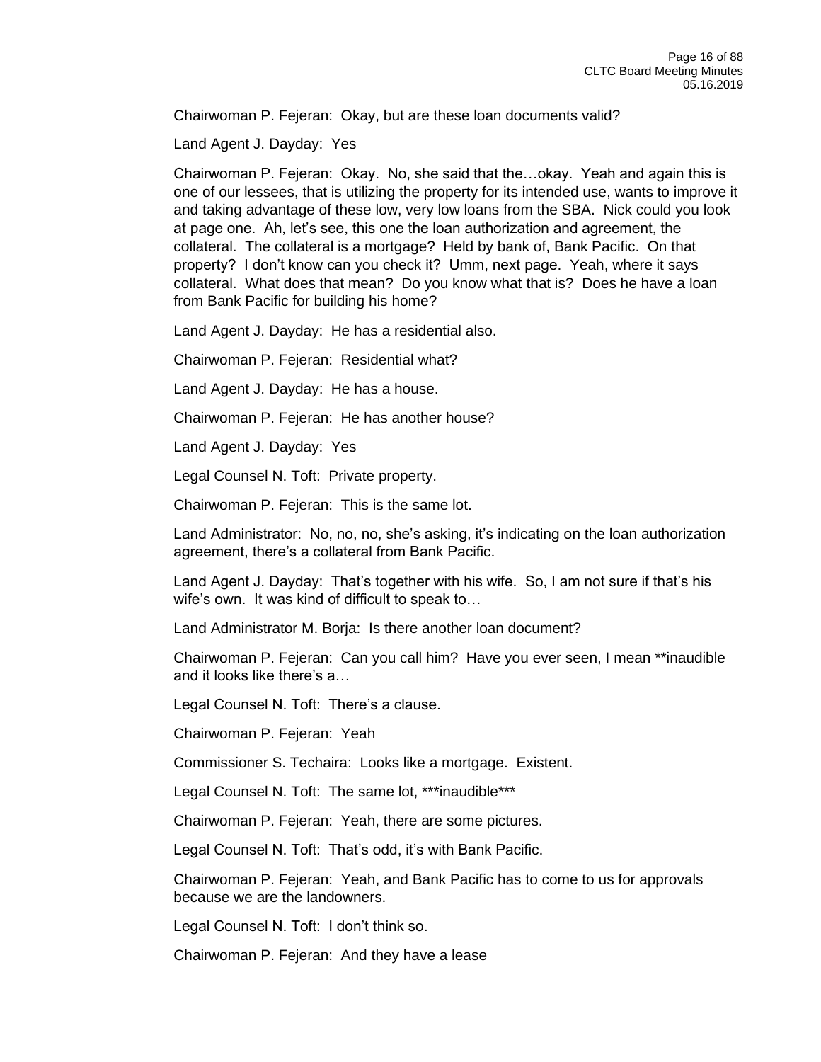Chairwoman P. Fejeran: Okay, but are these loan documents valid?

Land Agent J. Dayday: Yes

Chairwoman P. Fejeran: Okay. No, she said that the…okay. Yeah and again this is one of our lessees, that is utilizing the property for its intended use, wants to improve it and taking advantage of these low, very low loans from the SBA. Nick could you look at page one. Ah, let's see, this one the loan authorization and agreement, the collateral. The collateral is a mortgage? Held by bank of, Bank Pacific. On that property? I don't know can you check it? Umm, next page. Yeah, where it says collateral. What does that mean? Do you know what that is? Does he have a loan from Bank Pacific for building his home?

Land Agent J. Dayday: He has a residential also.

Chairwoman P. Fejeran: Residential what?

Land Agent J. Dayday: He has a house.

Chairwoman P. Fejeran: He has another house?

Land Agent J. Dayday: Yes

Legal Counsel N. Toft: Private property.

Chairwoman P. Fejeran: This is the same lot.

Land Administrator: No, no, no, she's asking, it's indicating on the loan authorization agreement, there's a collateral from Bank Pacific.

Land Agent J. Dayday: That's together with his wife. So, I am not sure if that's his wife's own. It was kind of difficult to speak to…

Land Administrator M. Borja: Is there another loan document?

Chairwoman P. Fejeran: Can you call him? Have you ever seen, I mean **inaudible and it looks like there's a…

Legal Counsel N. Toft: There's a clause.

Chairwoman P. Fejeran: Yeah

Commissioner S. Techaira: Looks like a mortgage. Existent.

Legal Counsel N. Toft: The same lot, ***inaudible***

Chairwoman P. Fejeran: Yeah, there are some pictures.

Legal Counsel N. Toft: That's odd, it's with Bank Pacific.

Chairwoman P. Fejeran: Yeah, and Bank Pacific has to come to us for approvals because we are the landowners.

Legal Counsel N. Toft: I don't think so.

Chairwoman P. Fejeran: And they have a lease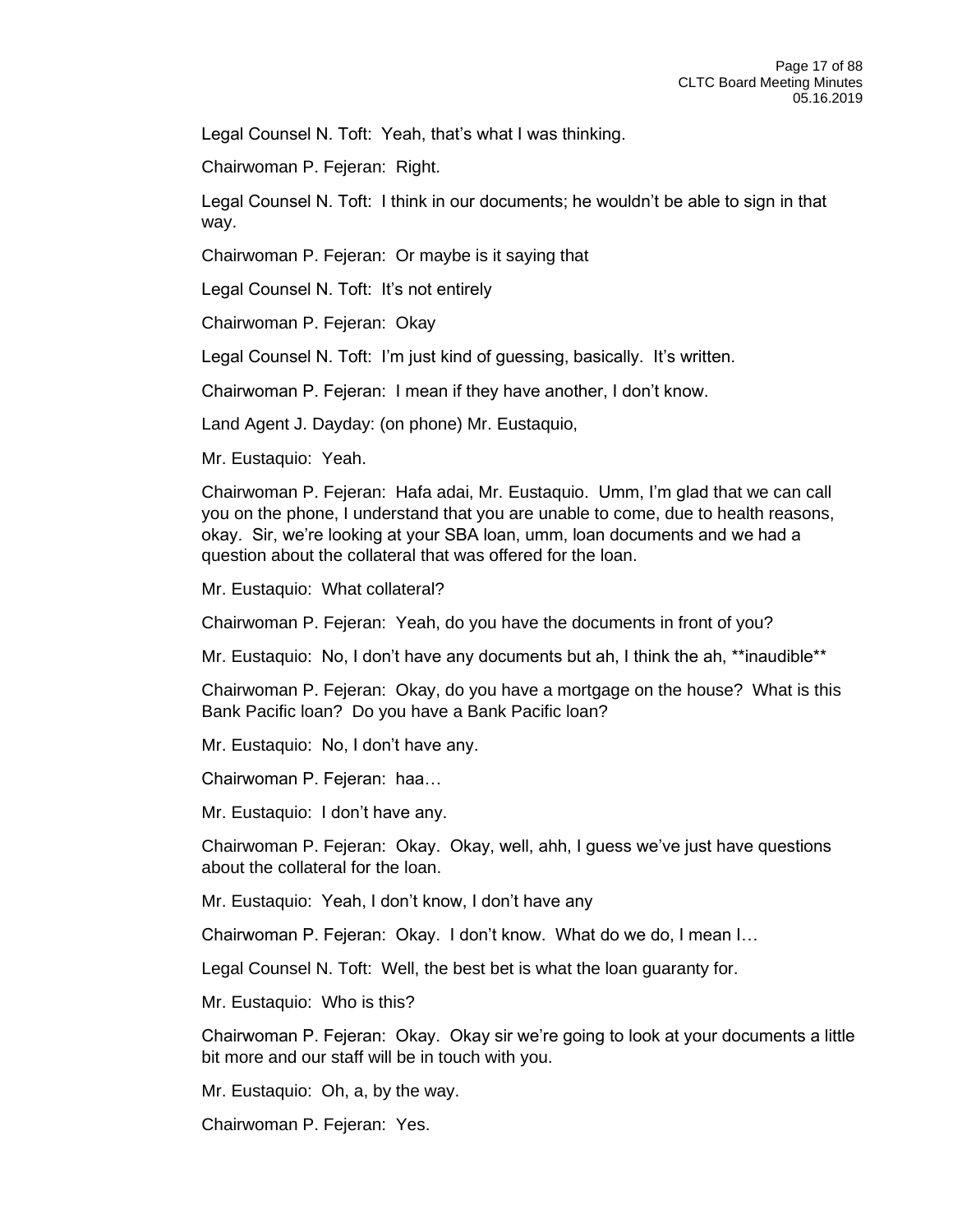Legal Counsel N. Toft: Yeah, that's what I was thinking.

Chairwoman P. Fejeran: Right.

Legal Counsel N. Toft: I think in our documents; he wouldn't be able to sign in that way.

Chairwoman P. Fejeran: Or maybe is it saying that

Legal Counsel N. Toft: It's not entirely

Chairwoman P. Fejeran: Okay

Legal Counsel N. Toft: I'm just kind of guessing, basically. It's written.

Chairwoman P. Fejeran: I mean if they have another, I don't know.

Land Agent J. Dayday: (on phone) Mr. Eustaquio,

Mr. Eustaquio: Yeah.

Chairwoman P. Fejeran: Hafa adai, Mr. Eustaquio. Umm, I'm glad that we can call you on the phone, I understand that you are unable to come, due to health reasons, okay. Sir, we're looking at your SBA loan, umm, loan documents and we had a question about the collateral that was offered for the loan.

Mr. Eustaquio: What collateral?

Chairwoman P. Fejeran: Yeah, do you have the documents in front of you?

Mr. Eustaquio: No, I don't have any documents but ah, I think the ah, **inaudible**

Chairwoman P. Fejeran: Okay, do you have a mortgage on the house? What is this Bank Pacific loan? Do you have a Bank Pacific loan?

Mr. Eustaquio: No, I don't have any.

Chairwoman P. Fejeran: haa…

Mr. Eustaquio: I don't have any.

Chairwoman P. Fejeran: Okay. Okay, well, ahh, I guess we've just have questions about the collateral for the loan.

Mr. Eustaquio: Yeah, I don't know, I don't have any

Chairwoman P. Fejeran: Okay. I don't know. What do we do, I mean I…

Legal Counsel N. Toft: Well, the best bet is what the loan guaranty for.

Mr. Eustaquio: Who is this?

Chairwoman P. Fejeran: Okay. Okay sir we're going to look at your documents a little bit more and our staff will be in touch with you.

Mr. Eustaquio: Oh, a, by the way.

Chairwoman P. Fejeran: Yes.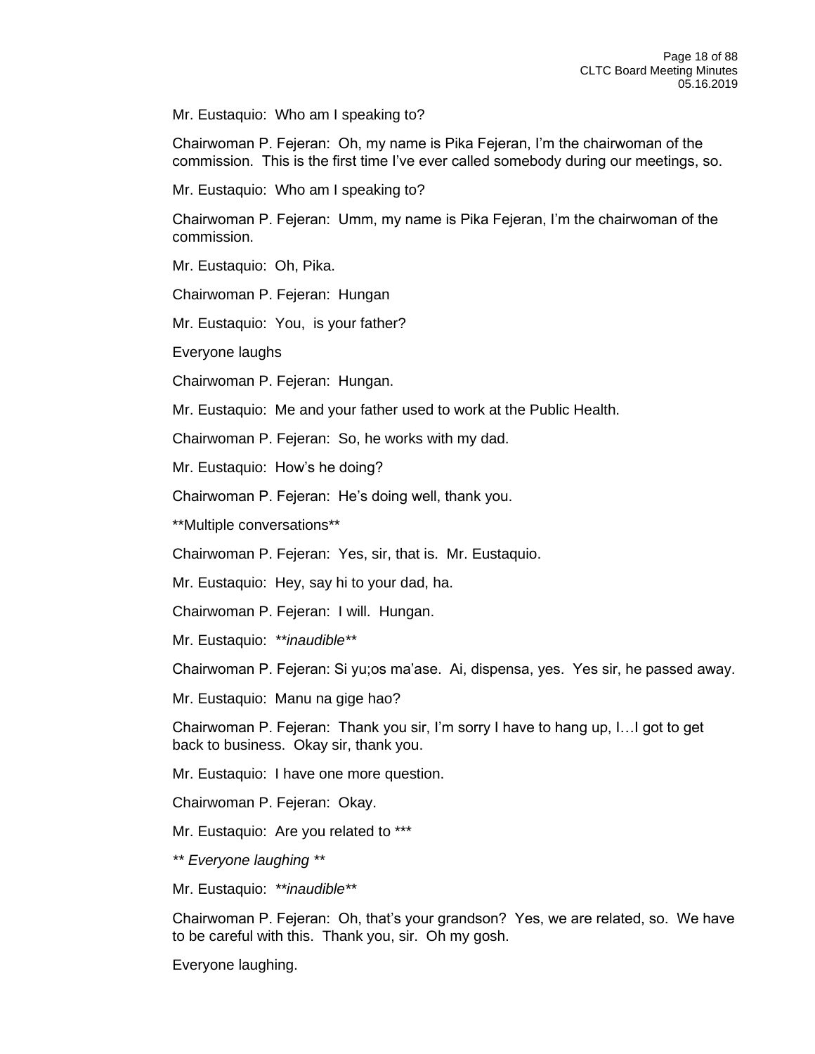Mr. Eustaquio: Who am I speaking to?

Chairwoman P. Fejeran: Oh, my name is Pika Fejeran, I'm the chairwoman of the commission. This is the first time I've ever called somebody during our meetings, so.

Mr. Eustaquio: Who am I speaking to?

Chairwoman P. Fejeran: Umm, my name is Pika Fejeran, I'm the chairwoman of the commission.

Mr. Eustaquio: Oh, Pika.

Chairwoman P. Fejeran: Hungan

Mr. Eustaquio: You, is your father?

Everyone laughs

Chairwoman P. Fejeran: Hungan.

Mr. Eustaquio: Me and your father used to work at the Public Health.

Chairwoman P. Fejeran: So, he works with my dad.

Mr. Eustaquio: How's he doing?

Chairwoman P. Fejeran: He's doing well, thank you.

**Multiple conversations**

Chairwoman P. Fejeran: Yes, sir, that is. Mr. Eustaquio.

Mr. Eustaquio: Hey, say hi to your dad, ha.

Chairwoman P. Fejeran: I will. Hungan.

Mr. Eustaquio: ***inaudible***

Chairwoman P. Fejeran: Si yu;os ma'ase. Ai, dispensa, yes. Yes sir, he passed away.

Mr. Eustaquio: Manu na gige hao?

Chairwoman P. Fejeran: Thank you sir, I'm sorry I have to hang up, I…I got to get back to business. Okay sir, thank you.

Mr. Eustaquio: I have one more question.

Chairwoman P. Fejeran: Okay.

Mr. Eustaquio: Are you related to ***

*\*\* Everyone laughing \*\**

Mr. Eustaquio: ***inaudible***

Chairwoman P. Fejeran: Oh, that's your grandson? Yes, we are related, so. We have to be careful with this. Thank you, sir. Oh my gosh.

Everyone laughing.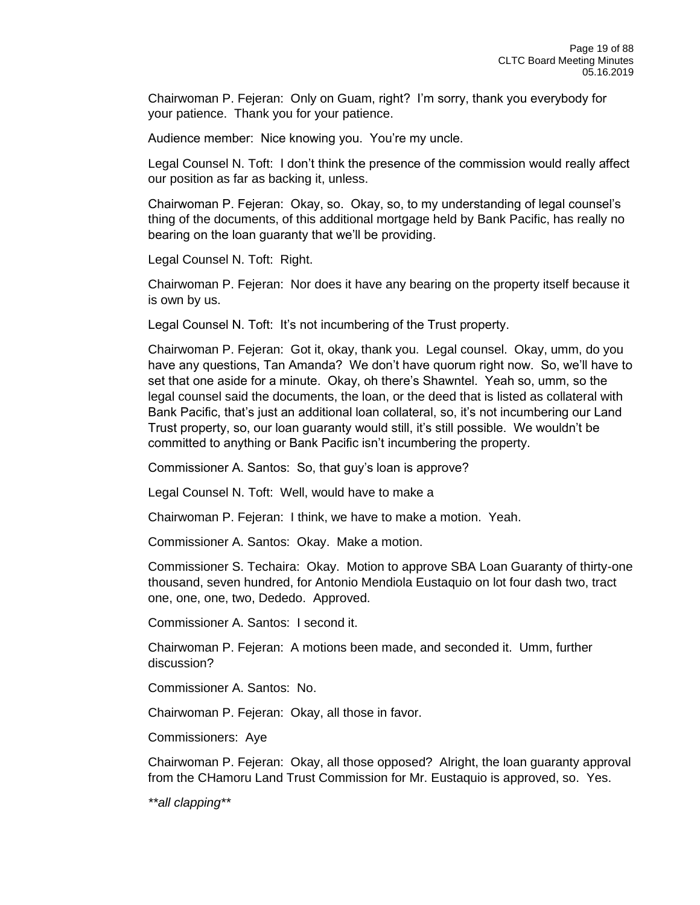Chairwoman P. Fejeran: Only on Guam, right? I'm sorry, thank you everybody for your patience. Thank you for your patience.

Audience member: Nice knowing you. You're my uncle.

Legal Counsel N. Toft: I don't think the presence of the commission would really affect our position as far as backing it, unless.

Chairwoman P. Fejeran: Okay, so. Okay, so, to my understanding of legal counsel's thing of the documents, of this additional mortgage held by Bank Pacific, has really no bearing on the loan guaranty that we'll be providing.

Legal Counsel N. Toft: Right.

Chairwoman P. Fejeran: Nor does it have any bearing on the property itself because it is own by us.

Legal Counsel N. Toft: It's not incumbering of the Trust property.

Chairwoman P. Fejeran: Got it, okay, thank you. Legal counsel. Okay, umm, do you have any questions, Tan Amanda? We don't have quorum right now. So, we'll have to set that one aside for a minute. Okay, oh there's Shawntel. Yeah so, umm, so the legal counsel said the documents, the loan, or the deed that is listed as collateral with Bank Pacific, that's just an additional loan collateral, so, it's not incumbering our Land Trust property, so, our loan guaranty would still, it's still possible. We wouldn't be committed to anything or Bank Pacific isn't incumbering the property.

Commissioner A. Santos: So, that guy's loan is approve?

Legal Counsel N. Toft: Well, would have to make a

Chairwoman P. Fejeran: I think, we have to make a motion. Yeah.

Commissioner A. Santos: Okay. Make a motion.

Commissioner S. Techaira: Okay. Motion to approve SBA Loan Guaranty of thirty-one thousand, seven hundred, for Antonio Mendiola Eustaquio on lot four dash two, tract one, one, one, two, Dededo. Approved.

Commissioner A. Santos: I second it.

Chairwoman P. Fejeran: A motions been made, and seconded it. Umm, further discussion?

Commissioner A. Santos: No.

Chairwoman P. Fejeran: Okay, all those in favor.

Commissioners: Aye

Chairwoman P. Fejeran: Okay, all those opposed? Alright, the loan guaranty approval from the CHamoru Land Trust Commission for Mr. Eustaquio is approved, so. Yes.

*\*\*all clapping\*\**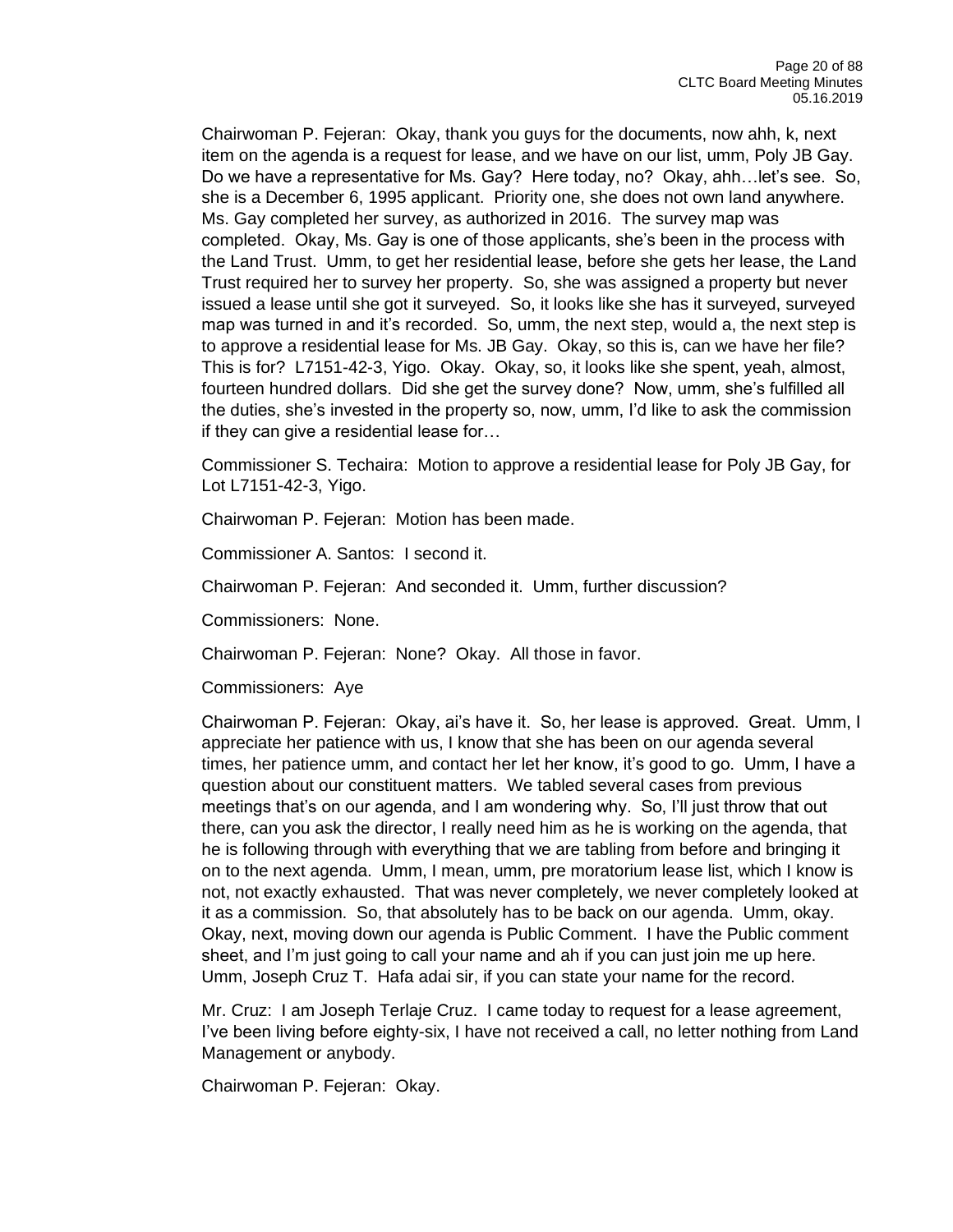Chairwoman P. Fejeran: Okay, thank you guys for the documents, now ahh, k, next item on the agenda is a request for lease, and we have on our list, umm, Poly JB Gay. Do we have a representative for Ms. Gay? Here today, no? Okay, ahh…let's see. So, she is a December 6, 1995 applicant. Priority one, she does not own land anywhere. Ms. Gay completed her survey, as authorized in 2016. The survey map was completed. Okay, Ms. Gay is one of those applicants, she's been in the process with the Land Trust. Umm, to get her residential lease, before she gets her lease, the Land Trust required her to survey her property. So, she was assigned a property but never issued a lease until she got it surveyed. So, it looks like she has it surveyed, surveyed map was turned in and it's recorded. So, umm, the next step, would a, the next step is to approve a residential lease for Ms. JB Gay. Okay, so this is, can we have her file? This is for? L7151-42-3, Yigo. Okay. Okay, so, it looks like she spent, yeah, almost, fourteen hundred dollars. Did she get the survey done? Now, umm, she's fulfilled all the duties, she's invested in the property so, now, umm, I'd like to ask the commission if they can give a residential lease for…

Commissioner S. Techaira: Motion to approve a residential lease for Poly JB Gay, for Lot L7151-42-3, Yigo.

Chairwoman P. Fejeran: Motion has been made.

Commissioner A. Santos: I second it.

Chairwoman P. Fejeran: And seconded it. Umm, further discussion?

Commissioners: None.

Chairwoman P. Fejeran: None? Okay. All those in favor.

Commissioners: Aye

Chairwoman P. Fejeran: Okay, ai's have it. So, her lease is approved. Great. Umm, I appreciate her patience with us, I know that she has been on our agenda several times, her patience umm, and contact her let her know, it's good to go. Umm, I have a question about our constituent matters. We tabled several cases from previous meetings that's on our agenda, and I am wondering why. So, I'll just throw that out there, can you ask the director, I really need him as he is working on the agenda, that he is following through with everything that we are tabling from before and bringing it on to the next agenda. Umm, I mean, umm, pre moratorium lease list, which I know is not, not exactly exhausted. That was never completely, we never completely looked at it as a commission. So, that absolutely has to be back on our agenda. Umm, okay. Okay, next, moving down our agenda is Public Comment. I have the Public comment sheet, and I'm just going to call your name and ah if you can just join me up here. Umm, Joseph Cruz T. Hafa adai sir, if you can state your name for the record.

Mr. Cruz: I am Joseph Terlaje Cruz. I came today to request for a lease agreement, I've been living before eighty-six, I have not received a call, no letter nothing from Land Management or anybody.

Chairwoman P. Fejeran: Okay.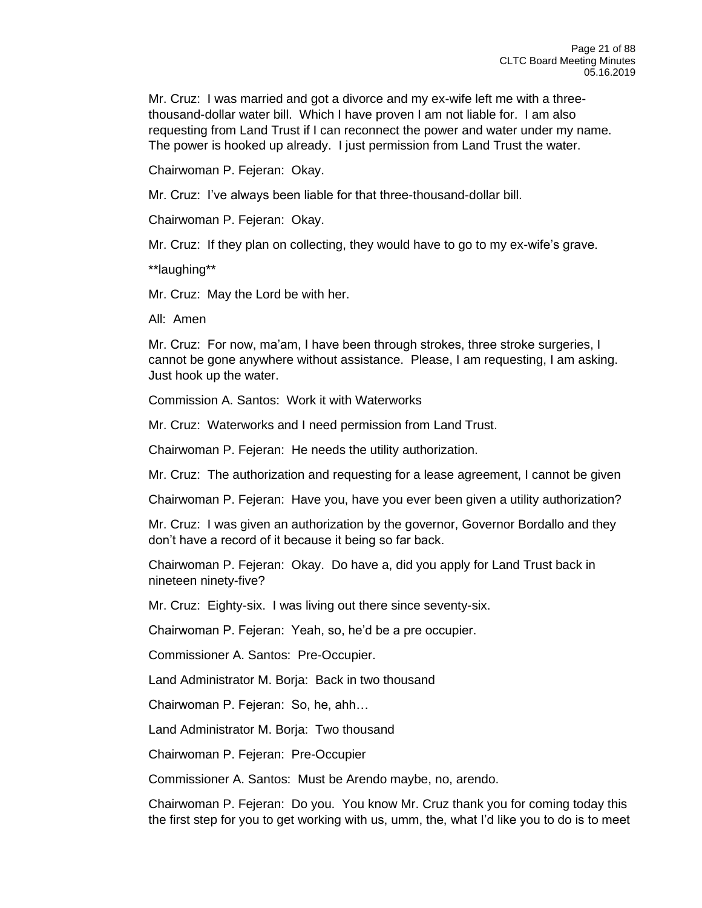Mr. Cruz: I was married and got a divorce and my ex-wife left me with a three-thousand-dollar water bill. Which I have proven I am not liable for. I am also requesting from Land Trust if I can reconnect the power and water under my name. The power is hooked up already. I just permission from Land Trust the water.

Chairwoman P. Fejeran: Okay.

Mr. Cruz: I've always been liable for that three-thousand-dollar bill.

Chairwoman P. Fejeran: Okay.

Mr. Cruz: If they plan on collecting, they would have to go to my ex-wife's grave.

**laughing**

Mr. Cruz: May the Lord be with her.

All: Amen

Mr. Cruz: For now, ma'am, I have been through strokes, three stroke surgeries, I cannot be gone anywhere without assistance. Please, I am requesting, I am asking. Just hook up the water.

Commission A. Santos: Work it with Waterworks

Mr. Cruz: Waterworks and I need permission from Land Trust.

Chairwoman P. Fejeran: He needs the utility authorization.

Mr. Cruz: The authorization and requesting for a lease agreement, I cannot be given

Chairwoman P. Fejeran: Have you, have you ever been given a utility authorization?

Mr. Cruz: I was given an authorization by the governor, Governor Bordallo and they don't have a record of it because it being so far back.

Chairwoman P. Fejeran: Okay. Do have a, did you apply for Land Trust back in nineteen ninety-five?

Mr. Cruz: Eighty-six. I was living out there since seventy-six.

Chairwoman P. Fejeran: Yeah, so, he'd be a pre occupier.

Commissioner A. Santos: Pre-Occupier.

Land Administrator M. Borja: Back in two thousand

Chairwoman P. Fejeran: So, he, ahh…

Land Administrator M. Borja: Two thousand

Chairwoman P. Fejeran: Pre-Occupier

Commissioner A. Santos: Must be Arendo maybe, no, arendo.

Chairwoman P. Fejeran: Do you. You know Mr. Cruz thank you for coming today this the first step for you to get working with us, umm, the, what I'd like you to do is to meet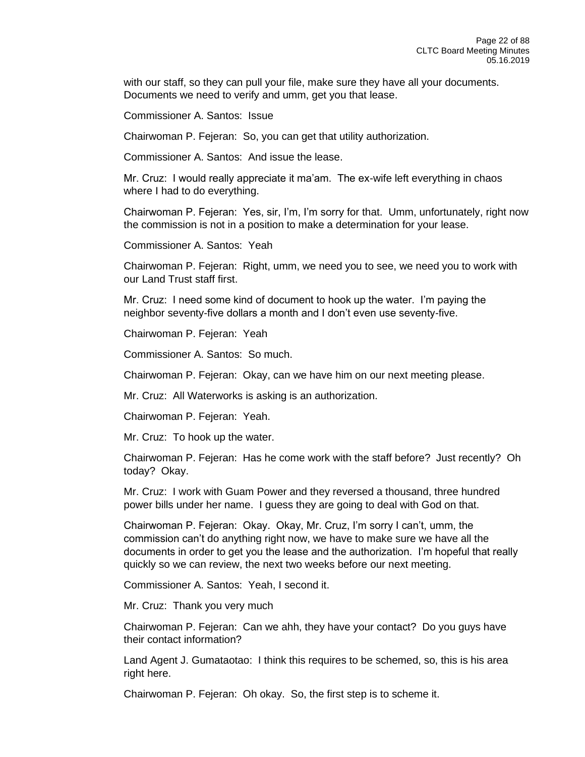with our staff, so they can pull your file, make sure they have all your documents. Documents we need to verify and umm, get you that lease.

Commissioner A. Santos: Issue

Chairwoman P. Fejeran: So, you can get that utility authorization.

Commissioner A. Santos: And issue the lease.

Mr. Cruz: I would really appreciate it ma'am. The ex-wife left everything in chaos where I had to do everything.

Chairwoman P. Fejeran: Yes, sir, I'm, I'm sorry for that. Umm, unfortunately, right now the commission is not in a position to make a determination for your lease.

Commissioner A. Santos: Yeah

Chairwoman P. Fejeran: Right, umm, we need you to see, we need you to work with our Land Trust staff first.

Mr. Cruz: I need some kind of document to hook up the water. I'm paying the neighbor seventy-five dollars a month and I don't even use seventy-five.

Chairwoman P. Fejeran: Yeah

Commissioner A. Santos: So much.

Chairwoman P. Fejeran: Okay, can we have him on our next meeting please.

Mr. Cruz: All Waterworks is asking is an authorization.

Chairwoman P. Fejeran: Yeah.

Mr. Cruz: To hook up the water.

Chairwoman P. Fejeran: Has he come work with the staff before? Just recently? Oh today? Okay.

Mr. Cruz: I work with Guam Power and they reversed a thousand, three hundred power bills under her name. I guess they are going to deal with God on that.

Chairwoman P. Fejeran: Okay. Okay, Mr. Cruz, I'm sorry I can't, umm, the commission can't do anything right now, we have to make sure we have all the documents in order to get you the lease and the authorization. I'm hopeful that really quickly so we can review, the next two weeks before our next meeting.

Commissioner A. Santos: Yeah, I second it.

Mr. Cruz: Thank you very much

Chairwoman P. Fejeran: Can we ahh, they have your contact? Do you guys have their contact information?

Land Agent J. Gumataotao: I think this requires to be schemed, so, this is his area right here.

Chairwoman P. Fejeran: Oh okay. So, the first step is to scheme it.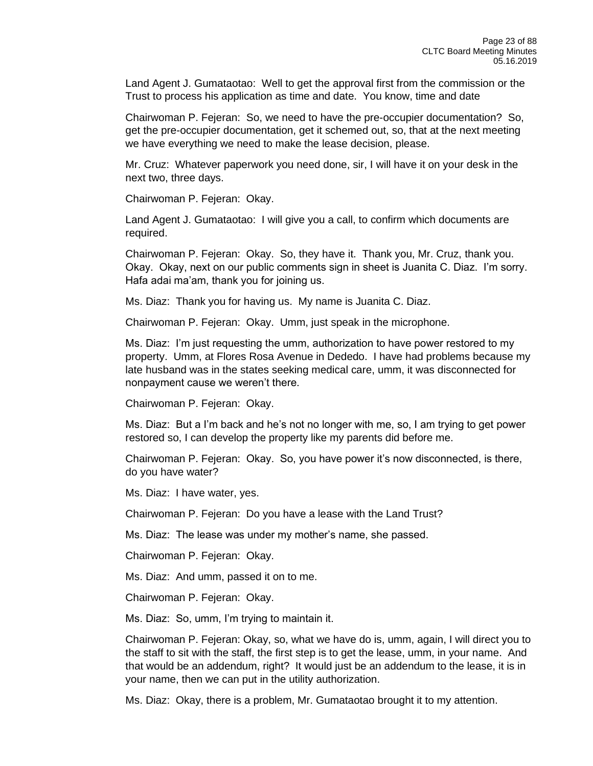Land Agent J. Gumataotao: Well to get the approval first from the commission or the Trust to process his application as time and date. You know, time and date

Chairwoman P. Fejeran: So, we need to have the pre-occupier documentation? So, get the pre-occupier documentation, get it schemed out, so, that at the next meeting we have everything we need to make the lease decision, please.

Mr. Cruz: Whatever paperwork you need done, sir, I will have it on your desk in the next two, three days.

Chairwoman P. Fejeran: Okay.

Land Agent J. Gumataotao: I will give you a call, to confirm which documents are required.

Chairwoman P. Fejeran: Okay. So, they have it. Thank you, Mr. Cruz, thank you. Okay. Okay, next on our public comments sign in sheet is Juanita C. Diaz. I'm sorry. Hafa adai ma'am, thank you for joining us.

Ms. Diaz: Thank you for having us. My name is Juanita C. Diaz.

Chairwoman P. Fejeran: Okay. Umm, just speak in the microphone.

Ms. Diaz: I'm just requesting the umm, authorization to have power restored to my property. Umm, at Flores Rosa Avenue in Dededo. I have had problems because my late husband was in the states seeking medical care, umm, it was disconnected for nonpayment cause we weren't there.

Chairwoman P. Fejeran: Okay.

Ms. Diaz: But a I'm back and he's not no longer with me, so, I am trying to get power restored so, I can develop the property like my parents did before me.

Chairwoman P. Fejeran: Okay. So, you have power it's now disconnected, is there, do you have water?

Ms. Diaz: I have water, yes.

Chairwoman P. Fejeran: Do you have a lease with the Land Trust?

Ms. Diaz: The lease was under my mother's name, she passed.

Chairwoman P. Fejeran: Okay.

Ms. Diaz: And umm, passed it on to me.

Chairwoman P. Fejeran: Okay.

Ms. Diaz: So, umm, I'm trying to maintain it.

Chairwoman P. Fejeran: Okay, so, what we have do is, umm, again, I will direct you to the staff to sit with the staff, the first step is to get the lease, umm, in your name. And that would be an addendum, right? It would just be an addendum to the lease, it is in your name, then we can put in the utility authorization.

Ms. Diaz: Okay, there is a problem, Mr. Gumataotao brought it to my attention.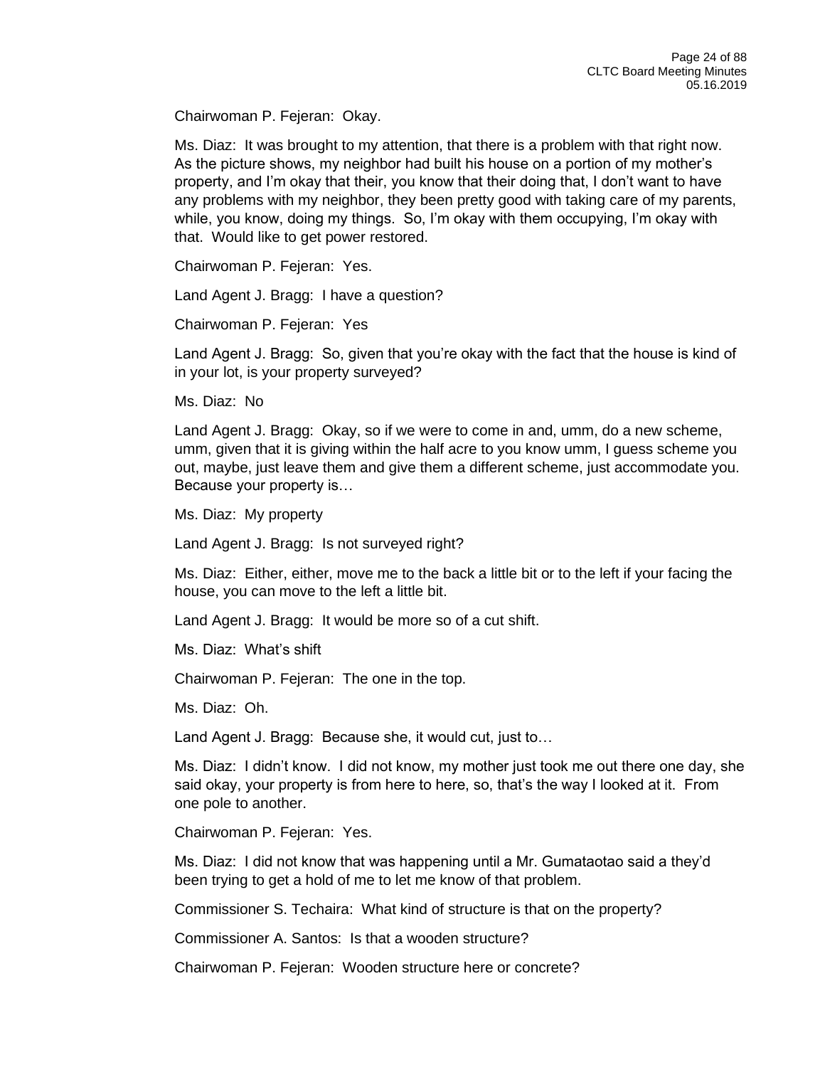Chairwoman P. Fejeran: Okay.

Ms. Diaz: It was brought to my attention, that there is a problem with that right now. As the picture shows, my neighbor had built his house on a portion of my mother's property, and I'm okay that their, you know that their doing that, I don't want to have any problems with my neighbor, they been pretty good with taking care of my parents, while, you know, doing my things. So, I'm okay with them occupying, I'm okay with that. Would like to get power restored.

Chairwoman P. Fejeran: Yes.

Land Agent J. Bragg: I have a question?

Chairwoman P. Fejeran: Yes

Land Agent J. Bragg: So, given that you're okay with the fact that the house is kind of in your lot, is your property surveyed?

Ms. Diaz: No

Land Agent J. Bragg: Okay, so if we were to come in and, umm, do a new scheme, umm, given that it is giving within the half acre to you know umm, I guess scheme you out, maybe, just leave them and give them a different scheme, just accommodate you. Because your property is…

Ms. Diaz: My property

Land Agent J. Bragg: Is not surveyed right?

Ms. Diaz: Either, either, move me to the back a little bit or to the left if your facing the house, you can move to the left a little bit.

Land Agent J. Bragg: It would be more so of a cut shift.

Ms. Diaz: What's shift

Chairwoman P. Fejeran: The one in the top.

Ms. Diaz: Oh.

Land Agent J. Bragg: Because she, it would cut, just to…

Ms. Diaz: I didn't know. I did not know, my mother just took me out there one day, she said okay, your property is from here to here, so, that's the way I looked at it. From one pole to another.

Chairwoman P. Fejeran: Yes.

Ms. Diaz: I did not know that was happening until a Mr. Gumataotao said a they'd been trying to get a hold of me to let me know of that problem.

Commissioner S. Techaira: What kind of structure is that on the property?

Commissioner A. Santos: Is that a wooden structure?

Chairwoman P. Fejeran: Wooden structure here or concrete?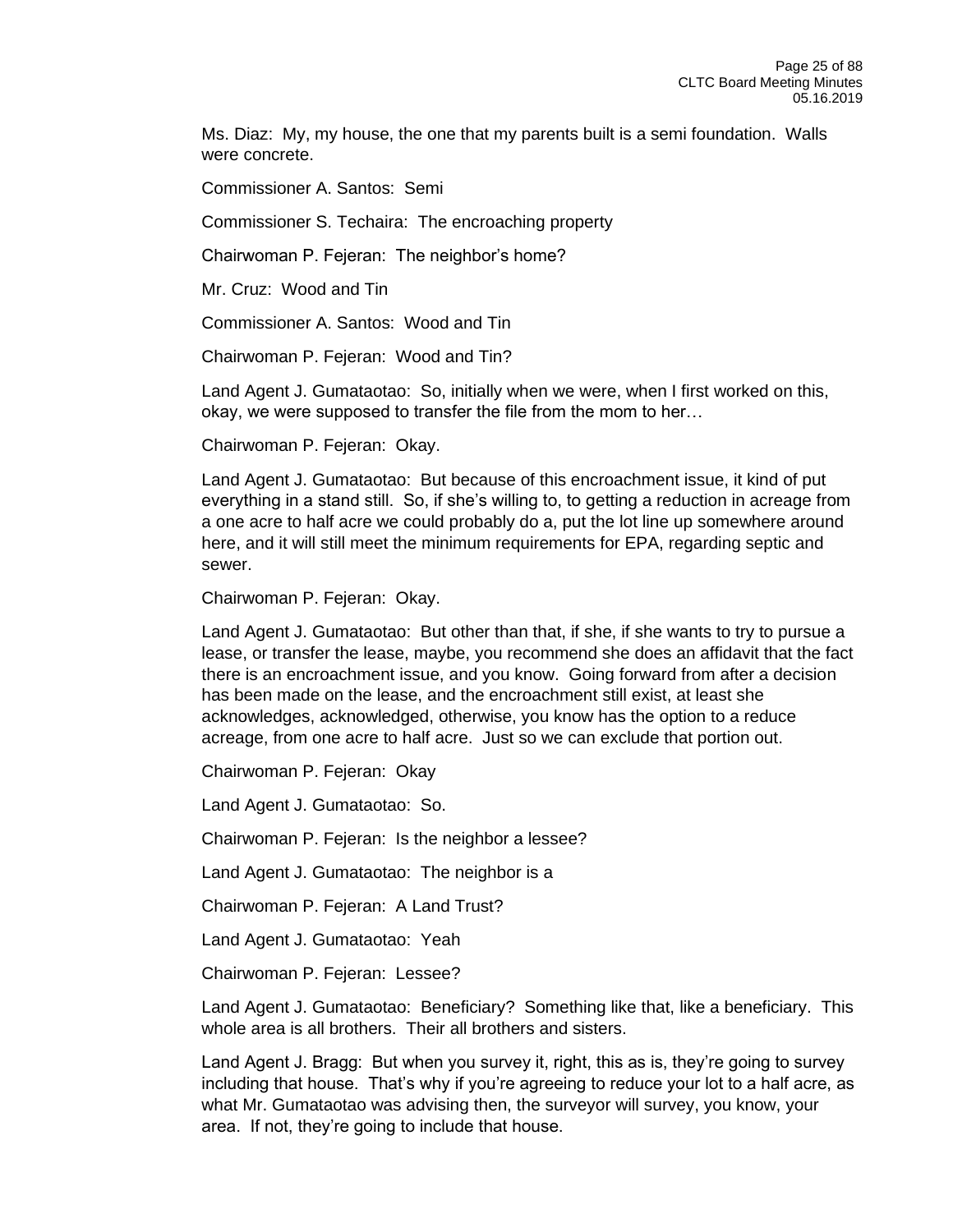Ms. Diaz: My, my house, the one that my parents built is a semi foundation. Walls were concrete.

Commissioner A. Santos: Semi

Commissioner S. Techaira: The encroaching property

Chairwoman P. Fejeran: The neighbor's home?

Mr. Cruz: Wood and Tin

Commissioner A. Santos: Wood and Tin

Chairwoman P. Fejeran: Wood and Tin?

Land Agent J. Gumataotao: So, initially when we were, when I first worked on this, okay, we were supposed to transfer the file from the mom to her…

Chairwoman P. Fejeran: Okay.

Land Agent J. Gumataotao: But because of this encroachment issue, it kind of put everything in a stand still. So, if she's willing to, to getting a reduction in acreage from a one acre to half acre we could probably do a, put the lot line up somewhere around here, and it will still meet the minimum requirements for EPA, regarding septic and sewer.

Chairwoman P. Fejeran: Okay.

Land Agent J. Gumataotao: But other than that, if she, if she wants to try to pursue a lease, or transfer the lease, maybe, you recommend she does an affidavit that the fact there is an encroachment issue, and you know. Going forward from after a decision has been made on the lease, and the encroachment still exist, at least she acknowledges, acknowledged, otherwise, you know has the option to a reduce acreage, from one acre to half acre. Just so we can exclude that portion out.

Chairwoman P. Fejeran: Okay

Land Agent J. Gumataotao: So.

Chairwoman P. Fejeran: Is the neighbor a lessee?

Land Agent J. Gumataotao: The neighbor is a

Chairwoman P. Fejeran: A Land Trust?

Land Agent J. Gumataotao: Yeah

Chairwoman P. Fejeran: Lessee?

Land Agent J. Gumataotao: Beneficiary? Something like that, like a beneficiary. This whole area is all brothers. Their all brothers and sisters.

Land Agent J. Bragg: But when you survey it, right, this as is, they're going to survey including that house. That's why if you're agreeing to reduce your lot to a half acre, as what Mr. Gumataotao was advising then, the surveyor will survey, you know, your area. If not, they're going to include that house.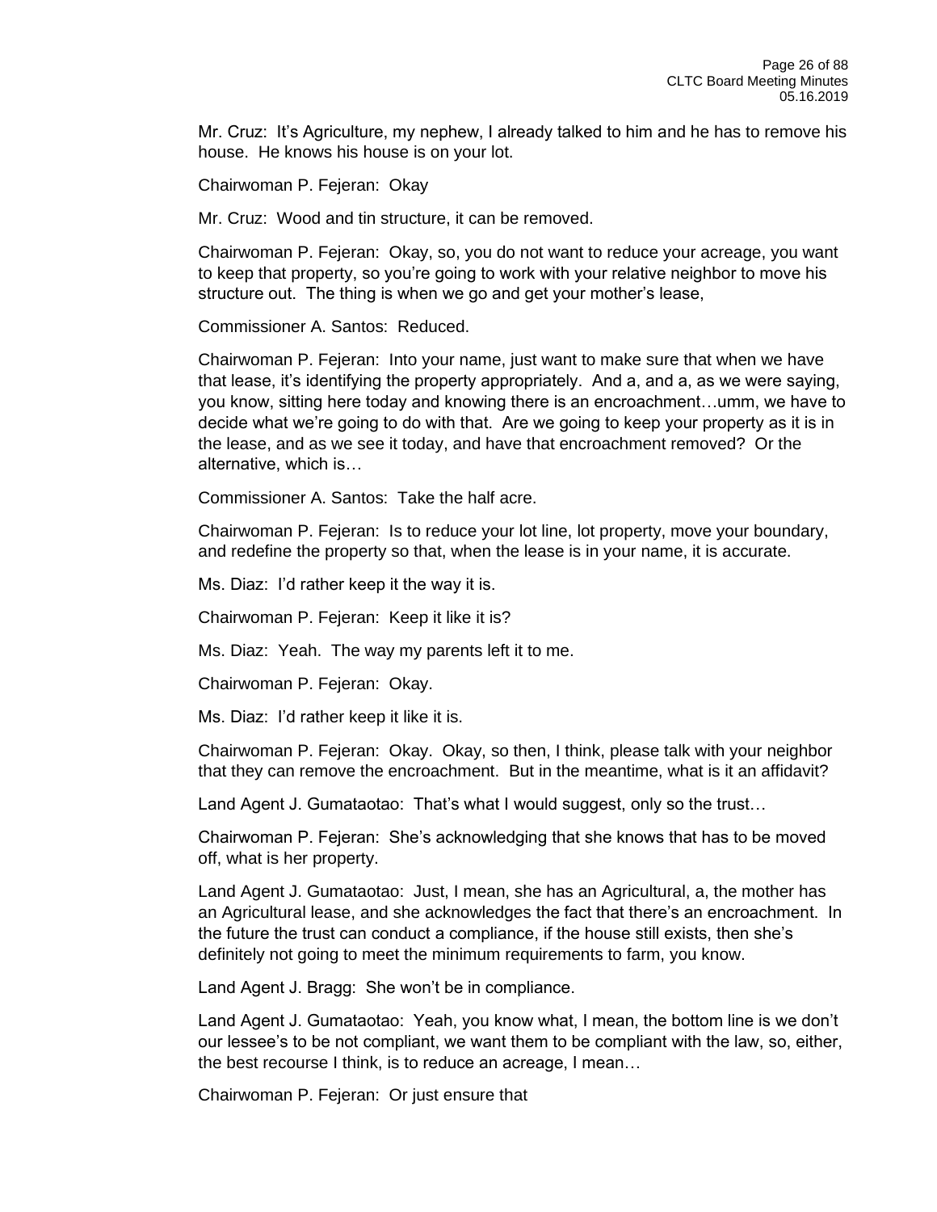Mr. Cruz: It's Agriculture, my nephew, I already talked to him and he has to remove his house. He knows his house is on your lot.

Chairwoman P. Fejeran: Okay

Mr. Cruz: Wood and tin structure, it can be removed.

Chairwoman P. Fejeran: Okay, so, you do not want to reduce your acreage, you want to keep that property, so you're going to work with your relative neighbor to move his structure out. The thing is when we go and get your mother's lease,

Commissioner A. Santos: Reduced.

Chairwoman P. Fejeran: Into your name, just want to make sure that when we have that lease, it's identifying the property appropriately. And a, and a, as we were saying, you know, sitting here today and knowing there is an encroachment…umm, we have to decide what we're going to do with that. Are we going to keep your property as it is in the lease, and as we see it today, and have that encroachment removed? Or the alternative, which is…

Commissioner A. Santos: Take the half acre.

Chairwoman P. Fejeran: Is to reduce your lot line, lot property, move your boundary, and redefine the property so that, when the lease is in your name, it is accurate.

Ms. Diaz: I'd rather keep it the way it is.

Chairwoman P. Fejeran: Keep it like it is?

Ms. Diaz: Yeah. The way my parents left it to me.

Chairwoman P. Fejeran: Okay.

Ms. Diaz: I'd rather keep it like it is.

Chairwoman P. Fejeran: Okay. Okay, so then, I think, please talk with your neighbor that they can remove the encroachment. But in the meantime, what is it an affidavit?

Land Agent J. Gumataotao: That's what I would suggest, only so the trust…

Chairwoman P. Fejeran: She's acknowledging that she knows that has to be moved off, what is her property.

Land Agent J. Gumataotao: Just, I mean, she has an Agricultural, a, the mother has an Agricultural lease, and she acknowledges the fact that there's an encroachment. In the future the trust can conduct a compliance, if the house still exists, then she's definitely not going to meet the minimum requirements to farm, you know.

Land Agent J. Bragg: She won't be in compliance.

Land Agent J. Gumataotao: Yeah, you know what, I mean, the bottom line is we don't our lessee's to be not compliant, we want them to be compliant with the law, so, either, the best recourse I think, is to reduce an acreage, I mean…

Chairwoman P. Fejeran: Or just ensure that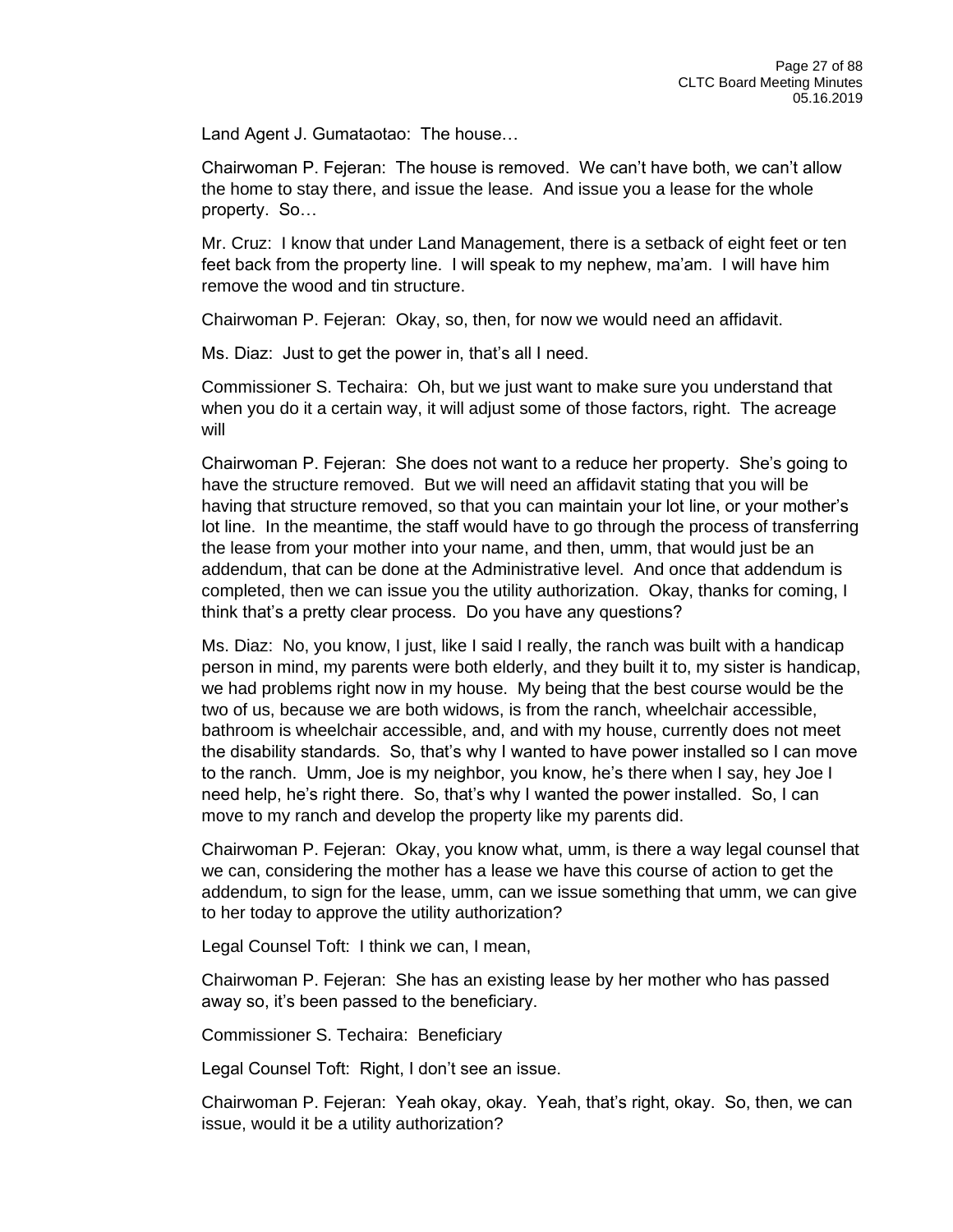Land Agent J. Gumataotao: The house…

Chairwoman P. Fejeran: The house is removed. We can't have both, we can't allow the home to stay there, and issue the lease. And issue you a lease for the whole property. So…

Mr. Cruz: I know that under Land Management, there is a setback of eight feet or ten feet back from the property line. I will speak to my nephew, ma'am. I will have him remove the wood and tin structure.

Chairwoman P. Fejeran: Okay, so, then, for now we would need an affidavit.

Ms. Diaz: Just to get the power in, that's all I need.

Commissioner S. Techaira: Oh, but we just want to make sure you understand that when you do it a certain way, it will adjust some of those factors, right. The acreage will

Chairwoman P. Fejeran: She does not want to a reduce her property. She's going to have the structure removed. But we will need an affidavit stating that you will be having that structure removed, so that you can maintain your lot line, or your mother's lot line. In the meantime, the staff would have to go through the process of transferring the lease from your mother into your name, and then, umm, that would just be an addendum, that can be done at the Administrative level. And once that addendum is completed, then we can issue you the utility authorization. Okay, thanks for coming, I think that's a pretty clear process. Do you have any questions?

Ms. Diaz: No, you know, I just, like I said I really, the ranch was built with a handicap person in mind, my parents were both elderly, and they built it to, my sister is handicap, we had problems right now in my house. My being that the best course would be the two of us, because we are both widows, is from the ranch, wheelchair accessible, bathroom is wheelchair accessible, and, and with my house, currently does not meet the disability standards. So, that's why I wanted to have power installed so I can move to the ranch. Umm, Joe is my neighbor, you know, he's there when I say, hey Joe I need help, he's right there. So, that's why I wanted the power installed. So, I can move to my ranch and develop the property like my parents did.

Chairwoman P. Fejeran: Okay, you know what, umm, is there a way legal counsel that we can, considering the mother has a lease we have this course of action to get the addendum, to sign for the lease, umm, can we issue something that umm, we can give to her today to approve the utility authorization?

Legal Counsel Toft: I think we can, I mean,

Chairwoman P. Fejeran: She has an existing lease by her mother who has passed away so, it's been passed to the beneficiary.

Commissioner S. Techaira: Beneficiary

Legal Counsel Toft: Right, I don't see an issue.

Chairwoman P. Fejeran: Yeah okay, okay. Yeah, that's right, okay. So, then, we can issue, would it be a utility authorization?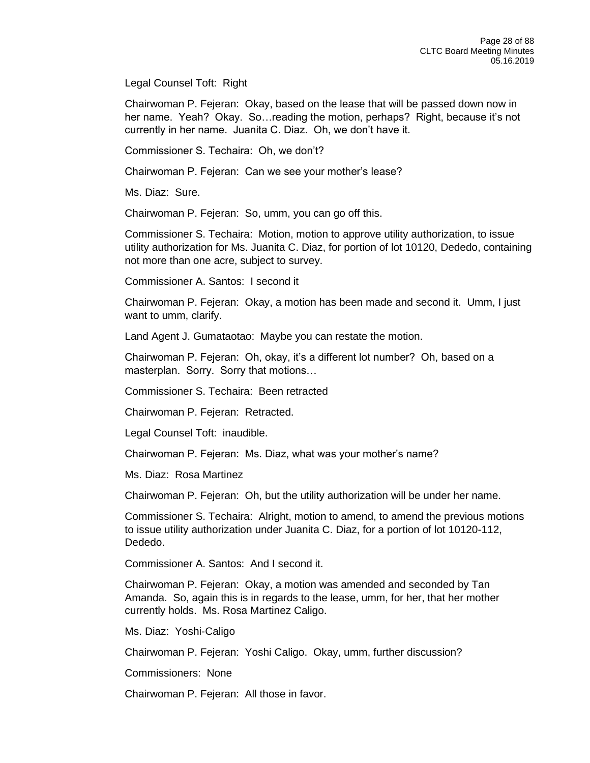Legal Counsel Toft: Right

Chairwoman P. Fejeran: Okay, based on the lease that will be passed down now in her name. Yeah? Okay. So…reading the motion, perhaps? Right, because it's not currently in her name. Juanita C. Diaz. Oh, we don't have it.

Commissioner S. Techaira: Oh, we don't?

Chairwoman P. Fejeran: Can we see your mother's lease?

Ms. Diaz: Sure.

Chairwoman P. Fejeran: So, umm, you can go off this.

Commissioner S. Techaira: Motion, motion to approve utility authorization, to issue utility authorization for Ms. Juanita C. Diaz, for portion of lot 10120, Dededo, containing not more than one acre, subject to survey.

Commissioner A. Santos: I second it

Chairwoman P. Fejeran: Okay, a motion has been made and second it. Umm, I just want to umm, clarify.

Land Agent J. Gumataotao: Maybe you can restate the motion.

Chairwoman P. Fejeran: Oh, okay, it's a different lot number? Oh, based on a masterplan. Sorry. Sorry that motions…

Commissioner S. Techaira: Been retracted

Chairwoman P. Fejeran: Retracted.

Legal Counsel Toft: inaudible.

Chairwoman P. Fejeran: Ms. Diaz, what was your mother's name?

Ms. Diaz: Rosa Martinez

Chairwoman P. Fejeran: Oh, but the utility authorization will be under her name.

Commissioner S. Techaira: Alright, motion to amend, to amend the previous motions to issue utility authorization under Juanita C. Diaz, for a portion of lot 10120-112, Dededo.

Commissioner A. Santos: And I second it.

Chairwoman P. Fejeran: Okay, a motion was amended and seconded by Tan Amanda. So, again this is in regards to the lease, umm, for her, that her mother currently holds. Ms. Rosa Martinez Caligo.

Ms. Diaz: Yoshi-Caligo

Chairwoman P. Fejeran: Yoshi Caligo. Okay, umm, further discussion?

Commissioners: None

Chairwoman P. Fejeran: All those in favor.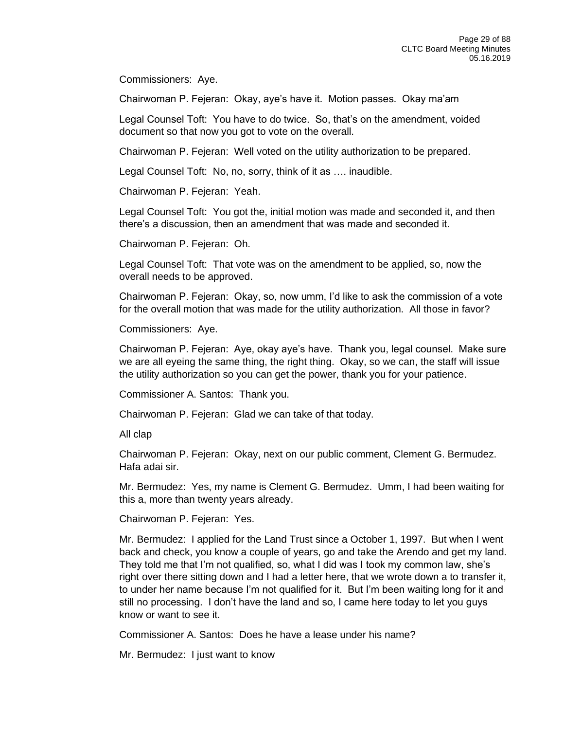Commissioners: Aye.

Chairwoman P. Fejeran: Okay, aye's have it. Motion passes. Okay ma'am

Legal Counsel Toft: You have to do twice. So, that's on the amendment, voided document so that now you got to vote on the overall.

Chairwoman P. Fejeran: Well voted on the utility authorization to be prepared.

Legal Counsel Toft: No, no, sorry, think of it as …. inaudible.

Chairwoman P. Fejeran: Yeah.

Legal Counsel Toft: You got the, initial motion was made and seconded it, and then there's a discussion, then an amendment that was made and seconded it.

Chairwoman P. Fejeran: Oh.

Legal Counsel Toft: That vote was on the amendment to be applied, so, now the overall needs to be approved.

Chairwoman P. Fejeran: Okay, so, now umm, I'd like to ask the commission of a vote for the overall motion that was made for the utility authorization. All those in favor?

Commissioners: Aye.

Chairwoman P. Fejeran: Aye, okay aye's have. Thank you, legal counsel. Make sure we are all eyeing the same thing, the right thing. Okay, so we can, the staff will issue the utility authorization so you can get the power, thank you for your patience.

Commissioner A. Santos: Thank you.

Chairwoman P. Fejeran: Glad we can take of that today.

All clap

Chairwoman P. Fejeran: Okay, next on our public comment, Clement G. Bermudez. Hafa adai sir.

Mr. Bermudez: Yes, my name is Clement G. Bermudez. Umm, I had been waiting for this a, more than twenty years already.

Chairwoman P. Fejeran: Yes.

Mr. Bermudez: I applied for the Land Trust since a October 1, 1997. But when I went back and check, you know a couple of years, go and take the Arendo and get my land. They told me that I'm not qualified, so, what I did was I took my common law, she's right over there sitting down and I had a letter here, that we wrote down a to transfer it, to under her name because I'm not qualified for it. But I'm been waiting long for it and still no processing. I don't have the land and so, I came here today to let you guys know or want to see it.

Commissioner A. Santos: Does he have a lease under his name?

Mr. Bermudez: I just want to know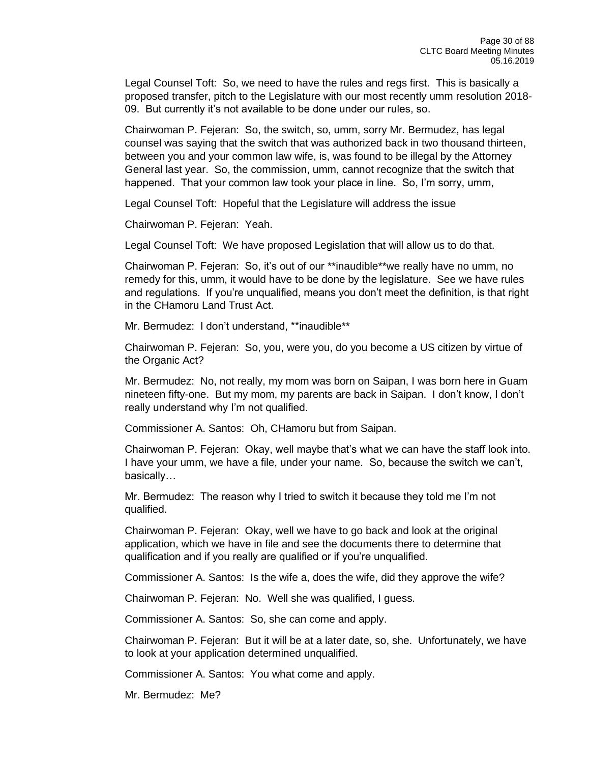Legal Counsel Toft: So, we need to have the rules and regs first. This is basically a proposed transfer, pitch to the Legislature with our most recently umm resolution 2018-09. But currently it's not available to be done under our rules, so.

Chairwoman P. Fejeran: So, the switch, so, umm, sorry Mr. Bermudez, has legal counsel was saying that the switch that was authorized back in two thousand thirteen, between you and your common law wife, is, was found to be illegal by the Attorney General last year. So, the commission, umm, cannot recognize that the switch that happened. That your common law took your place in line. So, I'm sorry, umm,

Legal Counsel Toft: Hopeful that the Legislature will address the issue

Chairwoman P. Fejeran: Yeah.

Legal Counsel Toft: We have proposed Legislation that will allow us to do that.

Chairwoman P. Fejeran: So, it's out of our **inaudible**we really have no umm, no remedy for this, umm, it would have to be done by the legislature. See we have rules and regulations. If you're unqualified, means you don't meet the definition, is that right in the CHamoru Land Trust Act.

Mr. Bermudez: I don't understand, **inaudible**

Chairwoman P. Fejeran: So, you, were you, do you become a US citizen by virtue of the Organic Act?

Mr. Bermudez: No, not really, my mom was born on Saipan, I was born here in Guam nineteen fifty-one. But my mom, my parents are back in Saipan. I don't know, I don't really understand why I'm not qualified.

Commissioner A. Santos: Oh, CHamoru but from Saipan.

Chairwoman P. Fejeran: Okay, well maybe that's what we can have the staff look into. I have your umm, we have a file, under your name. So, because the switch we can't, basically…

Mr. Bermudez: The reason why I tried to switch it because they told me I'm not qualified.

Chairwoman P. Fejeran: Okay, well we have to go back and look at the original application, which we have in file and see the documents there to determine that qualification and if you really are qualified or if you're unqualified.

Commissioner A. Santos: Is the wife a, does the wife, did they approve the wife?

Chairwoman P. Fejeran: No. Well she was qualified, I guess.

Commissioner A. Santos: So, she can come and apply.

Chairwoman P. Fejeran: But it will be at a later date, so, she. Unfortunately, we have to look at your application determined unqualified.

Commissioner A. Santos: You what come and apply.

Mr. Bermudez: Me?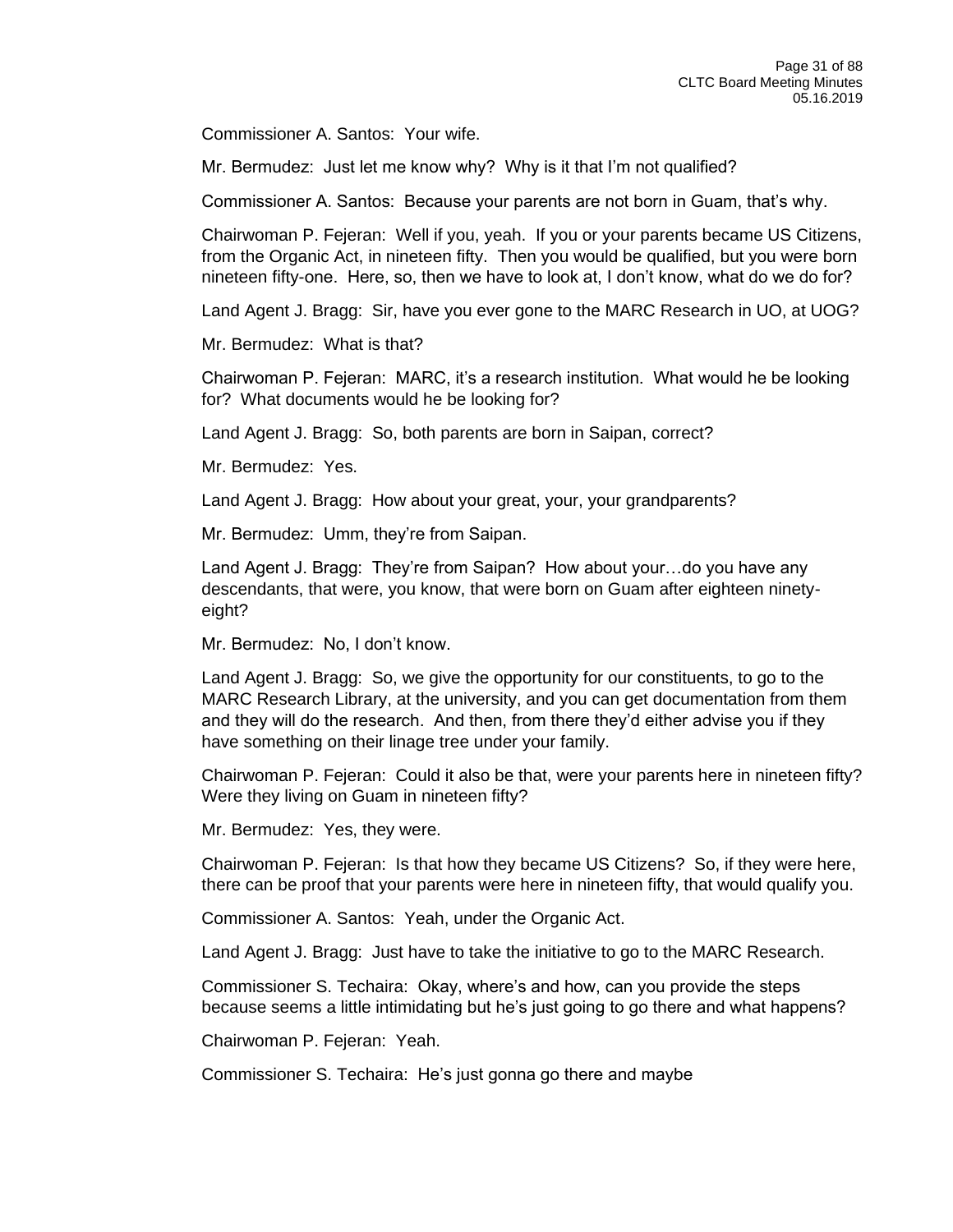Commissioner A. Santos: Your wife.

Mr. Bermudez: Just let me know why? Why is it that I'm not qualified?

Commissioner A. Santos: Because your parents are not born in Guam, that's why.

Chairwoman P. Fejeran: Well if you, yeah. If you or your parents became US Citizens, from the Organic Act, in nineteen fifty. Then you would be qualified, but you were born nineteen fifty-one. Here, so, then we have to look at, I don't know, what do we do for?

Land Agent J. Bragg: Sir, have you ever gone to the MARC Research in UO, at UOG?

Mr. Bermudez: What is that?

Chairwoman P. Fejeran: MARC, it's a research institution. What would he be looking for? What documents would he be looking for?

Land Agent J. Bragg: So, both parents are born in Saipan, correct?

Mr. Bermudez: Yes.

Land Agent J. Bragg: How about your great, your, your grandparents?

Mr. Bermudez: Umm, they're from Saipan.

Land Agent J. Bragg: They're from Saipan? How about your…do you have any descendants, that were, you know, that were born on Guam after eighteen ninety-eight?

Mr. Bermudez: No, I don't know.

Land Agent J. Bragg: So, we give the opportunity for our constituents, to go to the MARC Research Library, at the university, and you can get documentation from them and they will do the research. And then, from there they'd either advise you if they have something on their linage tree under your family.

Chairwoman P. Fejeran: Could it also be that, were your parents here in nineteen fifty? Were they living on Guam in nineteen fifty?

Mr. Bermudez: Yes, they were.

Chairwoman P. Fejeran: Is that how they became US Citizens? So, if they were here, there can be proof that your parents were here in nineteen fifty, that would qualify you.

Commissioner A. Santos: Yeah, under the Organic Act.

Land Agent J. Bragg: Just have to take the initiative to go to the MARC Research.

Commissioner S. Techaira: Okay, where's and how, can you provide the steps because seems a little intimidating but he's just going to go there and what happens?

Chairwoman P. Fejeran: Yeah.

Commissioner S. Techaira: He's just gonna go there and maybe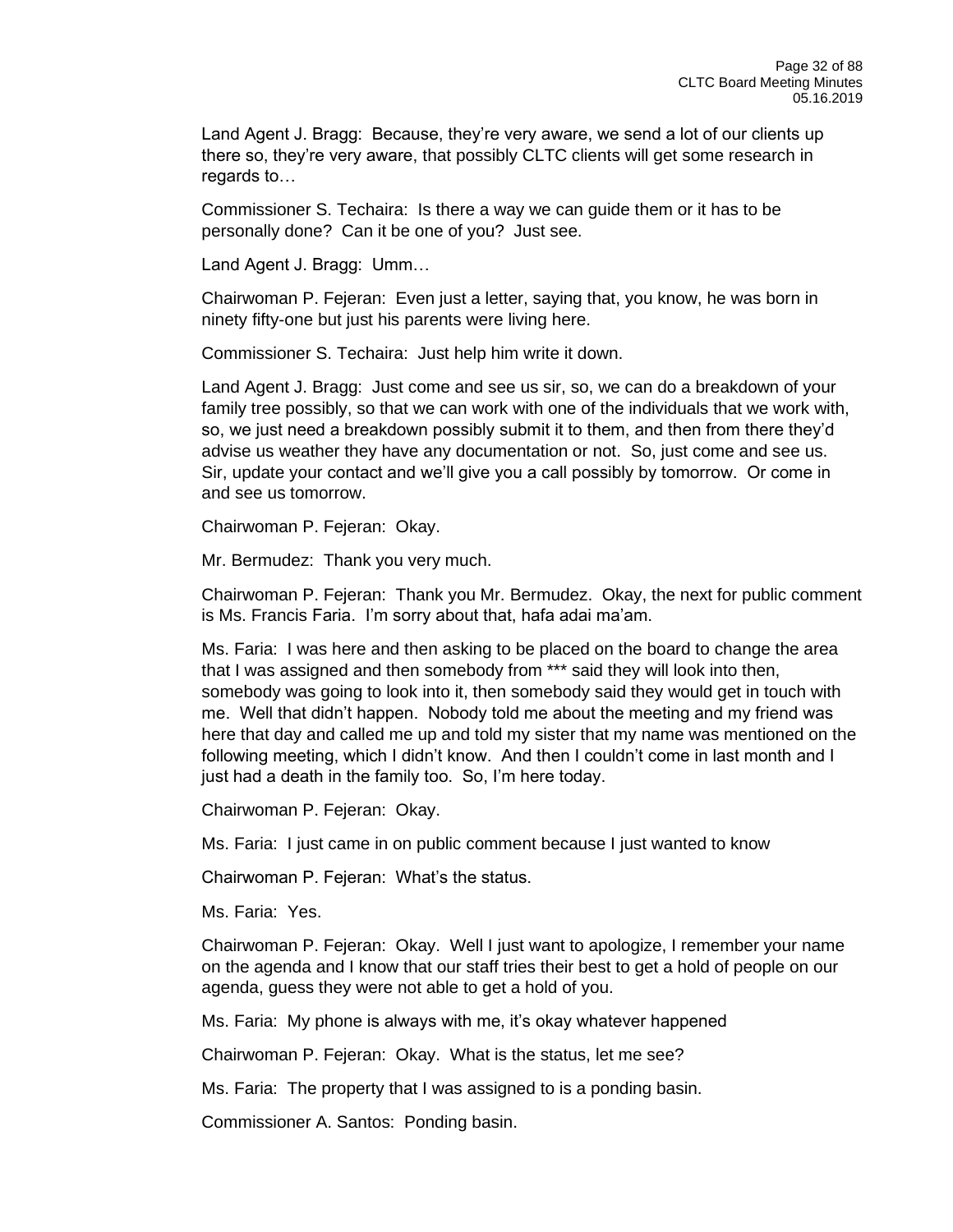Land Agent J. Bragg: Because, they're very aware, we send a lot of our clients up there so, they're very aware, that possibly CLTC clients will get some research in regards to…

Commissioner S. Techaira: Is there a way we can guide them or it has to be personally done? Can it be one of you? Just see.

Land Agent J. Bragg: Umm…

Chairwoman P. Fejeran: Even just a letter, saying that, you know, he was born in ninety fifty-one but just his parents were living here.

Commissioner S. Techaira: Just help him write it down.

Land Agent J. Bragg: Just come and see us sir, so, we can do a breakdown of your family tree possibly, so that we can work with one of the individuals that we work with, so, we just need a breakdown possibly submit it to them, and then from there they'd advise us weather they have any documentation or not. So, just come and see us. Sir, update your contact and we'll give you a call possibly by tomorrow. Or come in and see us tomorrow.

Chairwoman P. Fejeran: Okay.

Mr. Bermudez: Thank you very much.

Chairwoman P. Fejeran: Thank you Mr. Bermudez. Okay, the next for public comment is Ms. Francis Faria. I'm sorry about that, hafa adai ma'am.

Ms. Faria: I was here and then asking to be placed on the board to change the area that I was assigned and then somebody from *** said they will look into then, somebody was going to look into it, then somebody said they would get in touch with me. Well that didn't happen. Nobody told me about the meeting and my friend was here that day and called me up and told my sister that my name was mentioned on the following meeting, which I didn't know. And then I couldn't come in last month and I just had a death in the family too. So, I'm here today.

Chairwoman P. Fejeran: Okay.

Ms. Faria: I just came in on public comment because I just wanted to know

Chairwoman P. Fejeran: What's the status.

Ms. Faria: Yes.

Chairwoman P. Fejeran: Okay. Well I just want to apologize, I remember your name on the agenda and I know that our staff tries their best to get a hold of people on our agenda, guess they were not able to get a hold of you.

Ms. Faria: My phone is always with me, it's okay whatever happened

Chairwoman P. Fejeran: Okay. What is the status, let me see?

Ms. Faria: The property that I was assigned to is a ponding basin.

Commissioner A. Santos: Ponding basin.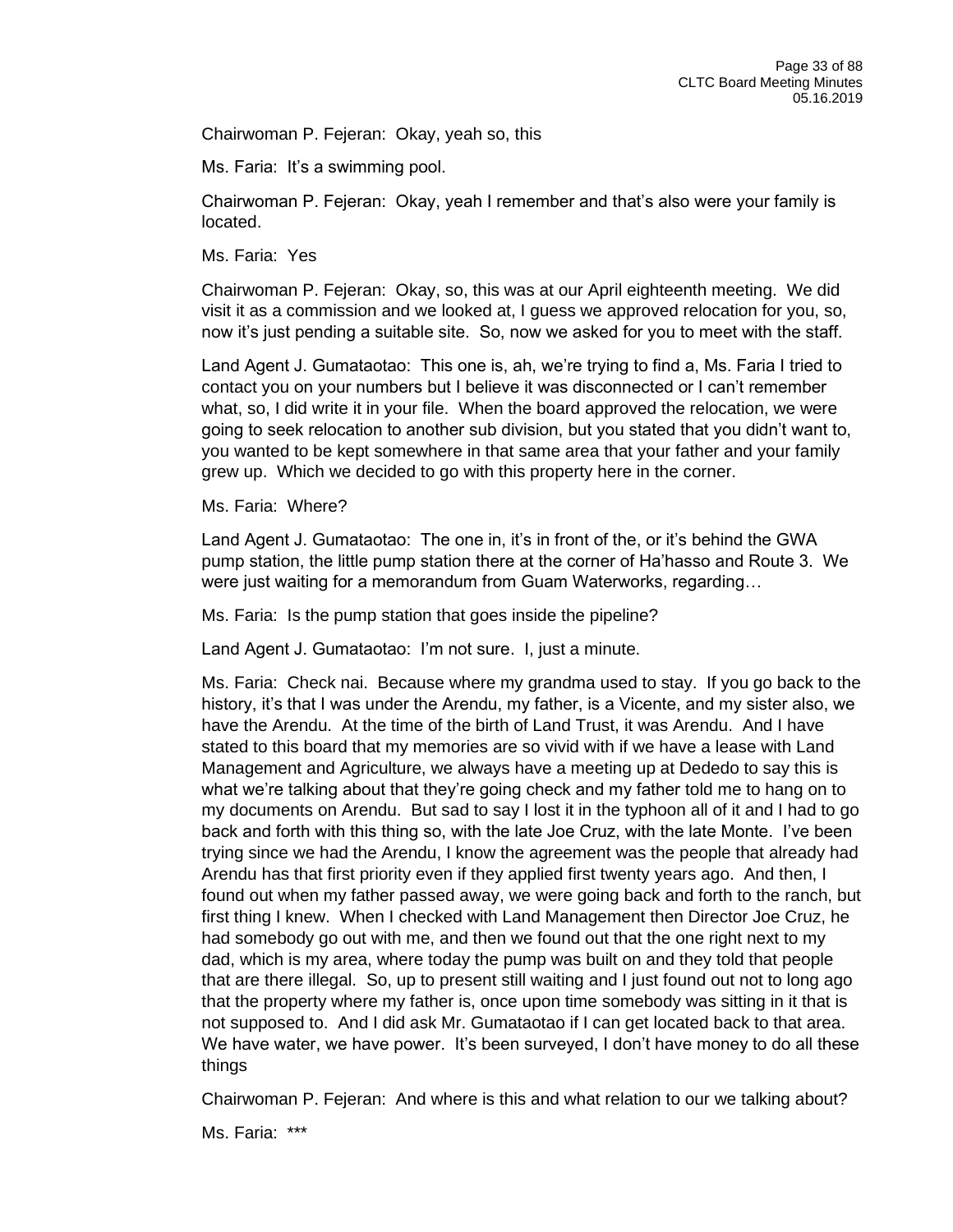Chairwoman P. Fejeran: Okay, yeah so, this

Ms. Faria: It's a swimming pool.

Chairwoman P. Fejeran: Okay, yeah I remember and that's also were your family is located.

Ms. Faria: Yes

Chairwoman P. Fejeran: Okay, so, this was at our April eighteenth meeting. We did visit it as a commission and we looked at, I guess we approved relocation for you, so, now it's just pending a suitable site. So, now we asked for you to meet with the staff.

Land Agent J. Gumataotao: This one is, ah, we're trying to find a, Ms. Faria I tried to contact you on your numbers but I believe it was disconnected or I can't remember what, so, I did write it in your file. When the board approved the relocation, we were going to seek relocation to another sub division, but you stated that you didn't want to, you wanted to be kept somewhere in that same area that your father and your family grew up. Which we decided to go with this property here in the corner.

Ms. Faria: Where?

Land Agent J. Gumataotao: The one in, it's in front of the, or it's behind the GWA pump station, the little pump station there at the corner of Ha'hasso and Route 3. We were just waiting for a memorandum from Guam Waterworks, regarding…

Ms. Faria: Is the pump station that goes inside the pipeline?

Land Agent J. Gumataotao: I'm not sure. I, just a minute.

Ms. Faria: Check nai. Because where my grandma used to stay. If you go back to the history, it's that I was under the Arendu, my father, is a Vicente, and my sister also, we have the Arendu. At the time of the birth of Land Trust, it was Arendu. And I have stated to this board that my memories are so vivid with if we have a lease with Land Management and Agriculture, we always have a meeting up at Dededo to say this is what we're talking about that they're going check and my father told me to hang on to my documents on Arendu. But sad to say I lost it in the typhoon all of it and I had to go back and forth with this thing so, with the late Joe Cruz, with the late Monte. I've been trying since we had the Arendu, I know the agreement was the people that already had Arendu has that first priority even if they applied first twenty years ago. And then, I found out when my father passed away, we were going back and forth to the ranch, but first thing I knew. When I checked with Land Management then Director Joe Cruz, he had somebody go out with me, and then we found out that the one right next to my dad, which is my area, where today the pump was built on and they told that people that are there illegal. So, up to present still waiting and I just found out not to long ago that the property where my father is, once upon time somebody was sitting in it that is not supposed to. And I did ask Mr. Gumataotao if I can get located back to that area. We have water, we have power. It's been surveyed, I don't have money to do all these things

Chairwoman P. Fejeran: And where is this and what relation to our we talking about?

Ms. Faria: ***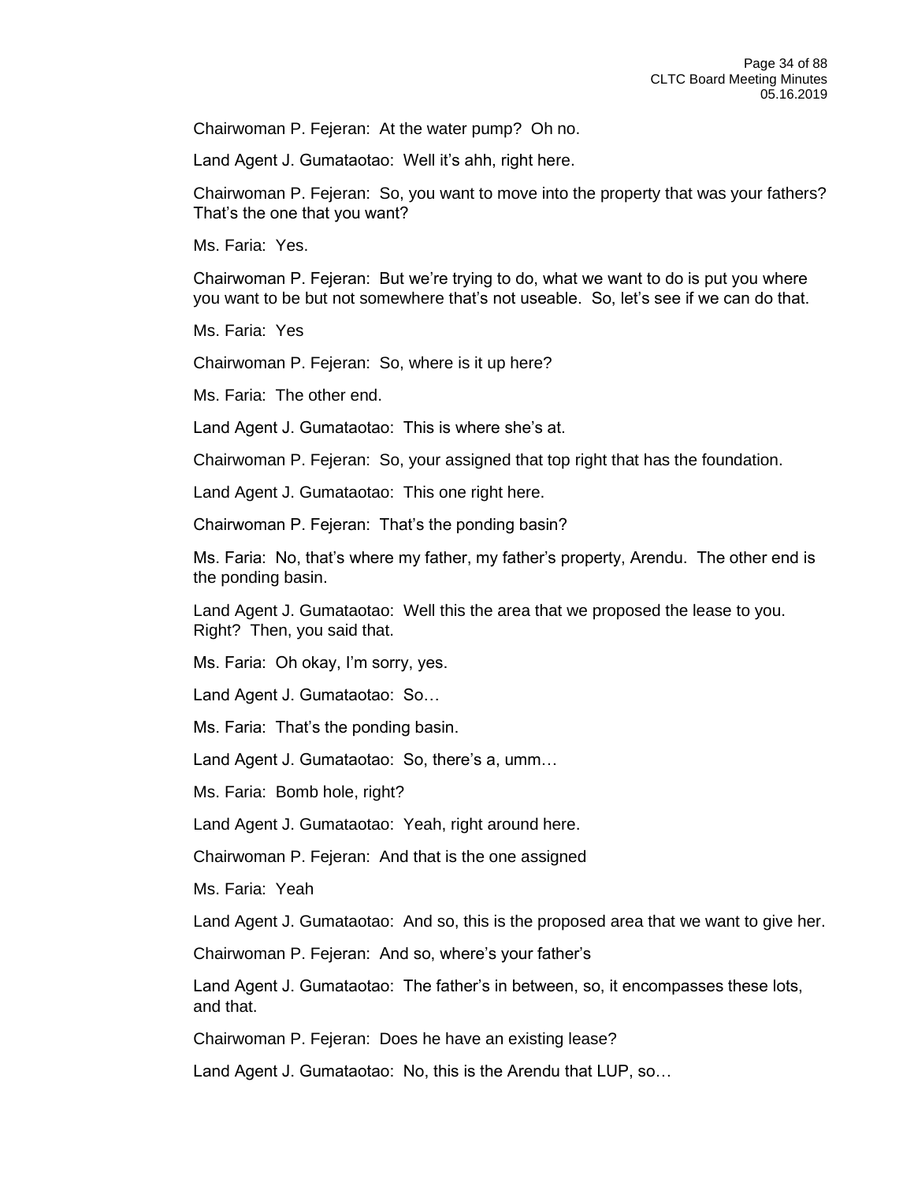Chairwoman P. Fejeran: At the water pump? Oh no.

Land Agent J. Gumataotao: Well it's ahh, right here.

Chairwoman P. Fejeran: So, you want to move into the property that was your fathers? That's the one that you want?

Ms. Faria: Yes.

Chairwoman P. Fejeran: But we're trying to do, what we want to do is put you where you want to be but not somewhere that's not useable. So, let's see if we can do that.

Ms. Faria: Yes

Chairwoman P. Fejeran: So, where is it up here?

Ms. Faria: The other end.

Land Agent J. Gumataotao: This is where she's at.

Chairwoman P. Fejeran: So, your assigned that top right that has the foundation.

Land Agent J. Gumataotao: This one right here.

Chairwoman P. Fejeran: That's the ponding basin?

Ms. Faria: No, that's where my father, my father's property, Arendu. The other end is the ponding basin.

Land Agent J. Gumataotao: Well this the area that we proposed the lease to you. Right? Then, you said that.

Ms. Faria: Oh okay, I'm sorry, yes.

Land Agent J. Gumataotao: So…

Ms. Faria: That's the ponding basin.

Land Agent J. Gumataotao: So, there's a, umm…

Ms. Faria: Bomb hole, right?

Land Agent J. Gumataotao: Yeah, right around here.

Chairwoman P. Fejeran: And that is the one assigned

Ms. Faria: Yeah

Land Agent J. Gumataotao: And so, this is the proposed area that we want to give her.

Chairwoman P. Fejeran: And so, where's your father's

Land Agent J. Gumataotao: The father's in between, so, it encompasses these lots, and that.

Chairwoman P. Fejeran: Does he have an existing lease?

Land Agent J. Gumataotao: No, this is the Arendu that LUP, so…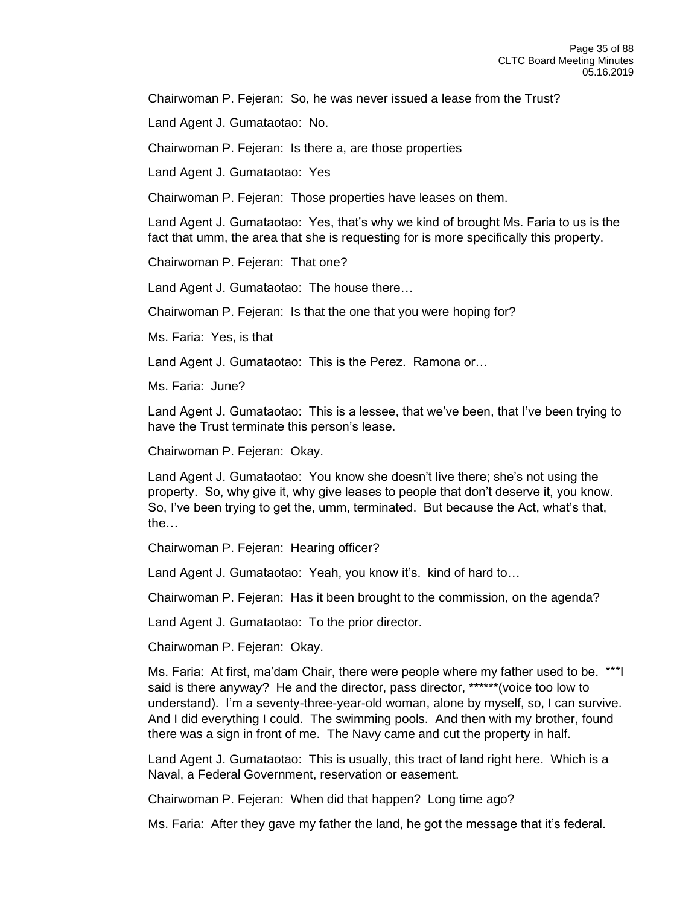Chairwoman P. Fejeran: So, he was never issued a lease from the Trust?

Land Agent J. Gumataotao: No.

Chairwoman P. Fejeran: Is there a, are those properties

Land Agent J. Gumataotao: Yes

Chairwoman P. Fejeran: Those properties have leases on them.

Land Agent J. Gumataotao: Yes, that's why we kind of brought Ms. Faria to us is the fact that umm, the area that she is requesting for is more specifically this property.

Chairwoman P. Fejeran: That one?

Land Agent J. Gumataotao: The house there…

Chairwoman P. Fejeran: Is that the one that you were hoping for?

Ms. Faria: Yes, is that

Land Agent J. Gumataotao: This is the Perez. Ramona or…

Ms. Faria: June?

Land Agent J. Gumataotao: This is a lessee, that we've been, that I've been trying to have the Trust terminate this person's lease.

Chairwoman P. Fejeran: Okay.

Land Agent J. Gumataotao: You know she doesn't live there; she's not using the property. So, why give it, why give leases to people that don't deserve it, you know. So, I've been trying to get the, umm, terminated. But because the Act, what's that, the…

Chairwoman P. Fejeran: Hearing officer?

Land Agent J. Gumataotao: Yeah, you know it's. kind of hard to…

Chairwoman P. Fejeran: Has it been brought to the commission, on the agenda?

Land Agent J. Gumataotao: To the prior director.

Chairwoman P. Fejeran: Okay.

Ms. Faria: At first, ma'dam Chair, there were people where my father used to be. ***I said is there anyway? He and the director, pass director, ******(voice too low to understand). I'm a seventy-three-year-old woman, alone by myself, so, I can survive. And I did everything I could. The swimming pools. And then with my brother, found there was a sign in front of me. The Navy came and cut the property in half.

Land Agent J. Gumataotao: This is usually, this tract of land right here. Which is a Naval, a Federal Government, reservation or easement.

Chairwoman P. Fejeran: When did that happen? Long time ago?

Ms. Faria: After they gave my father the land, he got the message that it's federal.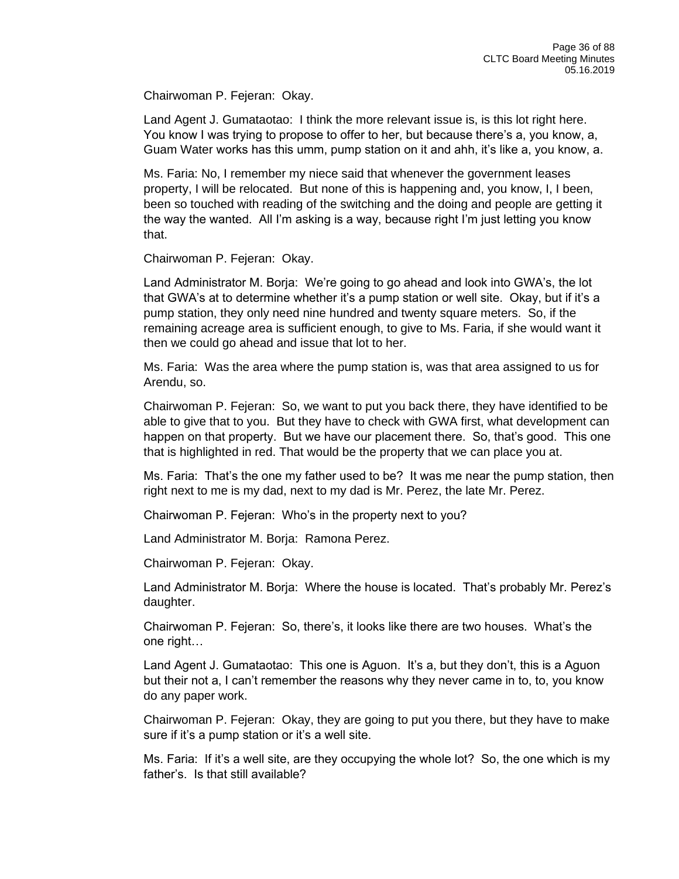Chairwoman P. Fejeran: Okay.

Land Agent J. Gumataotao: I think the more relevant issue is, is this lot right here. You know I was trying to propose to offer to her, but because there's a, you know, a, Guam Water works has this umm, pump station on it and ahh, it's like a, you know, a.

Ms. Faria: No, I remember my niece said that whenever the government leases property, I will be relocated. But none of this is happening and, you know, I, I been, been so touched with reading of the switching and the doing and people are getting it the way the wanted. All I'm asking is a way, because right I'm just letting you know that.

Chairwoman P. Fejeran: Okay.

Land Administrator M. Borja: We're going to go ahead and look into GWA's, the lot that GWA's at to determine whether it's a pump station or well site. Okay, but if it's a pump station, they only need nine hundred and twenty square meters. So, if the remaining acreage area is sufficient enough, to give to Ms. Faria, if she would want it then we could go ahead and issue that lot to her.

Ms. Faria: Was the area where the pump station is, was that area assigned to us for Arendu, so.

Chairwoman P. Fejeran: So, we want to put you back there, they have identified to be able to give that to you. But they have to check with GWA first, what development can happen on that property. But we have our placement there. So, that's good. This one that is highlighted in red. That would be the property that we can place you at.

Ms. Faria: That's the one my father used to be? It was me near the pump station, then right next to me is my dad, next to my dad is Mr. Perez, the late Mr. Perez.

Chairwoman P. Fejeran: Who's in the property next to you?

Land Administrator M. Borja: Ramona Perez.

Chairwoman P. Fejeran: Okay.

Land Administrator M. Borja: Where the house is located. That's probably Mr. Perez's daughter.

Chairwoman P. Fejeran: So, there's, it looks like there are two houses. What's the one right…

Land Agent J. Gumataotao: This one is Aguon. It's a, but they don't, this is a Aguon but their not a, I can't remember the reasons why they never came in to, to, you know do any paper work.

Chairwoman P. Fejeran: Okay, they are going to put you there, but they have to make sure if it's a pump station or it's a well site.

Ms. Faria: If it's a well site, are they occupying the whole lot? So, the one which is my father's. Is that still available?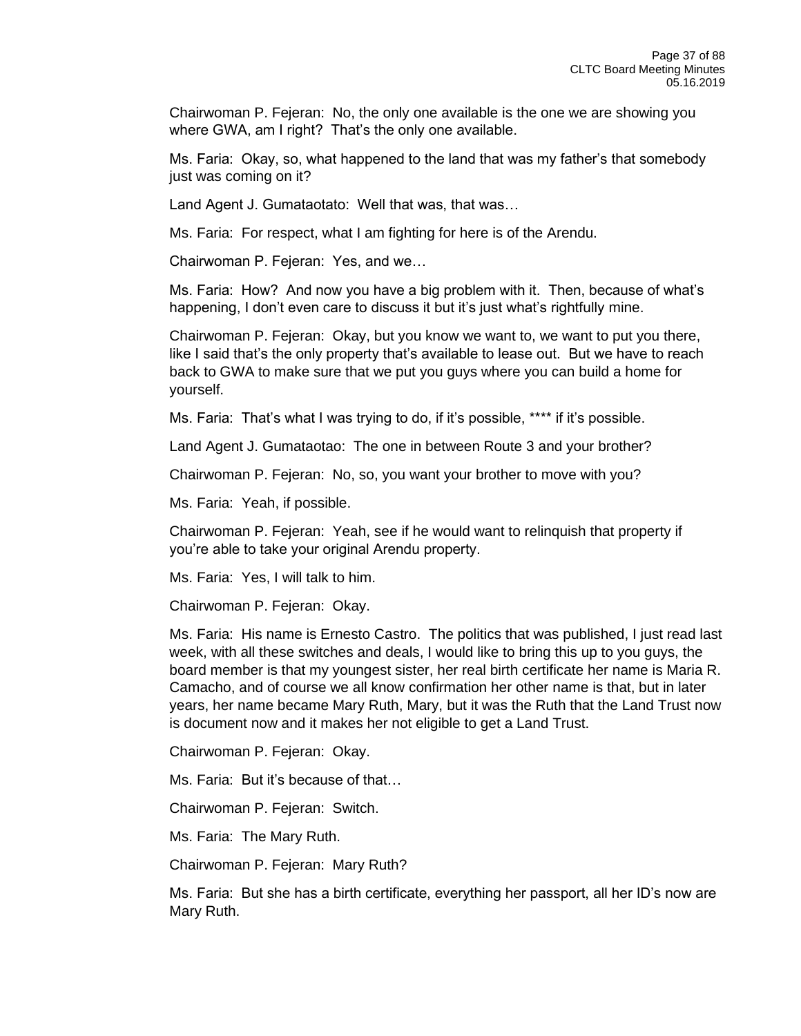Chairwoman P. Fejeran: No, the only one available is the one we are showing you where GWA, am I right? That's the only one available.

Ms. Faria: Okay, so, what happened to the land that was my father's that somebody just was coming on it?

Land Agent J. Gumataotato: Well that was, that was…

Ms. Faria: For respect, what I am fighting for here is of the Arendu.

Chairwoman P. Fejeran: Yes, and we…

Ms. Faria: How? And now you have a big problem with it. Then, because of what's happening, I don't even care to discuss it but it's just what's rightfully mine.

Chairwoman P. Fejeran: Okay, but you know we want to, we want to put you there, like I said that's the only property that's available to lease out. But we have to reach back to GWA to make sure that we put you guys where you can build a home for yourself.

Ms. Faria: That's what I was trying to do, if it's possible, **** if it's possible.

Land Agent J. Gumataotao: The one in between Route 3 and your brother?

Chairwoman P. Fejeran: No, so, you want your brother to move with you?

Ms. Faria: Yeah, if possible.

Chairwoman P. Fejeran: Yeah, see if he would want to relinquish that property if you're able to take your original Arendu property.

Ms. Faria: Yes, I will talk to him.

Chairwoman P. Fejeran: Okay.

Ms. Faria: His name is Ernesto Castro. The politics that was published, I just read last week, with all these switches and deals, I would like to bring this up to you guys, the board member is that my youngest sister, her real birth certificate her name is Maria R. Camacho, and of course we all know confirmation her other name is that, but in later years, her name became Mary Ruth, Mary, but it was the Ruth that the Land Trust now is document now and it makes her not eligible to get a Land Trust.

Chairwoman P. Fejeran: Okay.

Ms. Faria: But it's because of that…

Chairwoman P. Fejeran: Switch.

Ms. Faria: The Mary Ruth.

Chairwoman P. Fejeran: Mary Ruth?

Ms. Faria: But she has a birth certificate, everything her passport, all her ID's now are Mary Ruth.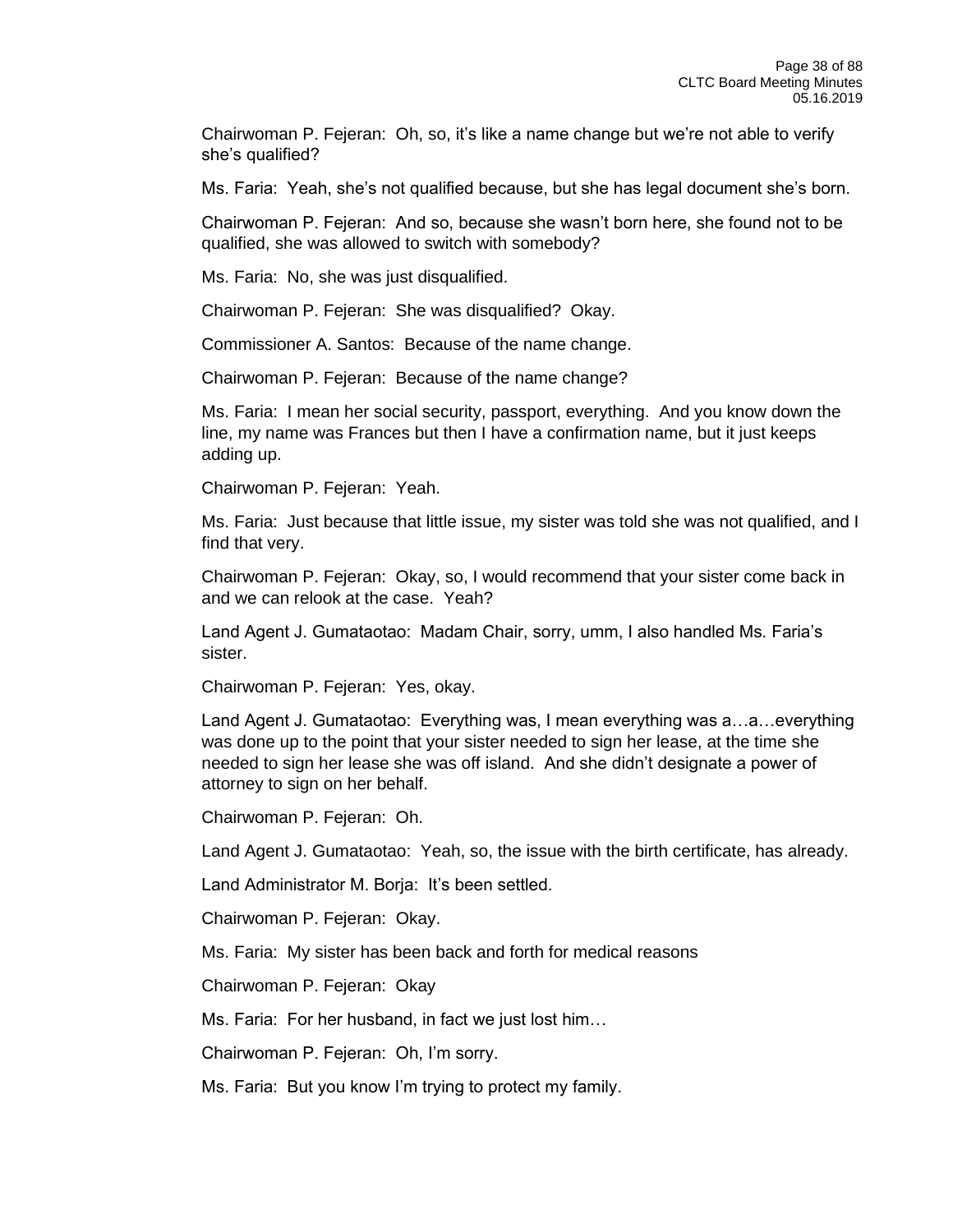Chairwoman P. Fejeran: Oh, so, it's like a name change but we're not able to verify she's qualified?

Ms. Faria: Yeah, she's not qualified because, but she has legal document she's born.

Chairwoman P. Fejeran: And so, because she wasn't born here, she found not to be qualified, she was allowed to switch with somebody?

Ms. Faria: No, she was just disqualified.

Chairwoman P. Fejeran: She was disqualified? Okay.

Commissioner A. Santos: Because of the name change.

Chairwoman P. Fejeran: Because of the name change?

Ms. Faria: I mean her social security, passport, everything. And you know down the line, my name was Frances but then I have a confirmation name, but it just keeps adding up.

Chairwoman P. Fejeran: Yeah.

Ms. Faria: Just because that little issue, my sister was told she was not qualified, and I find that very.

Chairwoman P. Fejeran: Okay, so, I would recommend that your sister come back in and we can relook at the case. Yeah?

Land Agent J. Gumataotao: Madam Chair, sorry, umm, I also handled Ms. Faria's sister.

Chairwoman P. Fejeran: Yes, okay.

Land Agent J. Gumataotao: Everything was, I mean everything was a…a…everything was done up to the point that your sister needed to sign her lease, at the time she needed to sign her lease she was off island. And she didn't designate a power of attorney to sign on her behalf.

Chairwoman P. Fejeran: Oh.

Land Agent J. Gumataotao: Yeah, so, the issue with the birth certificate, has already.

Land Administrator M. Borja: It's been settled.

Chairwoman P. Fejeran: Okay.

Ms. Faria: My sister has been back and forth for medical reasons

Chairwoman P. Fejeran: Okay

Ms. Faria: For her husband, in fact we just lost him…

Chairwoman P. Fejeran: Oh, I'm sorry.

Ms. Faria: But you know I'm trying to protect my family.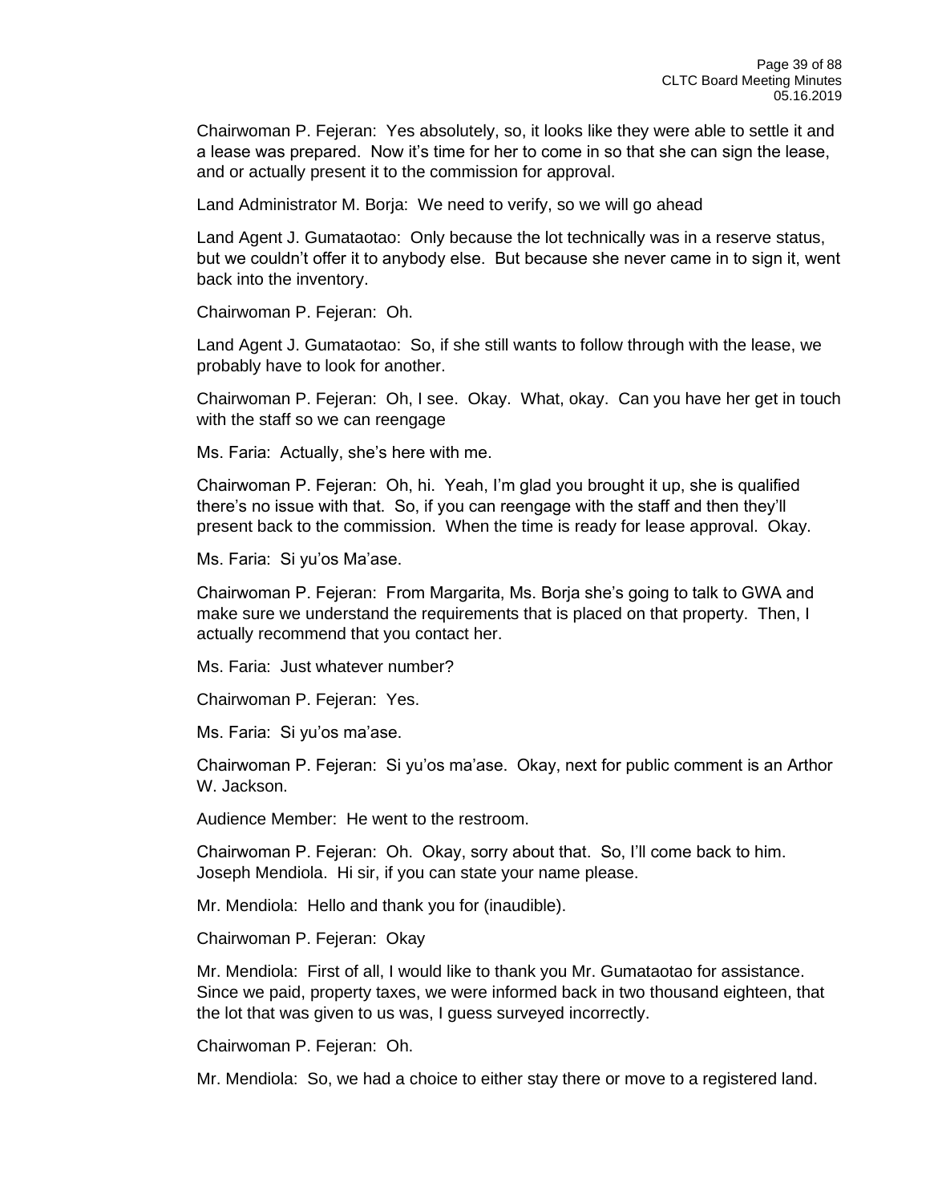Chairwoman P. Fejeran: Yes absolutely, so, it looks like they were able to settle it and a lease was prepared. Now it's time for her to come in so that she can sign the lease, and or actually present it to the commission for approval.

Land Administrator M. Borja: We need to verify, so we will go ahead

Land Agent J. Gumataotao: Only because the lot technically was in a reserve status, but we couldn't offer it to anybody else. But because she never came in to sign it, went back into the inventory.

Chairwoman P. Fejeran: Oh.

Land Agent J. Gumataotao: So, if she still wants to follow through with the lease, we probably have to look for another.

Chairwoman P. Fejeran: Oh, I see. Okay. What, okay. Can you have her get in touch with the staff so we can reengage

Ms. Faria: Actually, she's here with me.

Chairwoman P. Fejeran: Oh, hi. Yeah, I'm glad you brought it up, she is qualified there's no issue with that. So, if you can reengage with the staff and then they'll present back to the commission. When the time is ready for lease approval. Okay.

Ms. Faria: Si yu'os Ma'ase.

Chairwoman P. Fejeran: From Margarita, Ms. Borja she's going to talk to GWA and make sure we understand the requirements that is placed on that property. Then, I actually recommend that you contact her.

Ms. Faria: Just whatever number?

Chairwoman P. Fejeran: Yes.

Ms. Faria: Si yu'os ma'ase.

Chairwoman P. Fejeran: Si yu'os ma'ase. Okay, next for public comment is an Arthor W. Jackson.

Audience Member: He went to the restroom.

Chairwoman P. Fejeran: Oh. Okay, sorry about that. So, I'll come back to him. Joseph Mendiola. Hi sir, if you can state your name please.

Mr. Mendiola: Hello and thank you for (inaudible).

Chairwoman P. Fejeran: Okay

Mr. Mendiola: First of all, I would like to thank you Mr. Gumataotao for assistance. Since we paid, property taxes, we were informed back in two thousand eighteen, that the lot that was given to us was, I guess surveyed incorrectly.

Chairwoman P. Fejeran: Oh.

Mr. Mendiola: So, we had a choice to either stay there or move to a registered land.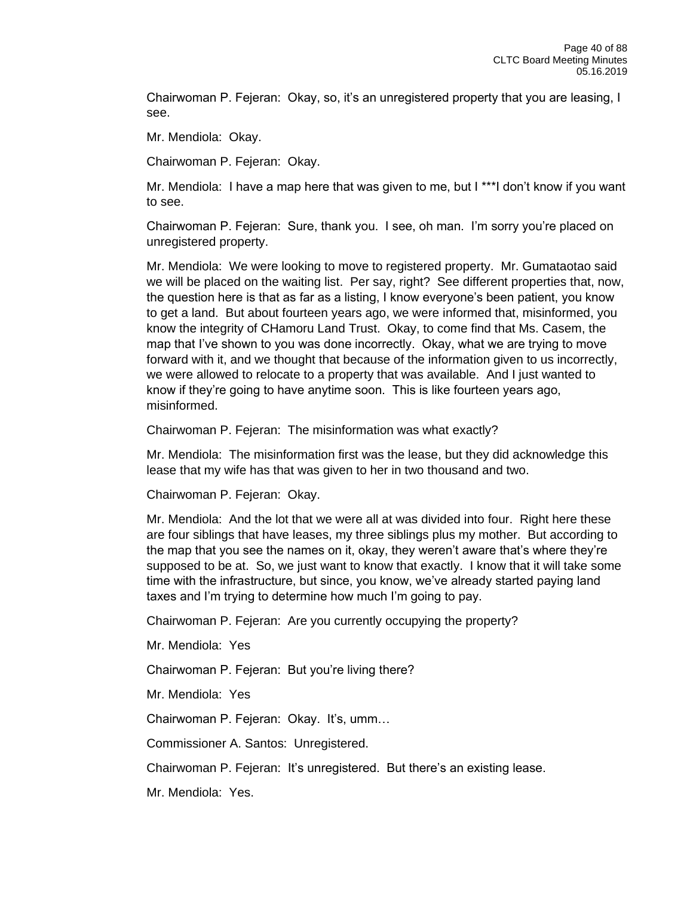Chairwoman P. Fejeran: Okay, so, it's an unregistered property that you are leasing, I see.

Mr. Mendiola: Okay.

Chairwoman P. Fejeran: Okay.

Mr. Mendiola: I have a map here that was given to me, but I ***I don't know if you want to see.

Chairwoman P. Fejeran: Sure, thank you. I see, oh man. I'm sorry you're placed on unregistered property.

Mr. Mendiola: We were looking to move to registered property. Mr. Gumataotao said we will be placed on the waiting list. Per say, right? See different properties that, now, the question here is that as far as a listing, I know everyone's been patient, you know to get a land. But about fourteen years ago, we were informed that, misinformed, you know the integrity of CHamoru Land Trust. Okay, to come find that Ms. Casem, the map that I've shown to you was done incorrectly. Okay, what we are trying to move forward with it, and we thought that because of the information given to us incorrectly, we were allowed to relocate to a property that was available. And I just wanted to know if they're going to have anytime soon. This is like fourteen years ago, misinformed.

Chairwoman P. Fejeran: The misinformation was what exactly?

Mr. Mendiola: The misinformation first was the lease, but they did acknowledge this lease that my wife has that was given to her in two thousand and two.

Chairwoman P. Fejeran: Okay.

Mr. Mendiola: And the lot that we were all at was divided into four. Right here these are four siblings that have leases, my three siblings plus my mother. But according to the map that you see the names on it, okay, they weren't aware that's where they're supposed to be at. So, we just want to know that exactly. I know that it will take some time with the infrastructure, but since, you know, we've already started paying land taxes and I'm trying to determine how much I'm going to pay.

Chairwoman P. Fejeran: Are you currently occupying the property?

Mr. Mendiola: Yes

Chairwoman P. Fejeran: But you're living there?

Mr. Mendiola: Yes

Chairwoman P. Fejeran: Okay. It's, umm…

Commissioner A. Santos: Unregistered.

Chairwoman P. Fejeran: It's unregistered. But there's an existing lease.

Mr. Mendiola: Yes.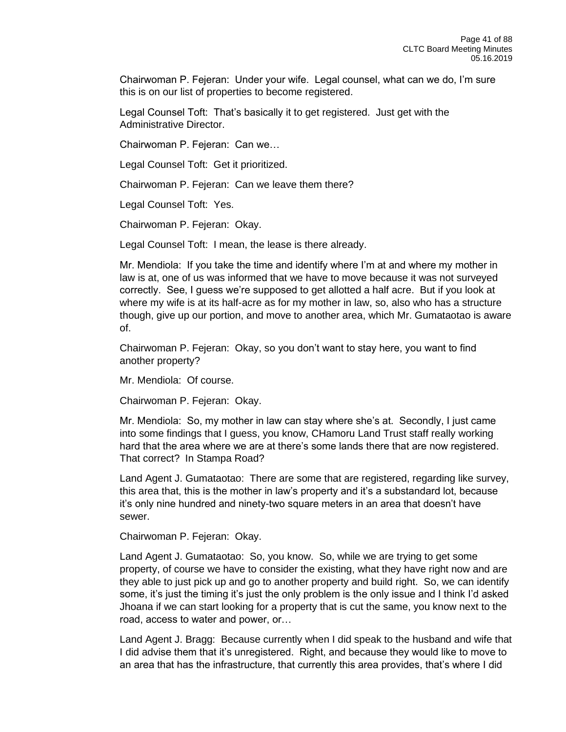Chairwoman P. Fejeran: Under your wife. Legal counsel, what can we do, I'm sure this is on our list of properties to become registered.

Legal Counsel Toft: That's basically it to get registered. Just get with the Administrative Director.

Chairwoman P. Fejeran: Can we…

Legal Counsel Toft: Get it prioritized.

Chairwoman P. Fejeran: Can we leave them there?

Legal Counsel Toft: Yes.

Chairwoman P. Fejeran: Okay.

Legal Counsel Toft: I mean, the lease is there already.

Mr. Mendiola: If you take the time and identify where I'm at and where my mother in law is at, one of us was informed that we have to move because it was not surveyed correctly. See, I guess we're supposed to get allotted a half acre. But if you look at where my wife is at its half-acre as for my mother in law, so, also who has a structure though, give up our portion, and move to another area, which Mr. Gumataotao is aware of.

Chairwoman P. Fejeran: Okay, so you don't want to stay here, you want to find another property?

Mr. Mendiola: Of course.

Chairwoman P. Fejeran: Okay.

Mr. Mendiola: So, my mother in law can stay where she's at. Secondly, I just came into some findings that I guess, you know, CHamoru Land Trust staff really working hard that the area where we are at there's some lands there that are now registered. That correct? In Stampa Road?

Land Agent J. Gumataotao: There are some that are registered, regarding like survey, this area that, this is the mother in law's property and it's a substandard lot, because it's only nine hundred and ninety-two square meters in an area that doesn't have sewer.

Chairwoman P. Fejeran: Okay.

Land Agent J. Gumataotao: So, you know. So, while we are trying to get some property, of course we have to consider the existing, what they have right now and are they able to just pick up and go to another property and build right. So, we can identify some, it's just the timing it's just the only problem is the only issue and I think I'd asked Jhoana if we can start looking for a property that is cut the same, you know next to the road, access to water and power, or…

Land Agent J. Bragg: Because currently when I did speak to the husband and wife that I did advise them that it's unregistered. Right, and because they would like to move to an area that has the infrastructure, that currently this area provides, that's where I did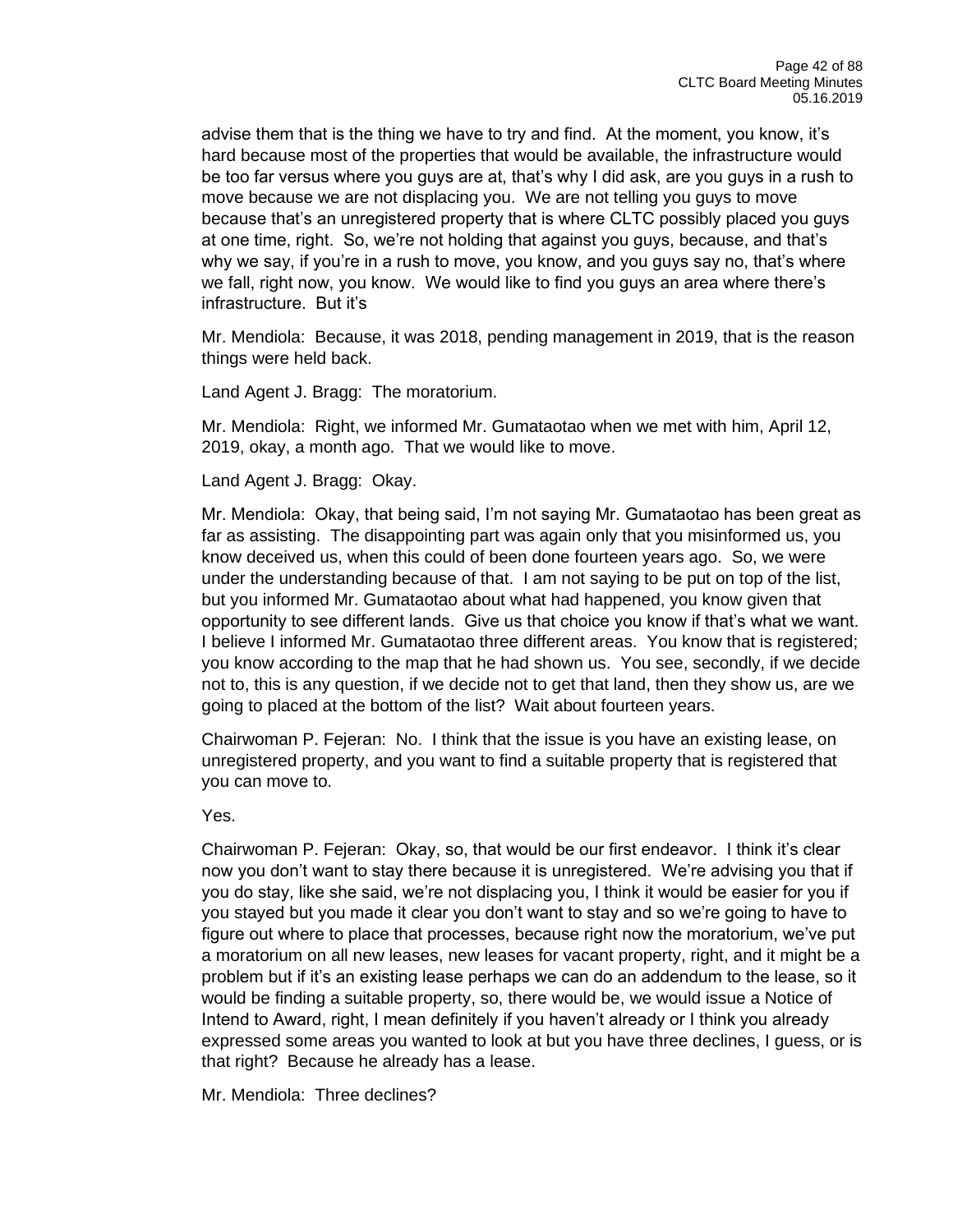advise them that is the thing we have to try and find. At the moment, you know, it's hard because most of the properties that would be available, the infrastructure would be too far versus where you guys are at, that's why I did ask, are you guys in a rush to move because we are not displacing you. We are not telling you guys to move because that's an unregistered property that is where CLTC possibly placed you guys at one time, right. So, we're not holding that against you guys, because, and that's why we say, if you're in a rush to move, you know, and you guys say no, that's where we fall, right now, you know. We would like to find you guys an area where there's infrastructure. But it's

Mr. Mendiola: Because, it was 2018, pending management in 2019, that is the reason things were held back.

Land Agent J. Bragg: The moratorium.

Mr. Mendiola: Right, we informed Mr. Gumataotao when we met with him, April 12, 2019, okay, a month ago. That we would like to move.

Land Agent J. Bragg: Okay.

Mr. Mendiola: Okay, that being said, I'm not saying Mr. Gumataotao has been great as far as assisting. The disappointing part was again only that you misinformed us, you know deceived us, when this could of been done fourteen years ago. So, we were under the understanding because of that. I am not saying to be put on top of the list, but you informed Mr. Gumataotao about what had happened, you know given that opportunity to see different lands. Give us that choice you know if that's what we want. I believe I informed Mr. Gumataotao three different areas. You know that is registered; you know according to the map that he had shown us. You see, secondly, if we decide not to, this is any question, if we decide not to get that land, then they show us, are we going to placed at the bottom of the list? Wait about fourteen years.

Chairwoman P. Fejeran: No. I think that the issue is you have an existing lease, on unregistered property, and you want to find a suitable property that is registered that you can move to.

Yes.

Chairwoman P. Fejeran: Okay, so, that would be our first endeavor. I think it's clear now you don't want to stay there because it is unregistered. We're advising you that if you do stay, like she said, we're not displacing you, I think it would be easier for you if you stayed but you made it clear you don't want to stay and so we're going to have to figure out where to place that processes, because right now the moratorium, we've put a moratorium on all new leases, new leases for vacant property, right, and it might be a problem but if it's an existing lease perhaps we can do an addendum to the lease, so it would be finding a suitable property, so, there would be, we would issue a Notice of Intend to Award, right, I mean definitely if you haven't already or I think you already expressed some areas you wanted to look at but you have three declines, I guess, or is that right? Because he already has a lease.

Mr. Mendiola: Three declines?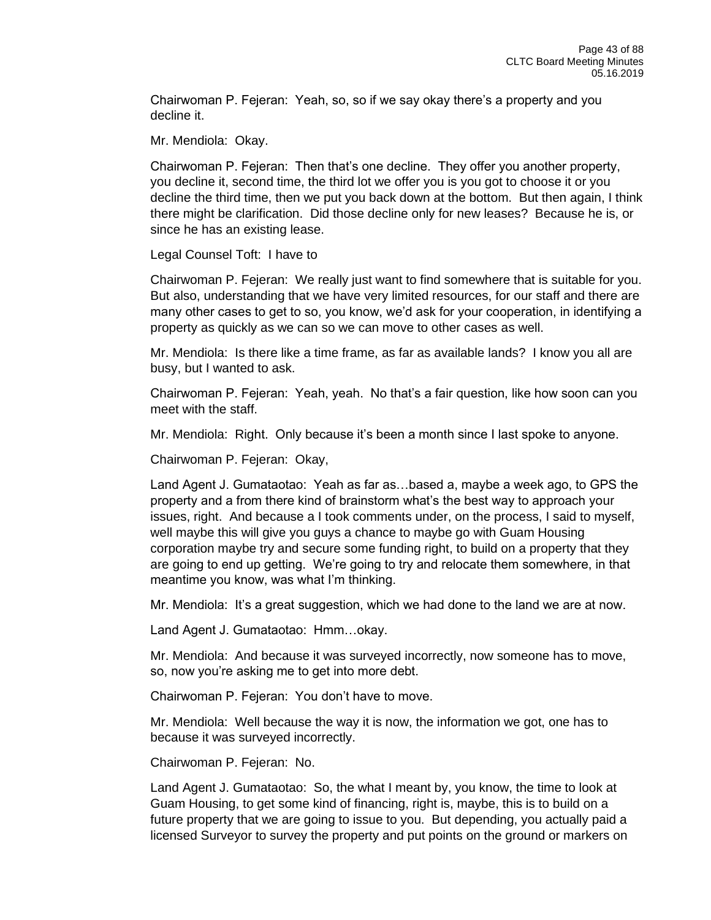Chairwoman P. Fejeran: Yeah, so, so if we say okay there's a property and you decline it.

Mr. Mendiola: Okay.

Chairwoman P. Fejeran: Then that's one decline. They offer you another property, you decline it, second time, the third lot we offer you is you got to choose it or you decline the third time, then we put you back down at the bottom. But then again, I think there might be clarification. Did those decline only for new leases? Because he is, or since he has an existing lease.

Legal Counsel Toft: I have to

Chairwoman P. Fejeran: We really just want to find somewhere that is suitable for you. But also, understanding that we have very limited resources, for our staff and there are many other cases to get to so, you know, we'd ask for your cooperation, in identifying a property as quickly as we can so we can move to other cases as well.

Mr. Mendiola: Is there like a time frame, as far as available lands? I know you all are busy, but I wanted to ask.

Chairwoman P. Fejeran: Yeah, yeah. No that's a fair question, like how soon can you meet with the staff.

Mr. Mendiola: Right. Only because it's been a month since I last spoke to anyone.

Chairwoman P. Fejeran: Okay,

Land Agent J. Gumataotao: Yeah as far as…based a, maybe a week ago, to GPS the property and a from there kind of brainstorm what's the best way to approach your issues, right. And because a I took comments under, on the process, I said to myself, well maybe this will give you guys a chance to maybe go with Guam Housing corporation maybe try and secure some funding right, to build on a property that they are going to end up getting. We're going to try and relocate them somewhere, in that meantime you know, was what I'm thinking.

Mr. Mendiola: It's a great suggestion, which we had done to the land we are at now.

Land Agent J. Gumataotao: Hmm…okay.

Mr. Mendiola: And because it was surveyed incorrectly, now someone has to move, so, now you're asking me to get into more debt.

Chairwoman P. Fejeran: You don't have to move.

Mr. Mendiola: Well because the way it is now, the information we got, one has to because it was surveyed incorrectly.

Chairwoman P. Fejeran: No.

Land Agent J. Gumataotao: So, the what I meant by, you know, the time to look at Guam Housing, to get some kind of financing, right is, maybe, this is to build on a future property that we are going to issue to you. But depending, you actually paid a licensed Surveyor to survey the property and put points on the ground or markers on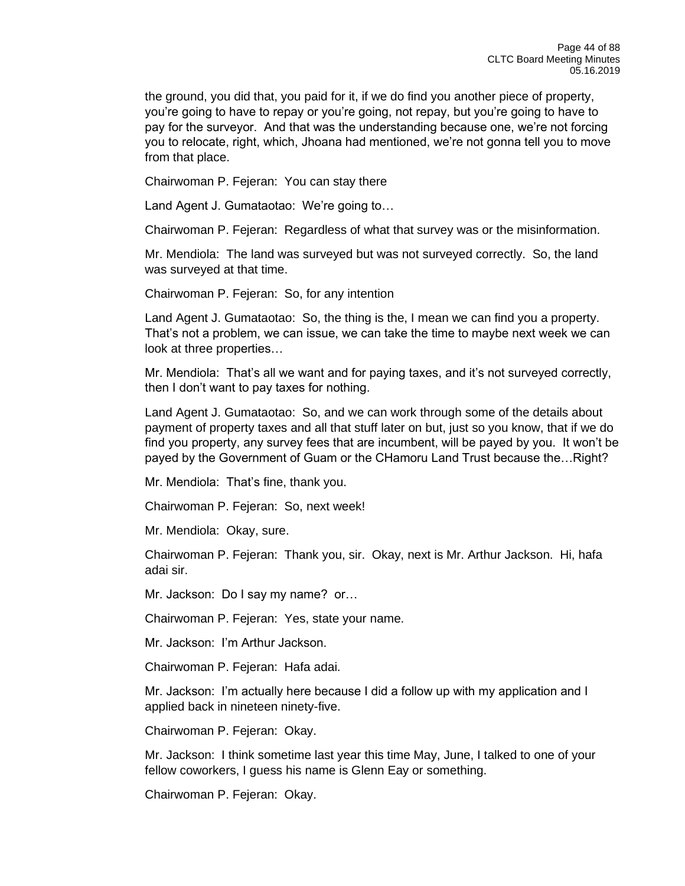the ground, you did that, you paid for it, if we do find you another piece of property, you're going to have to repay or you're going, not repay, but you're going to have to pay for the surveyor. And that was the understanding because one, we're not forcing you to relocate, right, which, Jhoana had mentioned, we're not gonna tell you to move from that place.

Chairwoman P. Fejeran: You can stay there

Land Agent J. Gumataotao: We're going to…

Chairwoman P. Fejeran: Regardless of what that survey was or the misinformation.

Mr. Mendiola: The land was surveyed but was not surveyed correctly. So, the land was surveyed at that time.

Chairwoman P. Fejeran: So, for any intention

Land Agent J. Gumataotao: So, the thing is the, I mean we can find you a property. That's not a problem, we can issue, we can take the time to maybe next week we can look at three properties…

Mr. Mendiola: That's all we want and for paying taxes, and it's not surveyed correctly, then I don't want to pay taxes for nothing.

Land Agent J. Gumataotao: So, and we can work through some of the details about payment of property taxes and all that stuff later on but, just so you know, that if we do find you property, any survey fees that are incumbent, will be payed by you. It won't be payed by the Government of Guam or the CHamoru Land Trust because the…Right?

Mr. Mendiola: That's fine, thank you.

Chairwoman P. Fejeran: So, next week!

Mr. Mendiola: Okay, sure.

Chairwoman P. Fejeran: Thank you, sir. Okay, next is Mr. Arthur Jackson. Hi, hafa adai sir.

Mr. Jackson: Do I say my name? or…

Chairwoman P. Fejeran: Yes, state your name.

Mr. Jackson: I'm Arthur Jackson.

Chairwoman P. Fejeran: Hafa adai.

Mr. Jackson: I'm actually here because I did a follow up with my application and I applied back in nineteen ninety-five.

Chairwoman P. Fejeran: Okay.

Mr. Jackson: I think sometime last year this time May, June, I talked to one of your fellow coworkers, I guess his name is Glenn Eay or something.

Chairwoman P. Fejeran: Okay.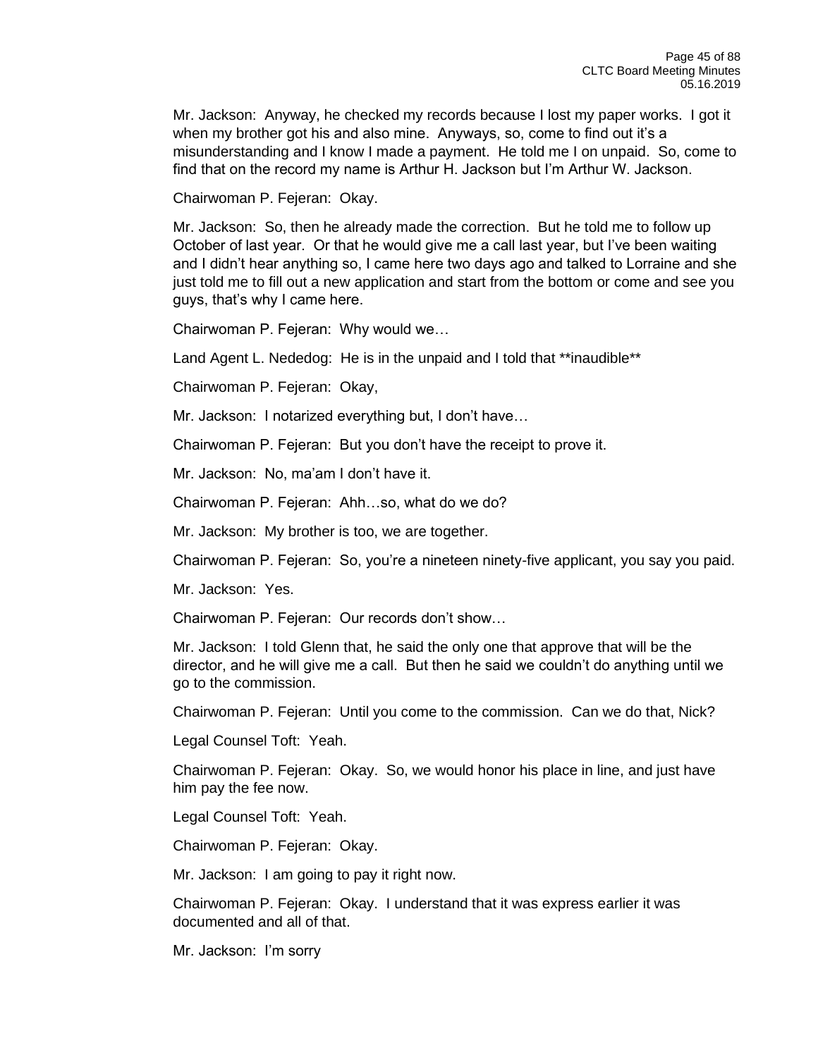Mr. Jackson: Anyway, he checked my records because I lost my paper works. I got it when my brother got his and also mine. Anyways, so, come to find out it's a misunderstanding and I know I made a payment. He told me I on unpaid. So, come to find that on the record my name is Arthur H. Jackson but I'm Arthur W. Jackson.

Chairwoman P. Fejeran: Okay.

Mr. Jackson: So, then he already made the correction. But he told me to follow up October of last year. Or that he would give me a call last year, but I've been waiting and I didn't hear anything so, I came here two days ago and talked to Lorraine and she just told me to fill out a new application and start from the bottom or come and see you guys, that's why I came here.

Chairwoman P. Fejeran: Why would we…

Land Agent L. Nededog: He is in the unpaid and I told that **inaudible**

Chairwoman P. Fejeran: Okay,

Mr. Jackson: I notarized everything but, I don't have…

Chairwoman P. Fejeran: But you don't have the receipt to prove it.

Mr. Jackson: No, ma'am I don't have it.

Chairwoman P. Fejeran: Ahh…so, what do we do?

Mr. Jackson: My brother is too, we are together.

Chairwoman P. Fejeran: So, you're a nineteen ninety-five applicant, you say you paid.

Mr. Jackson: Yes.

Chairwoman P. Fejeran: Our records don't show…

Mr. Jackson: I told Glenn that, he said the only one that approve that will be the director, and he will give me a call. But then he said we couldn't do anything until we go to the commission.

Chairwoman P. Fejeran: Until you come to the commission. Can we do that, Nick?

Legal Counsel Toft: Yeah.

Chairwoman P. Fejeran: Okay. So, we would honor his place in line, and just have him pay the fee now.

Legal Counsel Toft: Yeah.

Chairwoman P. Fejeran: Okay.

Mr. Jackson: I am going to pay it right now.

Chairwoman P. Fejeran: Okay. I understand that it was express earlier it was documented and all of that.

Mr. Jackson: I'm sorry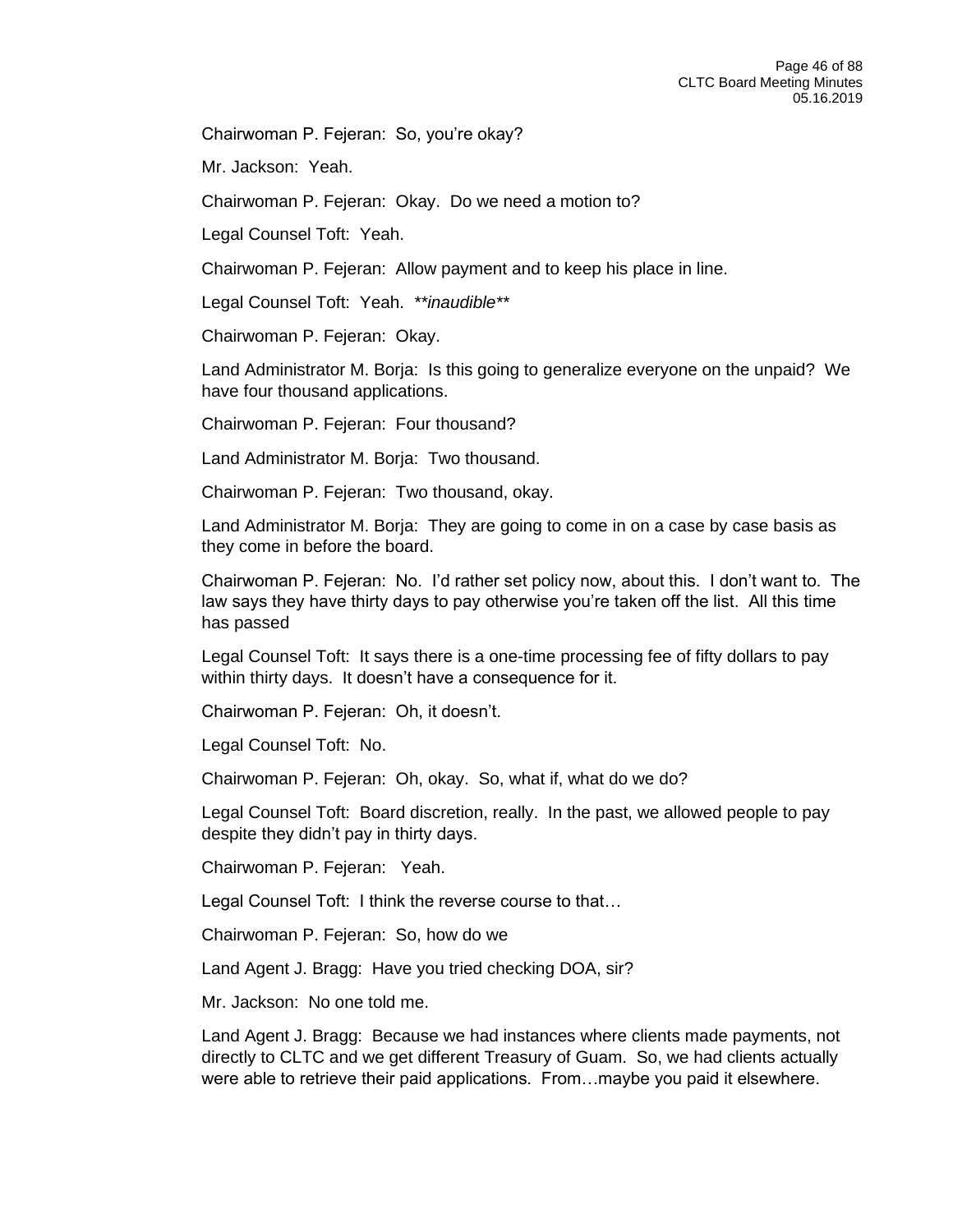Chairwoman P. Fejeran: So, you're okay?

Mr. Jackson: Yeah.

Chairwoman P. Fejeran: Okay. Do we need a motion to?

Legal Counsel Toft: Yeah.

Chairwoman P. Fejeran: Allow payment and to keep his place in line.

Legal Counsel Toft: Yeah. ***inaudible***

Chairwoman P. Fejeran: Okay.

Land Administrator M. Borja: Is this going to generalize everyone on the unpaid? We have four thousand applications.

Chairwoman P. Fejeran: Four thousand?

Land Administrator M. Borja: Two thousand.

Chairwoman P. Fejeran: Two thousand, okay.

Land Administrator M. Borja: They are going to come in on a case by case basis as they come in before the board.

Chairwoman P. Fejeran: No. I'd rather set policy now, about this. I don't want to. The law says they have thirty days to pay otherwise you're taken off the list. All this time has passed

Legal Counsel Toft: It says there is a one-time processing fee of fifty dollars to pay within thirty days. It doesn't have a consequence for it.

Chairwoman P. Fejeran: Oh, it doesn't.

Legal Counsel Toft: No.

Chairwoman P. Fejeran: Oh, okay. So, what if, what do we do?

Legal Counsel Toft: Board discretion, really. In the past, we allowed people to pay despite they didn't pay in thirty days.

Chairwoman P. Fejeran: Yeah.

Legal Counsel Toft: I think the reverse course to that…

Chairwoman P. Fejeran: So, how do we

Land Agent J. Bragg: Have you tried checking DOA, sir?

Mr. Jackson: No one told me.

Land Agent J. Bragg: Because we had instances where clients made payments, not directly to CLTC and we get different Treasury of Guam. So, we had clients actually were able to retrieve their paid applications. From…maybe you paid it elsewhere.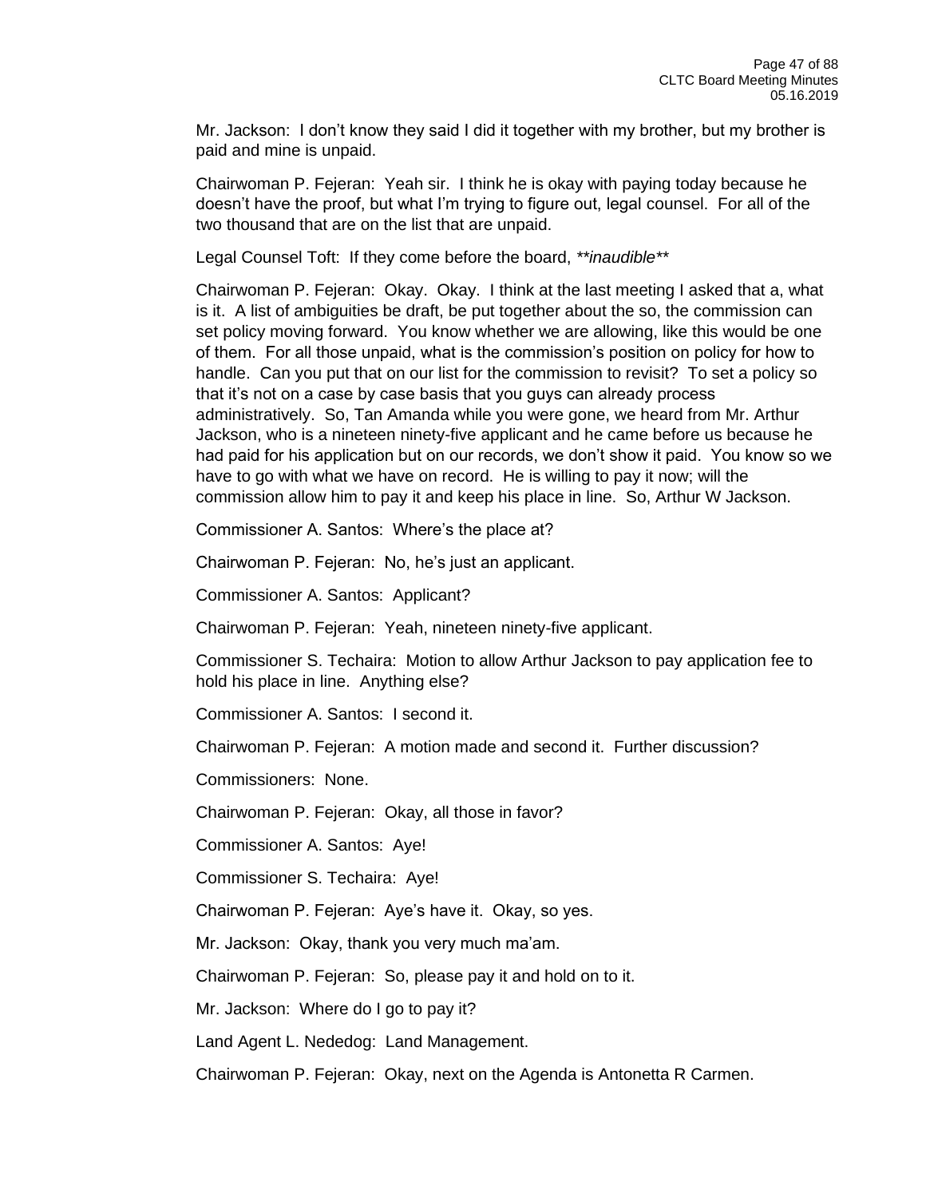Mr. Jackson: I don't know they said I did it together with my brother, but my brother is paid and mine is unpaid.

Chairwoman P. Fejeran: Yeah sir. I think he is okay with paying today because he doesn't have the proof, but what I'm trying to figure out, legal counsel. For all of the two thousand that are on the list that are unpaid.

Legal Counsel Toft: If they come before the board, ***inaudible***

Chairwoman P. Fejeran: Okay. Okay. I think at the last meeting I asked that a, what is it. A list of ambiguities be draft, be put together about the so, the commission can set policy moving forward. You know whether we are allowing, like this would be one of them. For all those unpaid, what is the commission's position on policy for how to handle. Can you put that on our list for the commission to revisit? To set a policy so that it's not on a case by case basis that you guys can already process administratively. So, Tan Amanda while you were gone, we heard from Mr. Arthur Jackson, who is a nineteen ninety-five applicant and he came before us because he had paid for his application but on our records, we don't show it paid. You know so we have to go with what we have on record. He is willing to pay it now; will the commission allow him to pay it and keep his place in line. So, Arthur W Jackson.

Commissioner A. Santos: Where's the place at?

Chairwoman P. Fejeran: No, he's just an applicant.

Commissioner A. Santos: Applicant?

Chairwoman P. Fejeran: Yeah, nineteen ninety-five applicant.

Commissioner S. Techaira: Motion to allow Arthur Jackson to pay application fee to hold his place in line. Anything else?

Commissioner A. Santos: I second it.

Chairwoman P. Fejeran: A motion made and second it. Further discussion?

Commissioners: None.

Chairwoman P. Fejeran: Okay, all those in favor?

Commissioner A. Santos: Aye!

Commissioner S. Techaira: Aye!

Chairwoman P. Fejeran: Aye's have it. Okay, so yes.

Mr. Jackson: Okay, thank you very much ma'am.

Chairwoman P. Fejeran: So, please pay it and hold on to it.

Mr. Jackson: Where do I go to pay it?

Land Agent L. Nededog: Land Management.

Chairwoman P. Fejeran: Okay, next on the Agenda is Antonetta R Carmen.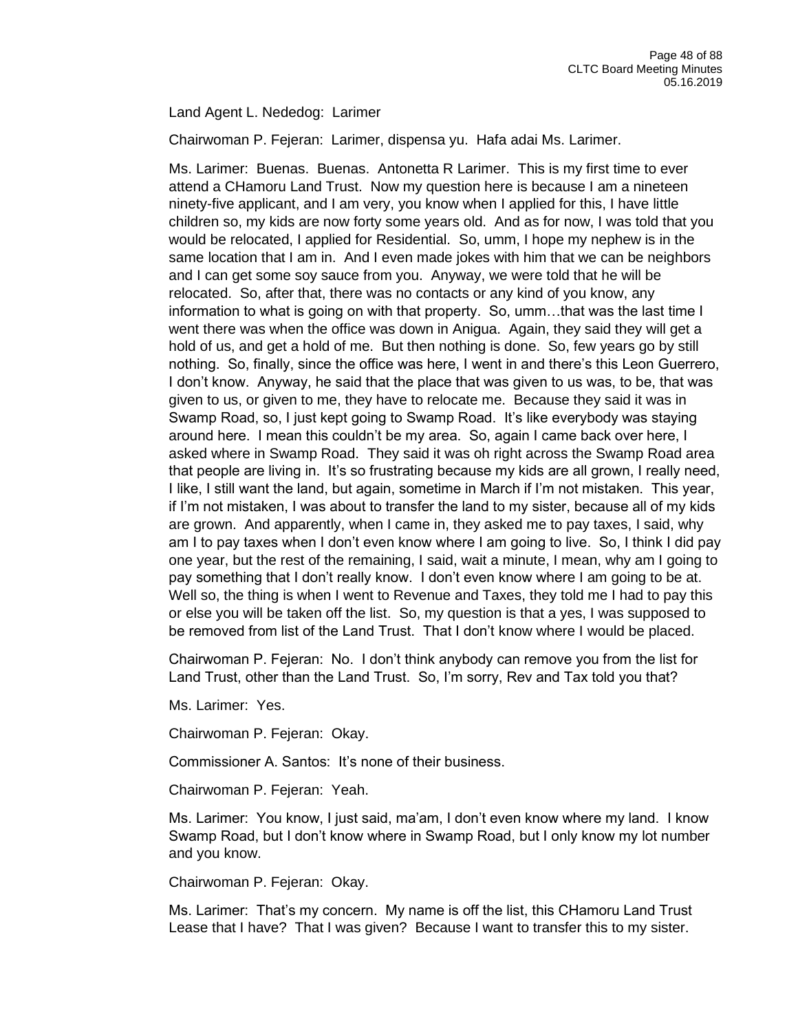Land Agent L. Nededog: Larimer

Chairwoman P. Fejeran: Larimer, dispensa yu. Hafa adai Ms. Larimer.

Ms. Larimer: Buenas. Buenas. Antonetta R Larimer. This is my first time to ever attend a CHamoru Land Trust. Now my question here is because I am a nineteen ninety-five applicant, and I am very, you know when I applied for this, I have little children so, my kids are now forty some years old. And as for now, I was told that you would be relocated, I applied for Residential. So, umm, I hope my nephew is in the same location that I am in. And I even made jokes with him that we can be neighbors and I can get some soy sauce from you. Anyway, we were told that he will be relocated. So, after that, there was no contacts or any kind of you know, any information to what is going on with that property. So, umm…that was the last time I went there was when the office was down in Anigua. Again, they said they will get a hold of us, and get a hold of me. But then nothing is done. So, few years go by still nothing. So, finally, since the office was here, I went in and there's this Leon Guerrero, I don't know. Anyway, he said that the place that was given to us was, to be, that was given to us, or given to me, they have to relocate me. Because they said it was in Swamp Road, so, I just kept going to Swamp Road. It's like everybody was staying around here. I mean this couldn't be my area. So, again I came back over here, I asked where in Swamp Road. They said it was oh right across the Swamp Road area that people are living in. It's so frustrating because my kids are all grown, I really need, I like, I still want the land, but again, sometime in March if I'm not mistaken. This year, if I'm not mistaken, I was about to transfer the land to my sister, because all of my kids are grown. And apparently, when I came in, they asked me to pay taxes, I said, why am I to pay taxes when I don't even know where I am going to live. So, I think I did pay one year, but the rest of the remaining, I said, wait a minute, I mean, why am I going to pay something that I don't really know. I don't even know where I am going to be at. Well so, the thing is when I went to Revenue and Taxes, they told me I had to pay this or else you will be taken off the list. So, my question is that a yes, I was supposed to be removed from list of the Land Trust. That I don't know where I would be placed.

Chairwoman P. Fejeran: No. I don't think anybody can remove you from the list for Land Trust, other than the Land Trust. So, I'm sorry, Rev and Tax told you that?

Ms. Larimer: Yes.

Chairwoman P. Fejeran: Okay.

Commissioner A. Santos: It's none of their business.

Chairwoman P. Fejeran: Yeah.

Ms. Larimer: You know, I just said, ma'am, I don't even know where my land. I know Swamp Road, but I don't know where in Swamp Road, but I only know my lot number and you know.

Chairwoman P. Fejeran: Okay.

Ms. Larimer: That's my concern. My name is off the list, this CHamoru Land Trust Lease that I have? That I was given? Because I want to transfer this to my sister.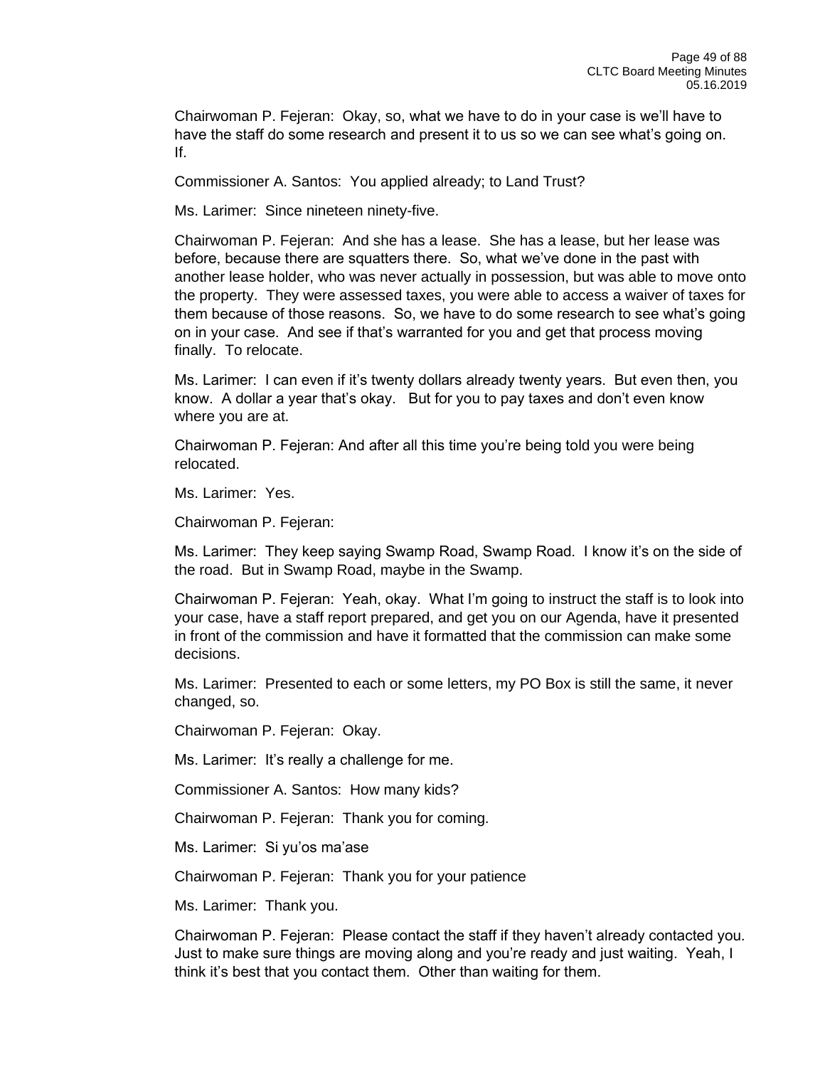Chairwoman P. Fejeran: Okay, so, what we have to do in your case is we'll have to have the staff do some research and present it to us so we can see what's going on. If.

Commissioner A. Santos: You applied already; to Land Trust?

Ms. Larimer: Since nineteen ninety-five.

Chairwoman P. Fejeran: And she has a lease. She has a lease, but her lease was before, because there are squatters there. So, what we've done in the past with another lease holder, who was never actually in possession, but was able to move onto the property. They were assessed taxes, you were able to access a waiver of taxes for them because of those reasons. So, we have to do some research to see what's going on in your case. And see if that's warranted for you and get that process moving finally. To relocate.

Ms. Larimer: I can even if it's twenty dollars already twenty years. But even then, you know. A dollar a year that's okay. But for you to pay taxes and don't even know where you are at.

Chairwoman P. Fejeran: And after all this time you're being told you were being relocated.

Ms. Larimer: Yes.

Chairwoman P. Fejeran:

Ms. Larimer: They keep saying Swamp Road, Swamp Road. I know it's on the side of the road. But in Swamp Road, maybe in the Swamp.

Chairwoman P. Fejeran: Yeah, okay. What I'm going to instruct the staff is to look into your case, have a staff report prepared, and get you on our Agenda, have it presented in front of the commission and have it formatted that the commission can make some decisions.

Ms. Larimer: Presented to each or some letters, my PO Box is still the same, it never changed, so.

Chairwoman P. Fejeran: Okay.

Ms. Larimer: It's really a challenge for me.

Commissioner A. Santos: How many kids?

Chairwoman P. Fejeran: Thank you for coming.

Ms. Larimer: Si yu'os ma'ase

Chairwoman P. Fejeran: Thank you for your patience

Ms. Larimer: Thank you.

Chairwoman P. Fejeran: Please contact the staff if they haven't already contacted you. Just to make sure things are moving along and you're ready and just waiting. Yeah, I think it's best that you contact them. Other than waiting for them.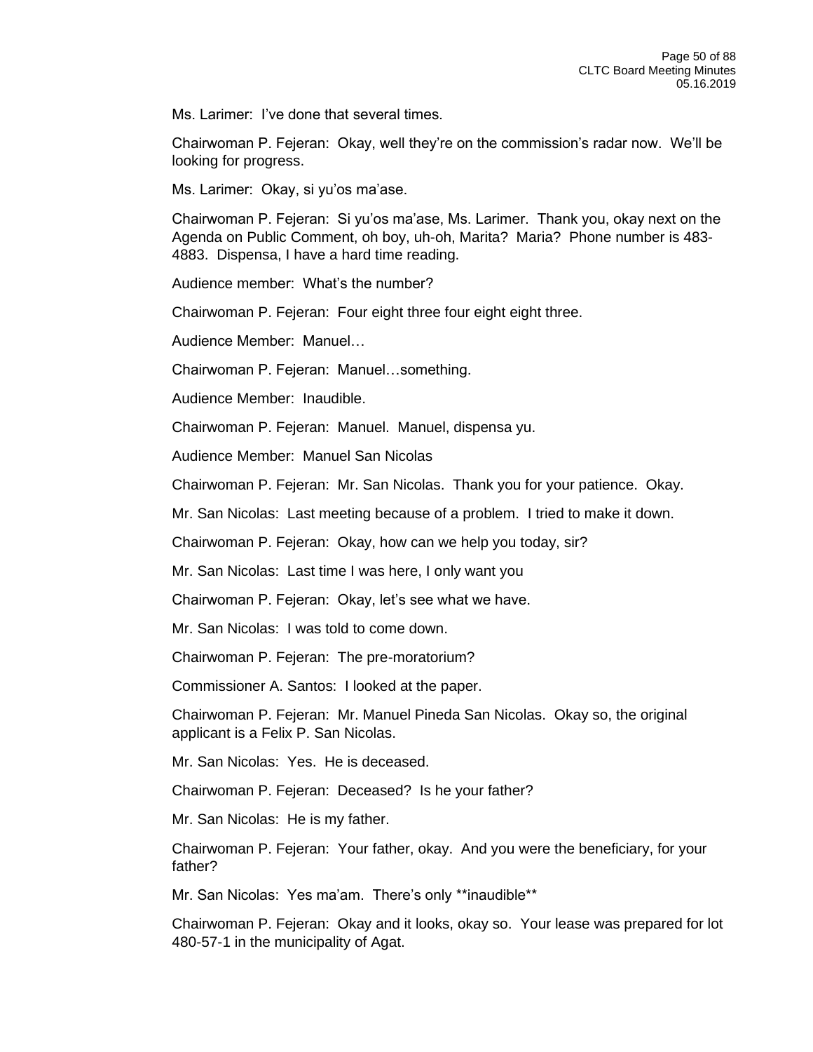Ms. Larimer: I've done that several times.

Chairwoman P. Fejeran: Okay, well they're on the commission's radar now. We'll be looking for progress.

Ms. Larimer: Okay, si yu'os ma'ase.

Chairwoman P. Fejeran: Si yu'os ma'ase, Ms. Larimer. Thank you, okay next on the Agenda on Public Comment, oh boy, uh-oh, Marita? Maria? Phone number is 483-4883. Dispensa, I have a hard time reading.

Audience member: What's the number?

Chairwoman P. Fejeran: Four eight three four eight eight three.

Audience Member: Manuel…

Chairwoman P. Fejeran: Manuel…something.

Audience Member: Inaudible.

Chairwoman P. Fejeran: Manuel. Manuel, dispensa yu.

Audience Member: Manuel San Nicolas

Chairwoman P. Fejeran: Mr. San Nicolas. Thank you for your patience. Okay.

Mr. San Nicolas: Last meeting because of a problem. I tried to make it down.

Chairwoman P. Fejeran: Okay, how can we help you today, sir?

Mr. San Nicolas: Last time I was here, I only want you

Chairwoman P. Fejeran: Okay, let's see what we have.

Mr. San Nicolas: I was told to come down.

Chairwoman P. Fejeran: The pre-moratorium?

Commissioner A. Santos: I looked at the paper.

Chairwoman P. Fejeran: Mr. Manuel Pineda San Nicolas. Okay so, the original applicant is a Felix P. San Nicolas.

Mr. San Nicolas: Yes. He is deceased.

Chairwoman P. Fejeran: Deceased? Is he your father?

Mr. San Nicolas: He is my father.

Chairwoman P. Fejeran: Your father, okay. And you were the beneficiary, for your father?

Mr. San Nicolas: Yes ma'am. There's only **inaudible**

Chairwoman P. Fejeran: Okay and it looks, okay so. Your lease was prepared for lot 480-57-1 in the municipality of Agat.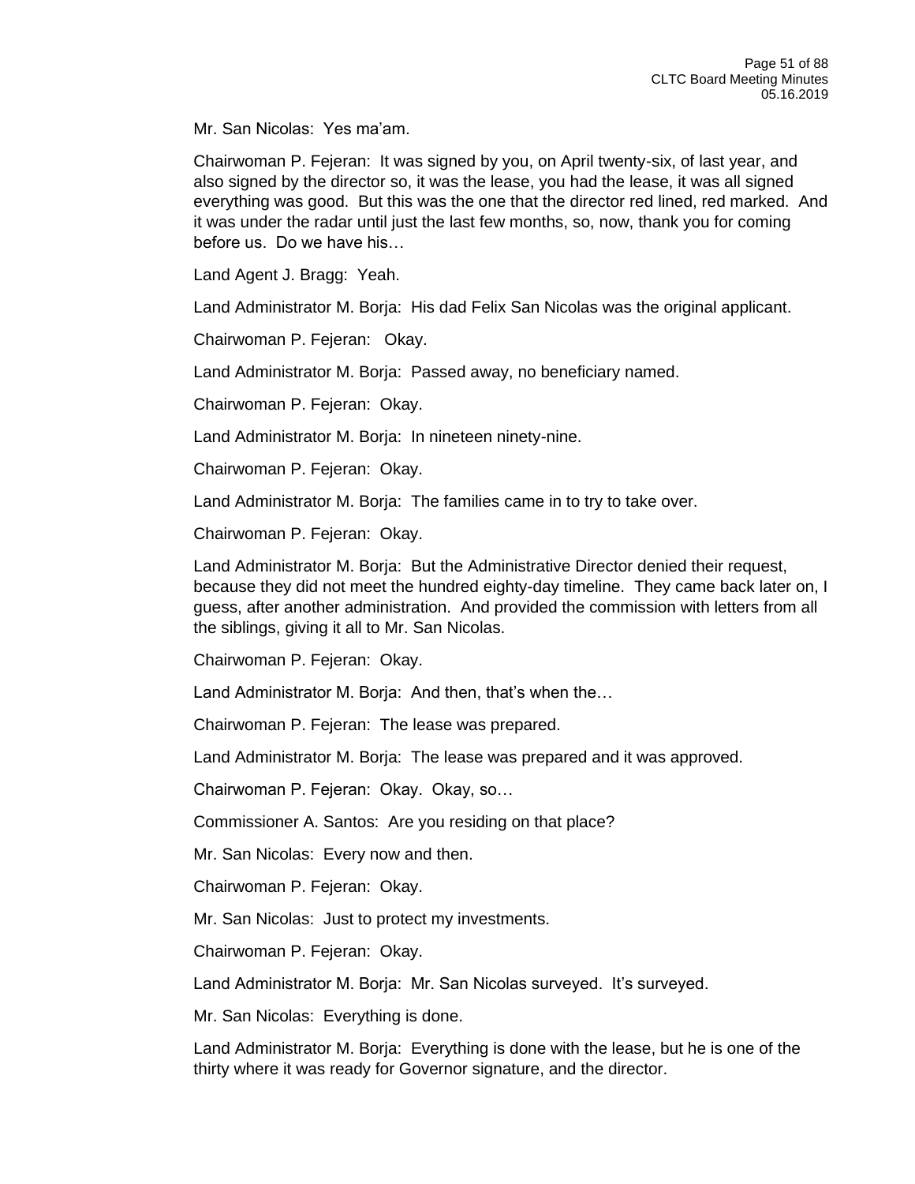Mr. San Nicolas: Yes ma'am.

Chairwoman P. Fejeran: It was signed by you, on April twenty-six, of last year, and also signed by the director so, it was the lease, you had the lease, it was all signed everything was good. But this was the one that the director red lined, red marked. And it was under the radar until just the last few months, so, now, thank you for coming before us. Do we have his…

Land Agent J. Bragg: Yeah.

Land Administrator M. Borja: His dad Felix San Nicolas was the original applicant.

Chairwoman P. Fejeran: Okay.

Land Administrator M. Borja: Passed away, no beneficiary named.

Chairwoman P. Fejeran: Okay.

Land Administrator M. Borja: In nineteen ninety-nine.

Chairwoman P. Fejeran: Okay.

Land Administrator M. Borja: The families came in to try to take over.

Chairwoman P. Fejeran: Okay.

Land Administrator M. Borja: But the Administrative Director denied their request, because they did not meet the hundred eighty-day timeline. They came back later on, I guess, after another administration. And provided the commission with letters from all the siblings, giving it all to Mr. San Nicolas.

Chairwoman P. Fejeran: Okay.

Land Administrator M. Borja: And then, that's when the…

Chairwoman P. Fejeran: The lease was prepared.

Land Administrator M. Borja: The lease was prepared and it was approved.

Chairwoman P. Fejeran: Okay. Okay, so…

Commissioner A. Santos: Are you residing on that place?

Mr. San Nicolas: Every now and then.

Chairwoman P. Fejeran: Okay.

Mr. San Nicolas: Just to protect my investments.

Chairwoman P. Fejeran: Okay.

Land Administrator M. Borja: Mr. San Nicolas surveyed. It's surveyed.

Mr. San Nicolas: Everything is done.

Land Administrator M. Borja: Everything is done with the lease, but he is one of the thirty where it was ready for Governor signature, and the director.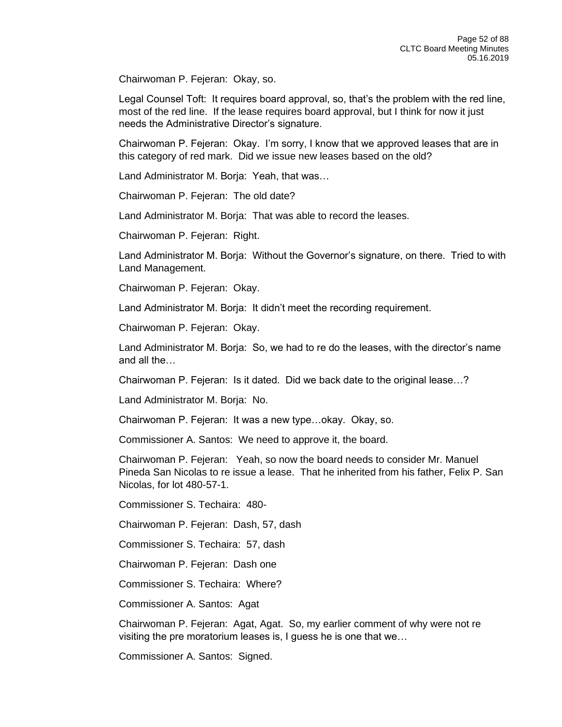Chairwoman P. Fejeran: Okay, so.

Legal Counsel Toft: It requires board approval, so, that's the problem with the red line, most of the red line. If the lease requires board approval, but I think for now it just needs the Administrative Director's signature.

Chairwoman P. Fejeran: Okay. I'm sorry, I know that we approved leases that are in this category of red mark. Did we issue new leases based on the old?

Land Administrator M. Borja: Yeah, that was…

Chairwoman P. Fejeran: The old date?

Land Administrator M. Borja: That was able to record the leases.

Chairwoman P. Fejeran: Right.

Land Administrator M. Borja: Without the Governor's signature, on there. Tried to with Land Management.

Chairwoman P. Fejeran: Okay.

Land Administrator M. Borja: It didn't meet the recording requirement.

Chairwoman P. Fejeran: Okay.

Land Administrator M. Borja: So, we had to re do the leases, with the director's name and all the…

Chairwoman P. Fejeran: Is it dated. Did we back date to the original lease…?

Land Administrator M. Borja: No.

Chairwoman P. Fejeran: It was a new type…okay. Okay, so.

Commissioner A. Santos: We need to approve it, the board.

Chairwoman P. Fejeran: Yeah, so now the board needs to consider Mr. Manuel Pineda San Nicolas to re issue a lease. That he inherited from his father, Felix P. San Nicolas, for lot 480-57-1.

Commissioner S. Techaira: 480-

Chairwoman P. Fejeran: Dash, 57, dash

Commissioner S. Techaira: 57, dash

Chairwoman P. Fejeran: Dash one

Commissioner S. Techaira: Where?

Commissioner A. Santos: Agat

Chairwoman P. Fejeran: Agat, Agat. So, my earlier comment of why were not re visiting the pre moratorium leases is, I guess he is one that we…

Commissioner A. Santos: Signed.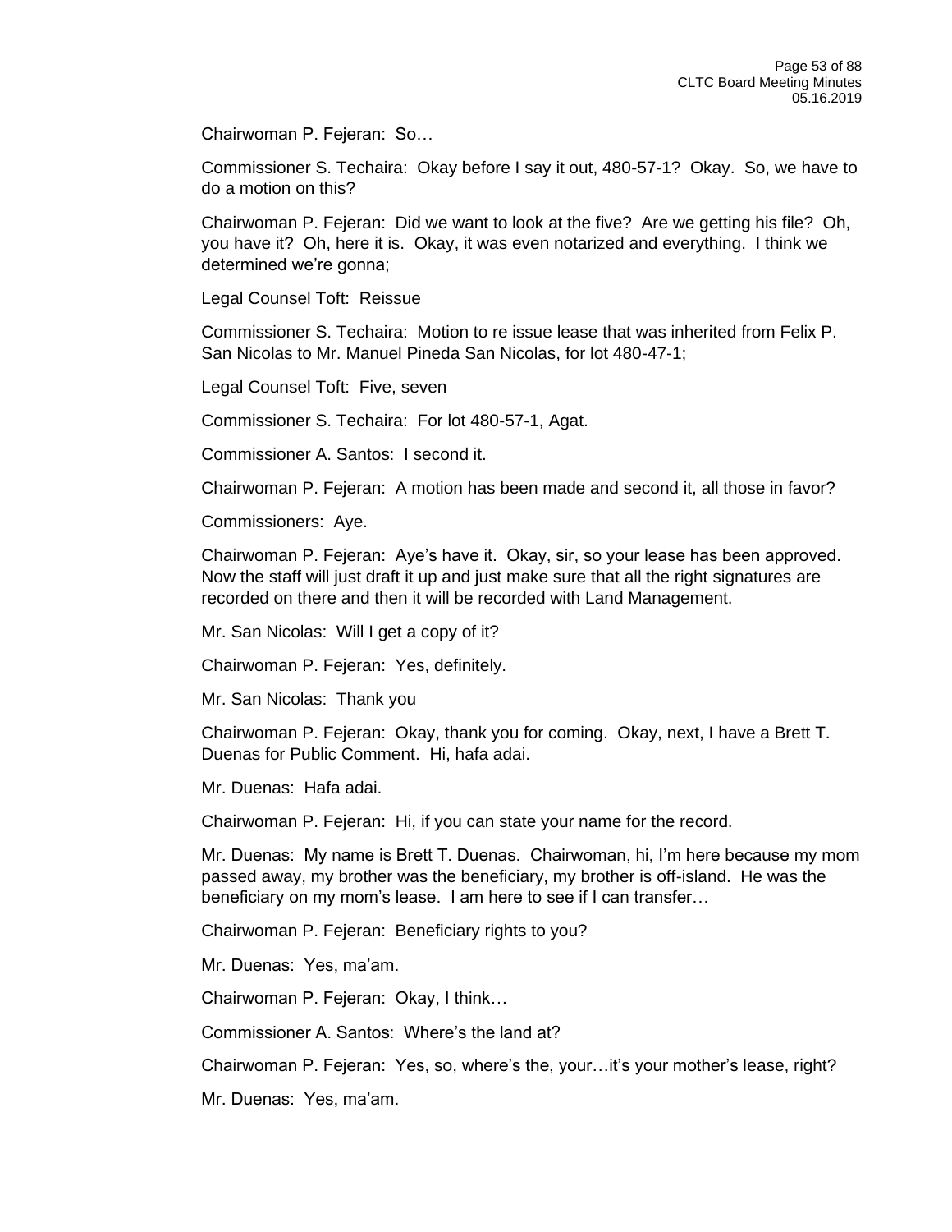Chairwoman P. Fejeran: So…

Commissioner S. Techaira: Okay before I say it out, 480-57-1? Okay. So, we have to do a motion on this?

Chairwoman P. Fejeran: Did we want to look at the five? Are we getting his file? Oh, you have it? Oh, here it is. Okay, it was even notarized and everything. I think we determined we're gonna;

Legal Counsel Toft: Reissue

Commissioner S. Techaira: Motion to re issue lease that was inherited from Felix P. San Nicolas to Mr. Manuel Pineda San Nicolas, for lot 480-47-1;

Legal Counsel Toft: Five, seven

Commissioner S. Techaira: For lot 480-57-1, Agat.

Commissioner A. Santos: I second it.

Chairwoman P. Fejeran: A motion has been made and second it, all those in favor?

Commissioners: Aye.

Chairwoman P. Fejeran: Aye's have it. Okay, sir, so your lease has been approved. Now the staff will just draft it up and just make sure that all the right signatures are recorded on there and then it will be recorded with Land Management.

Mr. San Nicolas: Will I get a copy of it?

Chairwoman P. Fejeran: Yes, definitely.

Mr. San Nicolas: Thank you

Chairwoman P. Fejeran: Okay, thank you for coming. Okay, next, I have a Brett T. Duenas for Public Comment. Hi, hafa adai.

Mr. Duenas: Hafa adai.

Chairwoman P. Fejeran: Hi, if you can state your name for the record.

Mr. Duenas: My name is Brett T. Duenas. Chairwoman, hi, I'm here because my mom passed away, my brother was the beneficiary, my brother is off-island. He was the beneficiary on my mom's lease. I am here to see if I can transfer…

Chairwoman P. Fejeran: Beneficiary rights to you?

Mr. Duenas: Yes, ma'am.

Chairwoman P. Fejeran: Okay, I think…

Commissioner A. Santos: Where's the land at?

Chairwoman P. Fejeran: Yes, so, where's the, your…it's your mother's lease, right?

Mr. Duenas: Yes, ma'am.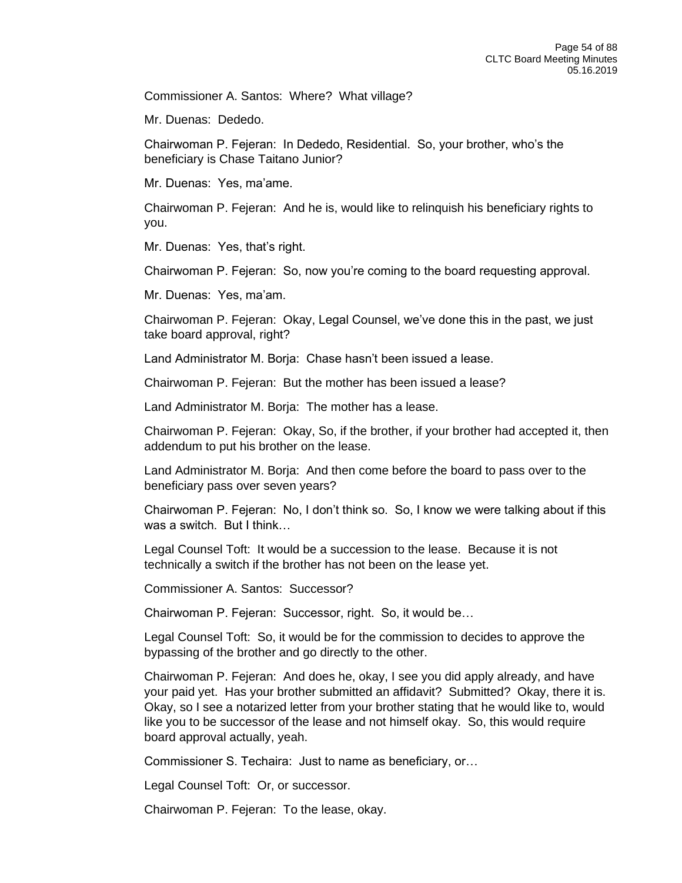Commissioner A. Santos: Where? What village?

Mr. Duenas: Dededo.

Chairwoman P. Fejeran: In Dededo, Residential. So, your brother, who's the beneficiary is Chase Taitano Junior?

Mr. Duenas: Yes, ma'ame.

Chairwoman P. Fejeran: And he is, would like to relinquish his beneficiary rights to you.

Mr. Duenas: Yes, that's right.

Chairwoman P. Fejeran: So, now you're coming to the board requesting approval.

Mr. Duenas: Yes, ma'am.

Chairwoman P. Fejeran: Okay, Legal Counsel, we've done this in the past, we just take board approval, right?

Land Administrator M. Borja: Chase hasn't been issued a lease.

Chairwoman P. Fejeran: But the mother has been issued a lease?

Land Administrator M. Borja: The mother has a lease.

Chairwoman P. Fejeran: Okay, So, if the brother, if your brother had accepted it, then addendum to put his brother on the lease.

Land Administrator M. Borja: And then come before the board to pass over to the beneficiary pass over seven years?

Chairwoman P. Fejeran: No, I don't think so. So, I know we were talking about if this was a switch. But I think…

Legal Counsel Toft: It would be a succession to the lease. Because it is not technically a switch if the brother has not been on the lease yet.

Commissioner A. Santos: Successor?

Chairwoman P. Fejeran: Successor, right. So, it would be…

Legal Counsel Toft: So, it would be for the commission to decides to approve the bypassing of the brother and go directly to the other.

Chairwoman P. Fejeran: And does he, okay, I see you did apply already, and have your paid yet. Has your brother submitted an affidavit? Submitted? Okay, there it is. Okay, so I see a notarized letter from your brother stating that he would like to, would like you to be successor of the lease and not himself okay. So, this would require board approval actually, yeah.

Commissioner S. Techaira: Just to name as beneficiary, or…

Legal Counsel Toft: Or, or successor.

Chairwoman P. Fejeran: To the lease, okay.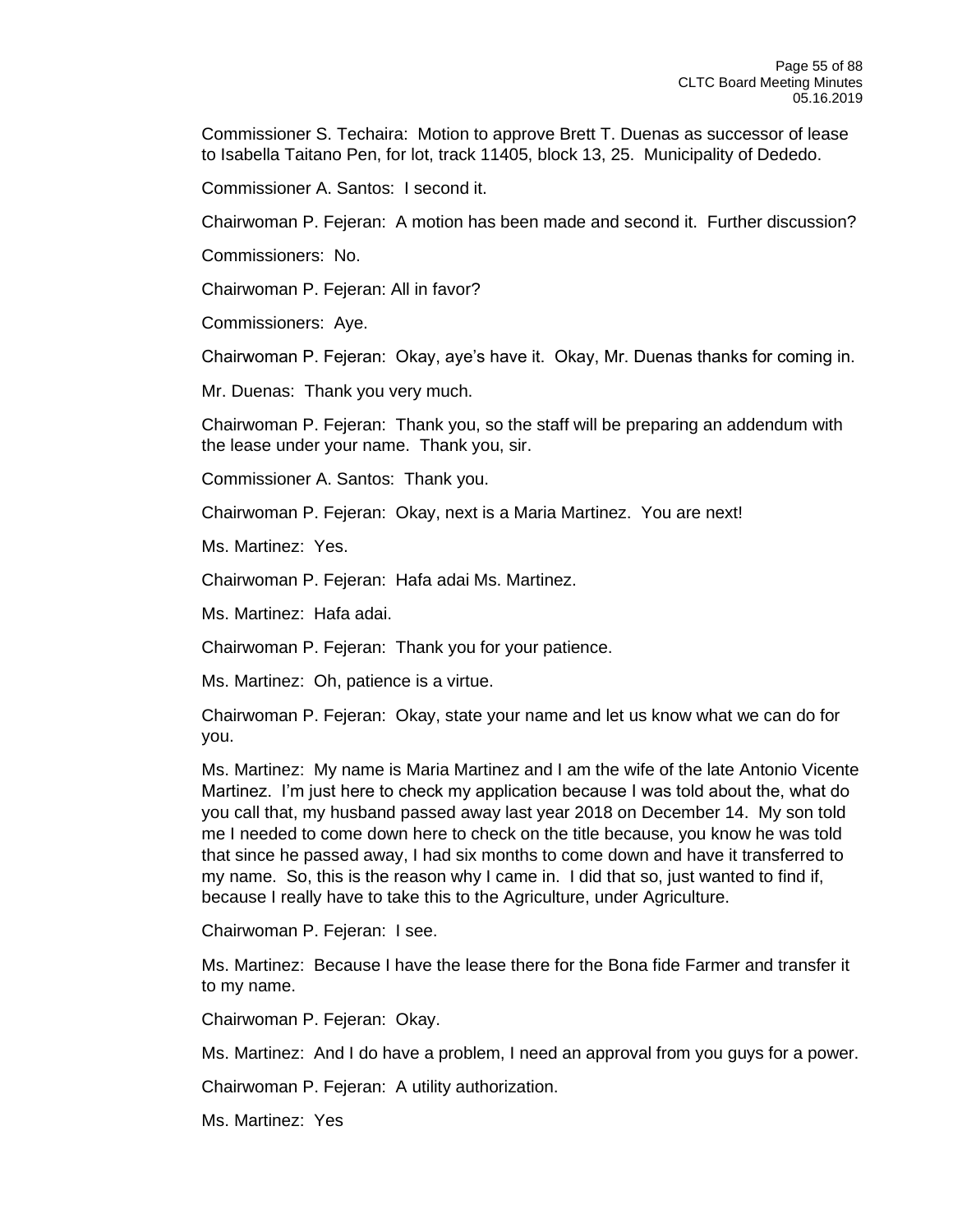Commissioner S. Techaira: Motion to approve Brett T. Duenas as successor of lease to Isabella Taitano Pen, for lot, track 11405, block 13, 25. Municipality of Dededo.

Commissioner A. Santos: I second it.

Chairwoman P. Fejeran: A motion has been made and second it. Further discussion?

Commissioners: No.

Chairwoman P. Fejeran: All in favor?

Commissioners: Aye.

Chairwoman P. Fejeran: Okay, aye's have it. Okay, Mr. Duenas thanks for coming in.

Mr. Duenas: Thank you very much.

Chairwoman P. Fejeran: Thank you, so the staff will be preparing an addendum with the lease under your name. Thank you, sir.

Commissioner A. Santos: Thank you.

Chairwoman P. Fejeran: Okay, next is a Maria Martinez. You are next!

Ms. Martinez: Yes.

Chairwoman P. Fejeran: Hafa adai Ms. Martinez.

Ms. Martinez: Hafa adai.

Chairwoman P. Fejeran: Thank you for your patience.

Ms. Martinez: Oh, patience is a virtue.

Chairwoman P. Fejeran: Okay, state your name and let us know what we can do for you.

Ms. Martinez: My name is Maria Martinez and I am the wife of the late Antonio Vicente Martinez. I'm just here to check my application because I was told about the, what do you call that, my husband passed away last year 2018 on December 14. My son told me I needed to come down here to check on the title because, you know he was told that since he passed away, I had six months to come down and have it transferred to my name. So, this is the reason why I came in. I did that so, just wanted to find if, because I really have to take this to the Agriculture, under Agriculture.

Chairwoman P. Fejeran: I see.

Ms. Martinez: Because I have the lease there for the Bona fide Farmer and transfer it to my name.

Chairwoman P. Fejeran: Okay.

Ms. Martinez: And I do have a problem, I need an approval from you guys for a power.

Chairwoman P. Fejeran: A utility authorization.

Ms. Martinez: Yes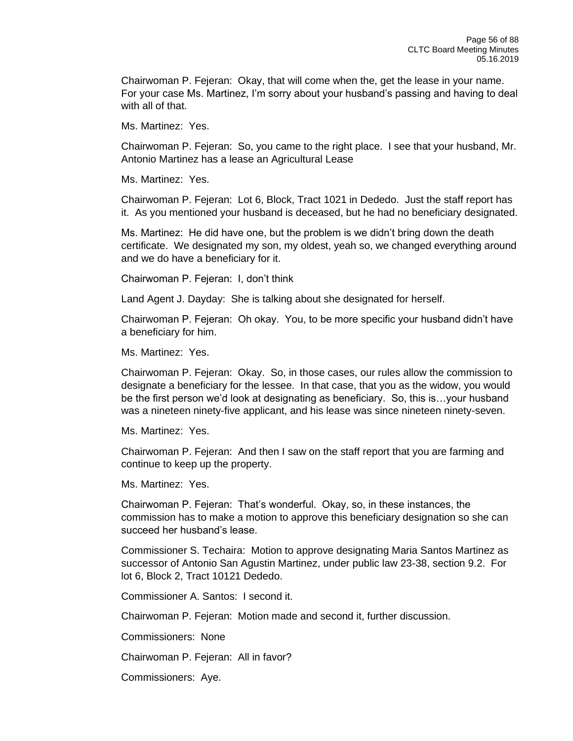Chairwoman P. Fejeran: Okay, that will come when the, get the lease in your name. For your case Ms. Martinez, I'm sorry about your husband's passing and having to deal with all of that.

Ms. Martinez: Yes.

Chairwoman P. Fejeran: So, you came to the right place. I see that your husband, Mr. Antonio Martinez has a lease an Agricultural Lease

Ms. Martinez: Yes.

Chairwoman P. Fejeran: Lot 6, Block, Tract 1021 in Dededo. Just the staff report has it. As you mentioned your husband is deceased, but he had no beneficiary designated.

Ms. Martinez: He did have one, but the problem is we didn't bring down the death certificate. We designated my son, my oldest, yeah so, we changed everything around and we do have a beneficiary for it.

Chairwoman P. Fejeran: I, don't think

Land Agent J. Dayday: She is talking about she designated for herself.

Chairwoman P. Fejeran: Oh okay. You, to be more specific your husband didn't have a beneficiary for him.

Ms. Martinez: Yes.

Chairwoman P. Fejeran: Okay. So, in those cases, our rules allow the commission to designate a beneficiary for the lessee. In that case, that you as the widow, you would be the first person we'd look at designating as beneficiary. So, this is…your husband was a nineteen ninety-five applicant, and his lease was since nineteen ninety-seven.

Ms. Martinez: Yes.

Chairwoman P. Fejeran: And then I saw on the staff report that you are farming and continue to keep up the property.

Ms. Martinez: Yes.

Chairwoman P. Fejeran: That's wonderful. Okay, so, in these instances, the commission has to make a motion to approve this beneficiary designation so she can succeed her husband's lease.

Commissioner S. Techaira: Motion to approve designating Maria Santos Martinez as successor of Antonio San Agustin Martinez, under public law 23-38, section 9.2. For lot 6, Block 2, Tract 10121 Dededo.

Commissioner A. Santos: I second it.

Chairwoman P. Fejeran: Motion made and second it, further discussion.

Commissioners: None

Chairwoman P. Fejeran: All in favor?

Commissioners: Aye.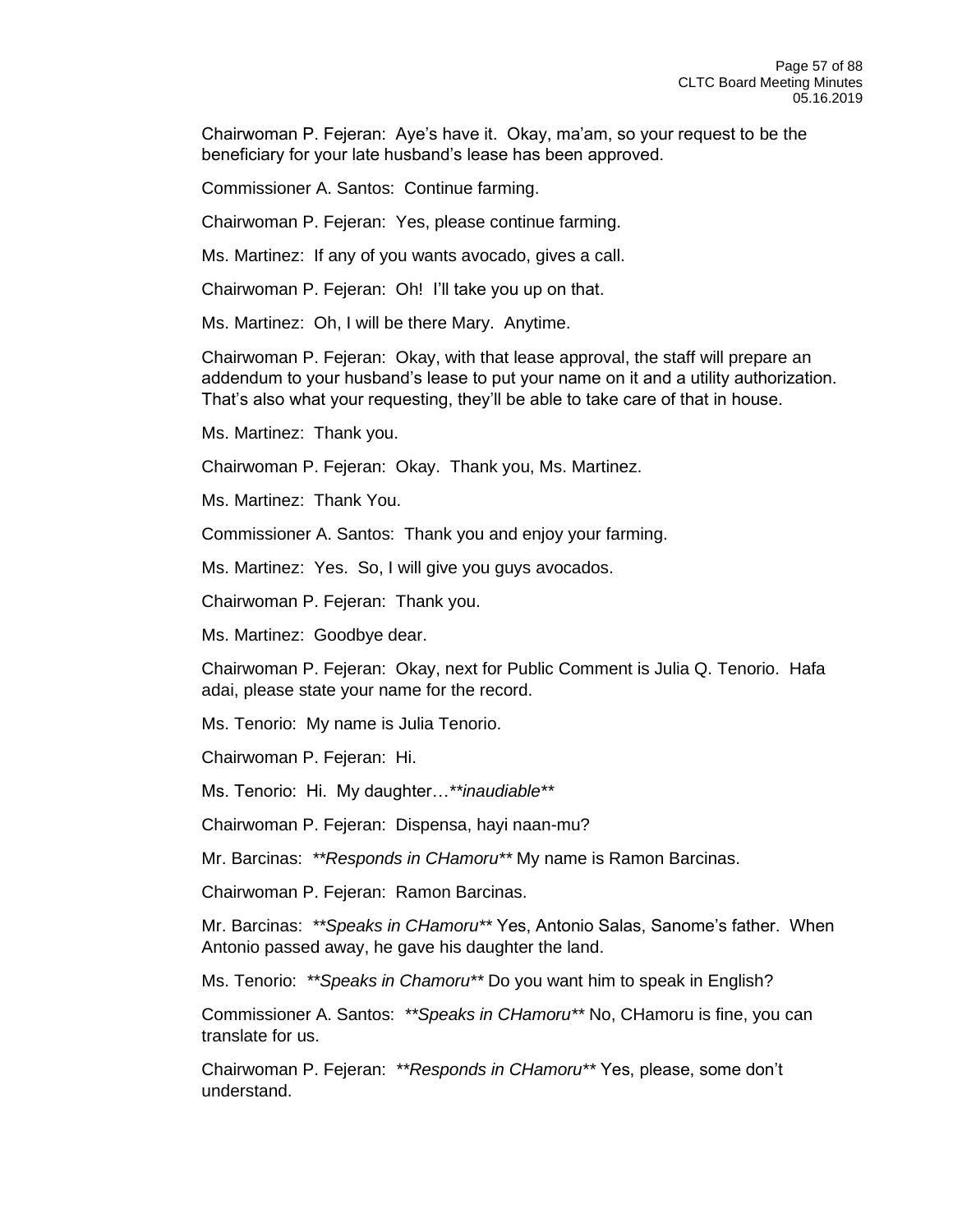Chairwoman P. Fejeran: Aye's have it. Okay, ma'am, so your request to be the beneficiary for your late husband's lease has been approved.

Commissioner A. Santos: Continue farming.

Chairwoman P. Fejeran: Yes, please continue farming.

Ms. Martinez: If any of you wants avocado, gives a call.

Chairwoman P. Fejeran: Oh! I'll take you up on that.

Ms. Martinez: Oh, I will be there Mary. Anytime.

Chairwoman P. Fejeran: Okay, with that lease approval, the staff will prepare an addendum to your husband's lease to put your name on it and a utility authorization. That's also what your requesting, they'll be able to take care of that in house.

Ms. Martinez: Thank you.

Chairwoman P. Fejeran: Okay. Thank you, Ms. Martinez.

Ms. Martinez: Thank You.

Commissioner A. Santos: Thank you and enjoy your farming.

Ms. Martinez: Yes. So, I will give you guys avocados.

Chairwoman P. Fejeran: Thank you.

Ms. Martinez: Goodbye dear.

Chairwoman P. Fejeran: Okay, next for Public Comment is Julia Q. Tenorio. Hafa adai, please state your name for the record.

Ms. Tenorio: My name is Julia Tenorio.

Chairwoman P. Fejeran: Hi.

Ms. Tenorio: Hi. My daughter…***inaudible***

Chairwoman P. Fejeran: Dispensa, hayi naan-mu?

Mr. Barcinas: ***Responds in CHamoru*** My name is Ramon Barcinas.

Chairwoman P. Fejeran: Ramon Barcinas.

Mr. Barcinas: ***Speaks in CHamoru*** Yes, Antonio Salas, Sanome's father. When Antonio passed away, he gave his daughter the land.

Ms. Tenorio: ***Speaks in Chamoru*** Do you want him to speak in English?

Commissioner A. Santos: ***Speaks in CHamoru*** No, CHamoru is fine, you can translate for us.

Chairwoman P. Fejeran: ***Responds in CHamoru*** Yes, please, some don't understand.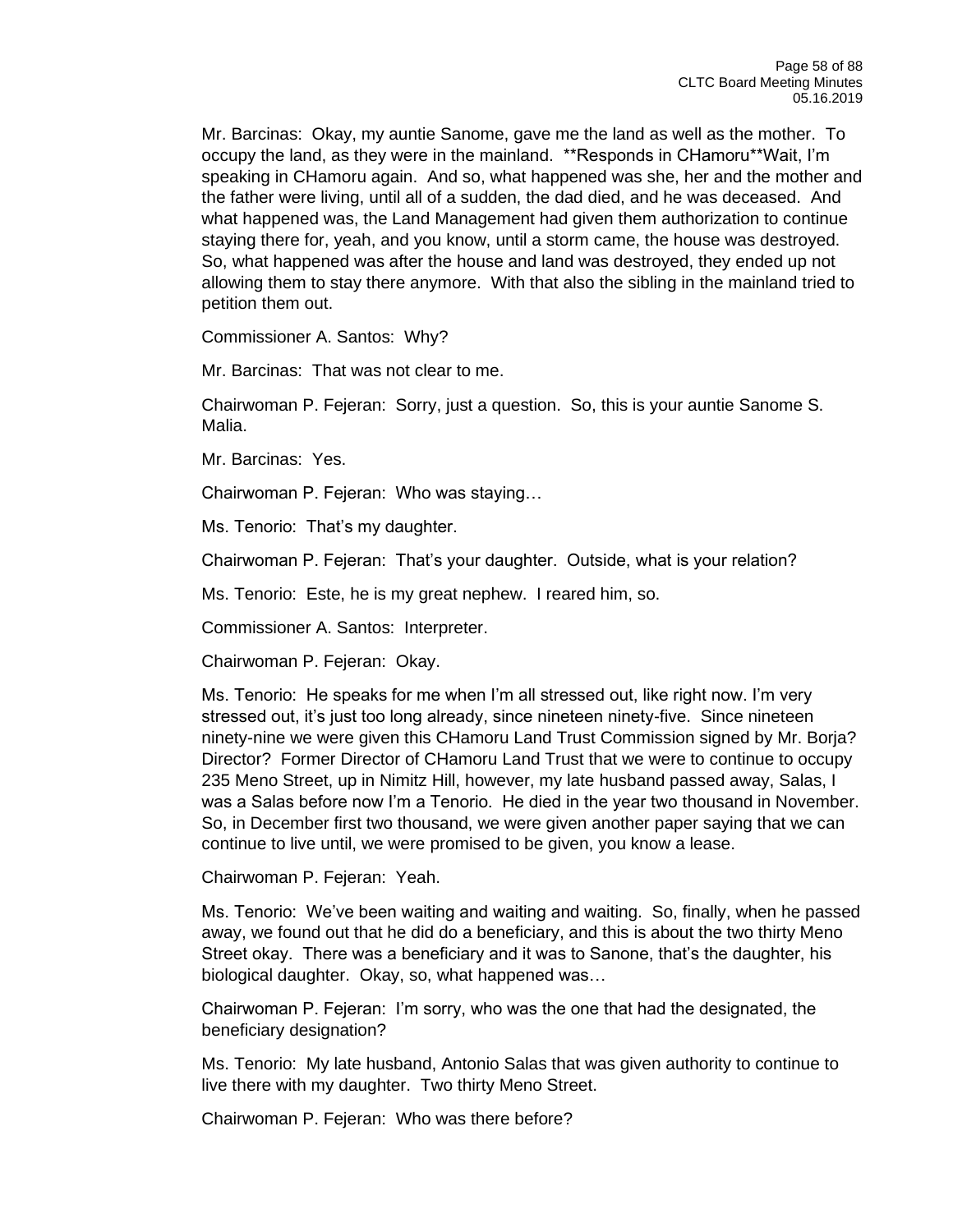Mr. Barcinas: Okay, my auntie Sanome, gave me the land as well as the mother. To occupy the land, as they were in the mainland. **Responds in CHamoru**Wait, I'm speaking in CHamoru again. And so, what happened was she, her and the mother and the father were living, until all of a sudden, the dad died, and he was deceased. And what happened was, the Land Management had given them authorization to continue staying there for, yeah, and you know, until a storm came, the house was destroyed. So, what happened was after the house and land was destroyed, they ended up not allowing them to stay there anymore. With that also the sibling in the mainland tried to petition them out.

Commissioner A. Santos: Why?

Mr. Barcinas: That was not clear to me.

Chairwoman P. Fejeran: Sorry, just a question. So, this is your auntie Sanome S. Malia.

Mr. Barcinas: Yes.

Chairwoman P. Fejeran: Who was staying…

Ms. Tenorio: That's my daughter.

Chairwoman P. Fejeran: That's your daughter. Outside, what is your relation?

Ms. Tenorio: Este, he is my great nephew. I reared him, so.

Commissioner A. Santos: Interpreter.

Chairwoman P. Fejeran: Okay.

Ms. Tenorio: He speaks for me when I'm all stressed out, like right now. I'm very stressed out, it's just too long already, since nineteen ninety-five. Since nineteen ninety-nine we were given this CHamoru Land Trust Commission signed by Mr. Borja? Director? Former Director of CHamoru Land Trust that we were to continue to occupy 235 Meno Street, up in Nimitz Hill, however, my late husband passed away, Salas, I was a Salas before now I'm a Tenorio. He died in the year two thousand in November. So, in December first two thousand, we were given another paper saying that we can continue to live until, we were promised to be given, you know a lease.

Chairwoman P. Fejeran: Yeah.

Ms. Tenorio: We've been waiting and waiting and waiting. So, finally, when he passed away, we found out that he did do a beneficiary, and this is about the two thirty Meno Street okay. There was a beneficiary and it was to Sanone, that's the daughter, his biological daughter. Okay, so, what happened was…

Chairwoman P. Fejeran: I'm sorry, who was the one that had the designated, the beneficiary designation?

Ms. Tenorio: My late husband, Antonio Salas that was given authority to continue to live there with my daughter. Two thirty Meno Street.

Chairwoman P. Fejeran: Who was there before?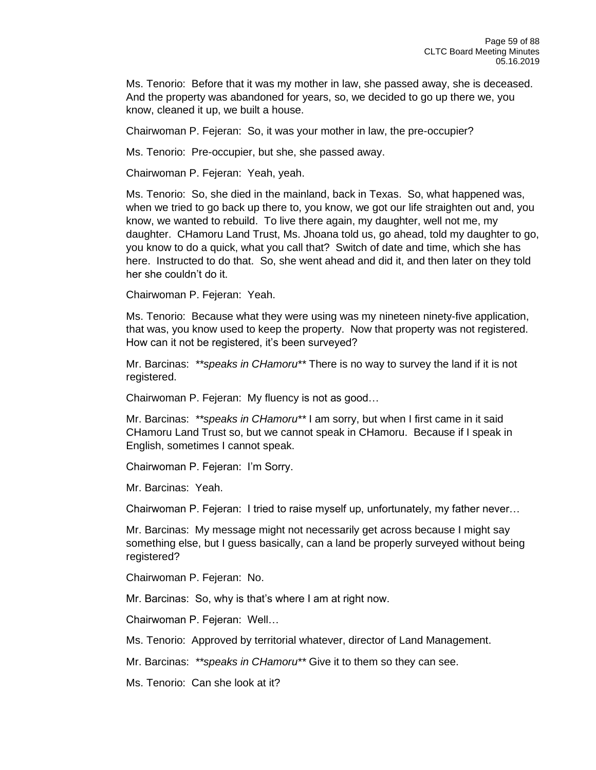Ms. Tenorio: Before that it was my mother in law, she passed away, she is deceased. And the property was abandoned for years, so, we decided to go up there we, you know, cleaned it up, we built a house.

Chairwoman P. Fejeran: So, it was your mother in law, the pre-occupier?

Ms. Tenorio: Pre-occupier, but she, she passed away.

Chairwoman P. Fejeran: Yeah, yeah.

Ms. Tenorio: So, she died in the mainland, back in Texas. So, what happened was, when we tried to go back up there to, you know, we got our life straighten out and, you know, we wanted to rebuild. To live there again, my daughter, well not me, my daughter. CHamoru Land Trust, Ms. Jhoana told us, go ahead, told my daughter to go, you know to do a quick, what you call that? Switch of date and time, which she has here. Instructed to do that. So, she went ahead and did it, and then later on they told her she couldn't do it.

Chairwoman P. Fejeran: Yeah.

Ms. Tenorio: Because what they were using was my nineteen ninety-five application, that was, you know used to keep the property. Now that property was not registered. How can it not be registered, it's been surveyed?

Mr. Barcinas: ***speaks in CHamoru*** There is no way to survey the land if it is not registered.

Chairwoman P. Fejeran: My fluency is not as good…

Mr. Barcinas: ***speaks in CHamoru*** I am sorry, but when I first came in it said CHamoru Land Trust so, but we cannot speak in CHamoru. Because if I speak in English, sometimes I cannot speak.

Chairwoman P. Fejeran: I'm Sorry.

Mr. Barcinas: Yeah.

Chairwoman P. Fejeran: I tried to raise myself up, unfortunately, my father never…

Mr. Barcinas: My message might not necessarily get across because I might say something else, but I guess basically, can a land be properly surveyed without being registered?

Chairwoman P. Fejeran: No.

Mr. Barcinas: So, why is that's where I am at right now.

Chairwoman P. Fejeran: Well…

Ms. Tenorio: Approved by territorial whatever, director of Land Management.

Mr. Barcinas: ***speaks in CHamoru*** Give it to them so they can see.

Ms. Tenorio: Can she look at it?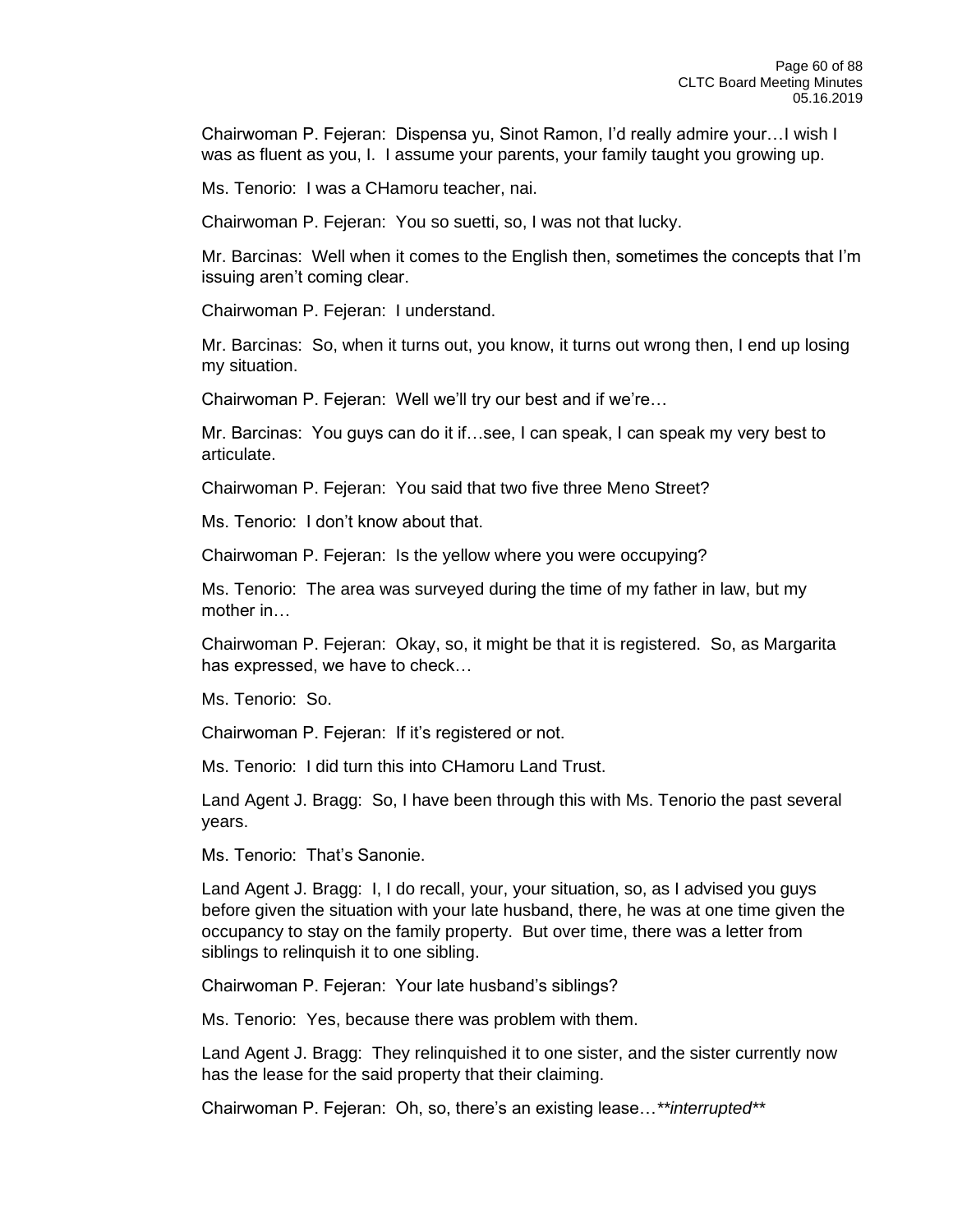Chairwoman P. Fejeran: Dispensa yu, Sinot Ramon, I'd really admire your…I wish I was as fluent as you, I. I assume your parents, your family taught you growing up.

Ms. Tenorio: I was a CHamoru teacher, nai.

Chairwoman P. Fejeran: You so suetti, so, I was not that lucky.

Mr. Barcinas: Well when it comes to the English then, sometimes the concepts that I'm issuing aren't coming clear.

Chairwoman P. Fejeran: I understand.

Mr. Barcinas: So, when it turns out, you know, it turns out wrong then, I end up losing my situation.

Chairwoman P. Fejeran: Well we'll try our best and if we're…

Mr. Barcinas: You guys can do it if…see, I can speak, I can speak my very best to articulate.

Chairwoman P. Fejeran: You said that two five three Meno Street?

Ms. Tenorio: I don't know about that.

Chairwoman P. Fejeran: Is the yellow where you were occupying?

Ms. Tenorio: The area was surveyed during the time of my father in law, but my mother in…

Chairwoman P. Fejeran: Okay, so, it might be that it is registered. So, as Margarita has expressed, we have to check…

Ms. Tenorio: So.

Chairwoman P. Fejeran: If it's registered or not.

Ms. Tenorio: I did turn this into CHamoru Land Trust.

Land Agent J. Bragg: So, I have been through this with Ms. Tenorio the past several years.

Ms. Tenorio: That's Sanonie.

Land Agent J. Bragg: I, I do recall, your, your situation, so, as I advised you guys before given the situation with your late husband, there, he was at one time given the occupancy to stay on the family property. But over time, there was a letter from siblings to relinquish it to one sibling.

Chairwoman P. Fejeran: Your late husband's siblings?

Ms. Tenorio: Yes, because there was problem with them.

Land Agent J. Bragg: They relinquished it to one sister, and the sister currently now has the lease for the said property that their claiming.

Chairwoman P. Fejeran: Oh, so, there's an existing lease…***interrupted***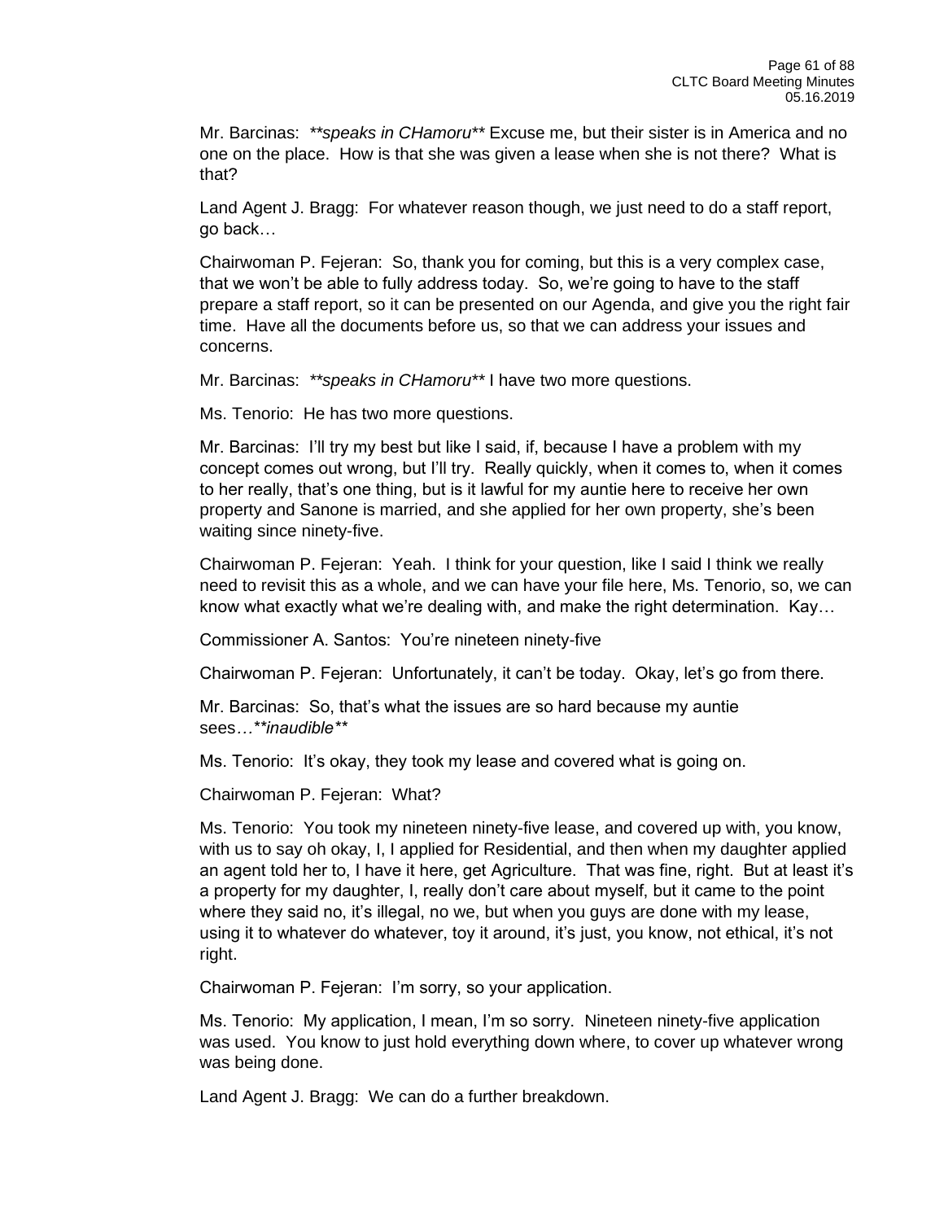Mr. Barcinas: ***speaks in CHamoru*** Excuse me, but their sister is in America and no one on the place. How is that she was given a lease when she is not there? What is that?

Land Agent J. Bragg: For whatever reason though, we just need to do a staff report, go back…

Chairwoman P. Fejeran: So, thank you for coming, but this is a very complex case, that we won't be able to fully address today. So, we're going to have to the staff prepare a staff report, so it can be presented on our Agenda, and give you the right fair time. Have all the documents before us, so that we can address your issues and concerns.

Mr. Barcinas: ***speaks in CHamoru*** I have two more questions.

Ms. Tenorio: He has two more questions.

Mr. Barcinas: I'll try my best but like I said, if, because I have a problem with my concept comes out wrong, but I'll try. Really quickly, when it comes to, when it comes to her really, that's one thing, but is it lawful for my auntie here to receive her own property and Sanone is married, and she applied for her own property, she's been waiting since ninety-five.

Chairwoman P. Fejeran: Yeah. I think for your question, like I said I think we really need to revisit this as a whole, and we can have your file here, Ms. Tenorio, so, we can know what exactly what we're dealing with, and make the right determination. Kay…

Commissioner A. Santos: You're nineteen ninety-five

Chairwoman P. Fejeran: Unfortunately, it can't be today. Okay, let's go from there.

Mr. Barcinas: So, that's what the issues are so hard because my auntie sees…***inaudible***

Ms. Tenorio: It's okay, they took my lease and covered what is going on.

Chairwoman P. Fejeran: What?

Ms. Tenorio: You took my nineteen ninety-five lease, and covered up with, you know, with us to say oh okay, I, I applied for Residential, and then when my daughter applied an agent told her to, I have it here, get Agriculture. That was fine, right. But at least it's a property for my daughter, I, really don't care about myself, but it came to the point where they said no, it's illegal, no we, but when you guys are done with my lease, using it to whatever do whatever, toy it around, it's just, you know, not ethical, it's not right.

Chairwoman P. Fejeran: I'm sorry, so your application.

Ms. Tenorio: My application, I mean, I'm so sorry. Nineteen ninety-five application was used. You know to just hold everything down where, to cover up whatever wrong was being done.

Land Agent J. Bragg: We can do a further breakdown.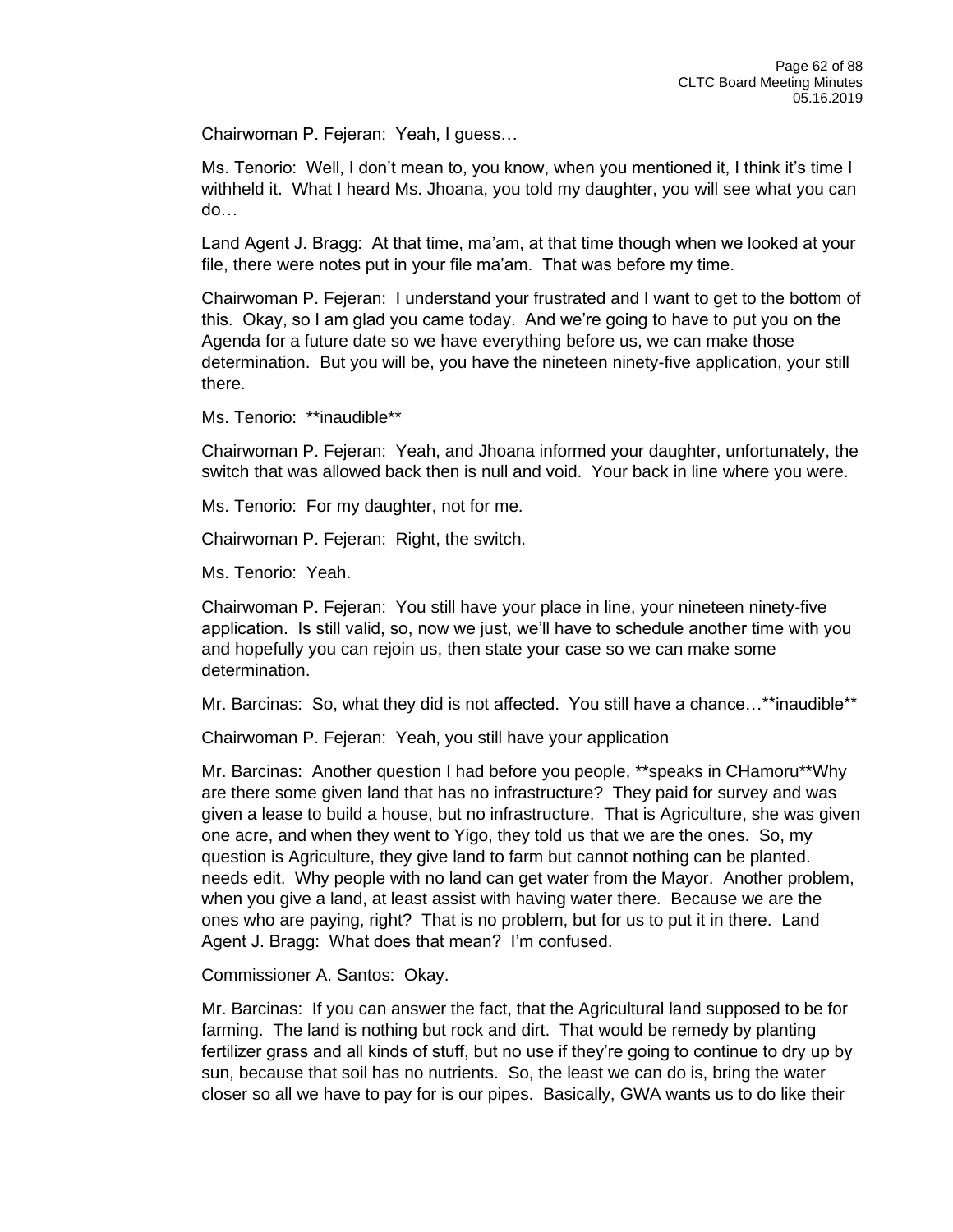Chairwoman P. Fejeran: Yeah, I guess…

Ms. Tenorio: Well, I don't mean to, you know, when you mentioned it, I think it's time I withheld it. What I heard Ms. Jhoana, you told my daughter, you will see what you can do…

Land Agent J. Bragg: At that time, ma'am, at that time though when we looked at your file, there were notes put in your file ma'am. That was before my time.

Chairwoman P. Fejeran: I understand your frustrated and I want to get to the bottom of this. Okay, so I am glad you came today. And we're going to have to put you on the Agenda for a future date so we have everything before us, we can make those determination. But you will be, you have the nineteen ninety-five application, your still there.

Ms. Tenorio: **inaudible**

Chairwoman P. Fejeran: Yeah, and Jhoana informed your daughter, unfortunately, the switch that was allowed back then is null and void. Your back in line where you were.

Ms. Tenorio: For my daughter, not for me.

Chairwoman P. Fejeran: Right, the switch.

Ms. Tenorio: Yeah.

Chairwoman P. Fejeran: You still have your place in line, your nineteen ninety-five application. Is still valid, so, now we just, we'll have to schedule another time with you and hopefully you can rejoin us, then state your case so we can make some determination.

Mr. Barcinas: So, what they did is not affected. You still have a chance…**inaudible**

Chairwoman P. Fejeran: Yeah, you still have your application

Mr. Barcinas: Another question I had before you people, **speaks in CHamoru**Why are there some given land that has no infrastructure? They paid for survey and was given a lease to build a house, but no infrastructure. That is Agriculture, she was given one acre, and when they went to Yigo, they told us that we are the ones. So, my question is Agriculture, they give land to farm but cannot nothing can be planted. needs edit. Why people with no land can get water from the Mayor. Another problem, when you give a land, at least assist with having water there. Because we are the ones who are paying, right? That is no problem, but for us to put it in there. Land Agent J. Bragg: What does that mean? I'm confused.

Commissioner A. Santos: Okay.

Mr. Barcinas: If you can answer the fact, that the Agricultural land supposed to be for farming. The land is nothing but rock and dirt. That would be remedy by planting fertilizer grass and all kinds of stuff, but no use if they're going to continue to dry up by sun, because that soil has no nutrients. So, the least we can do is, bring the water closer so all we have to pay for is our pipes. Basically, GWA wants us to do like their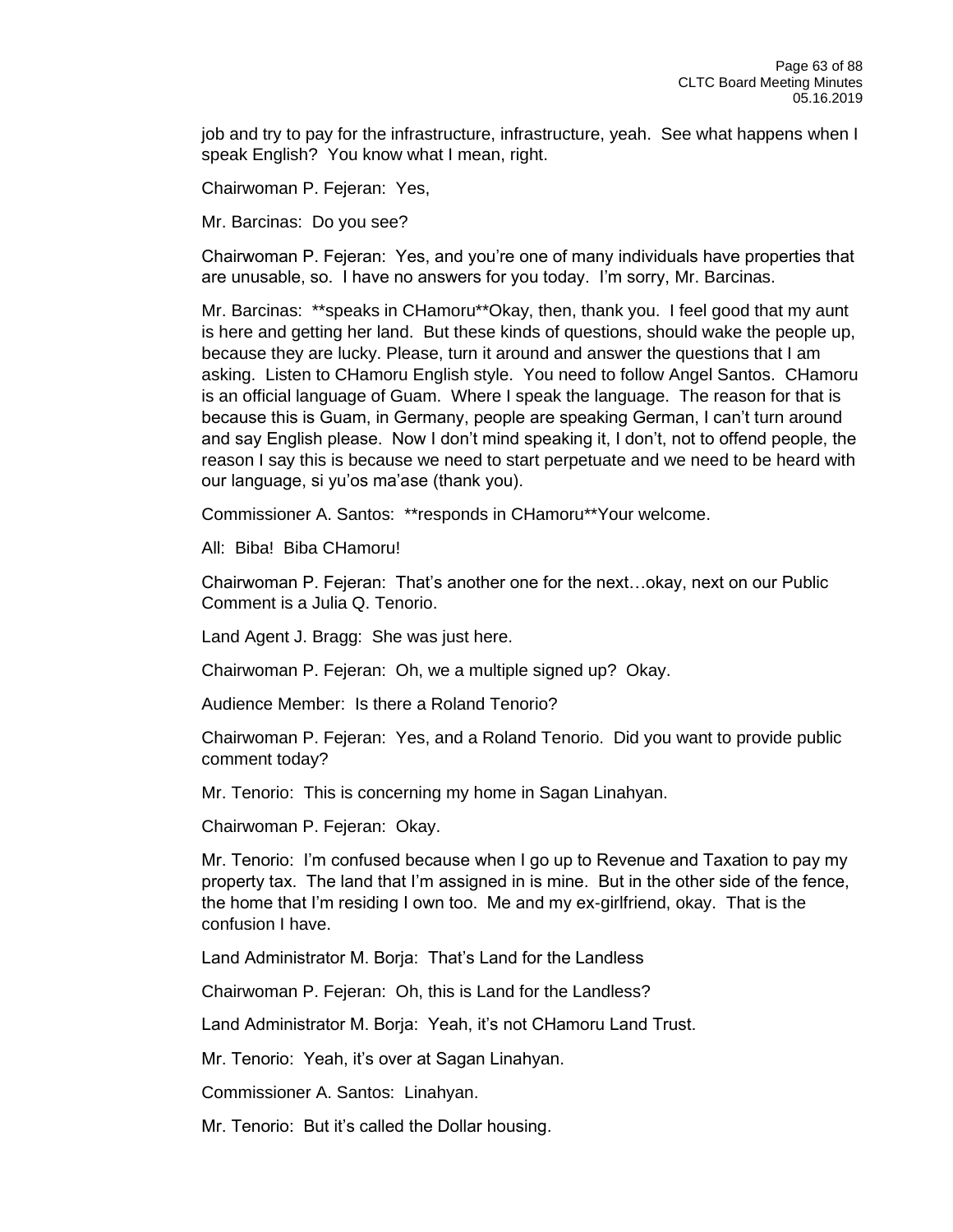job and try to pay for the infrastructure, infrastructure, yeah. See what happens when I speak English? You know what I mean, right.

Chairwoman P. Fejeran: Yes,

Mr. Barcinas: Do you see?

Chairwoman P. Fejeran: Yes, and you're one of many individuals have properties that are unusable, so. I have no answers for you today. I'm sorry, Mr. Barcinas.

Mr. Barcinas: **speaks in CHamoru**Okay, then, thank you. I feel good that my aunt is here and getting her land. But these kinds of questions, should wake the people up, because they are lucky. Please, turn it around and answer the questions that I am asking. Listen to CHamoru English style. You need to follow Angel Santos. CHamoru is an official language of Guam. Where I speak the language. The reason for that is because this is Guam, in Germany, people are speaking German, I can't turn around and say English please. Now I don't mind speaking it, I don't, not to offend people, the reason I say this is because we need to start perpetuate and we need to be heard with our language, si yu'os ma'ase (thank you).

Commissioner A. Santos: **responds in CHamoru**Your welcome.

All: Biba! Biba CHamoru!

Chairwoman P. Fejeran: That's another one for the next…okay, next on our Public Comment is a Julia Q. Tenorio.

Land Agent J. Bragg: She was just here.

Chairwoman P. Fejeran: Oh, we a multiple signed up? Okay.

Audience Member: Is there a Roland Tenorio?

Chairwoman P. Fejeran: Yes, and a Roland Tenorio. Did you want to provide public comment today?

Mr. Tenorio: This is concerning my home in Sagan Linahyan.

Chairwoman P. Fejeran: Okay.

Mr. Tenorio: I'm confused because when I go up to Revenue and Taxation to pay my property tax. The land that I'm assigned in is mine. But in the other side of the fence, the home that I'm residing I own too. Me and my ex-girlfriend, okay. That is the confusion I have.

Land Administrator M. Borja: That's Land for the Landless

Chairwoman P. Fejeran: Oh, this is Land for the Landless?

Land Administrator M. Borja: Yeah, it's not CHamoru Land Trust.

Mr. Tenorio: Yeah, it's over at Sagan Linahyan.

Commissioner A. Santos: Linahyan.

Mr. Tenorio: But it's called the Dollar housing.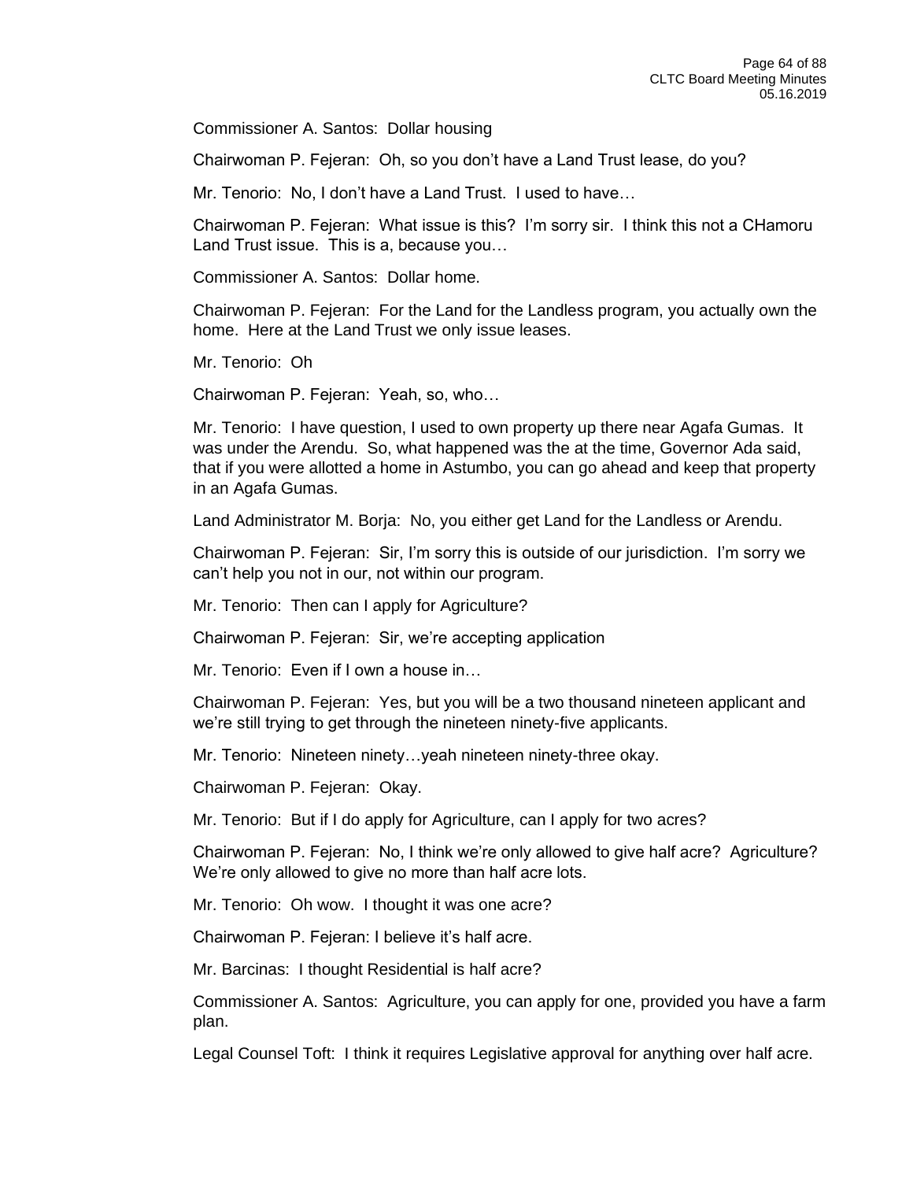Commissioner A. Santos: Dollar housing

Chairwoman P. Fejeran: Oh, so you don't have a Land Trust lease, do you?

Mr. Tenorio: No, I don't have a Land Trust. I used to have…

Chairwoman P. Fejeran: What issue is this? I'm sorry sir. I think this not a CHamoru Land Trust issue. This is a, because you…

Commissioner A. Santos: Dollar home.

Chairwoman P. Fejeran: For the Land for the Landless program, you actually own the home. Here at the Land Trust we only issue leases.

Mr. Tenorio: Oh

Chairwoman P. Fejeran: Yeah, so, who…

Mr. Tenorio: I have question, I used to own property up there near Agafa Gumas. It was under the Arendu. So, what happened was the at the time, Governor Ada said, that if you were allotted a home in Astumbo, you can go ahead and keep that property in an Agafa Gumas.

Land Administrator M. Borja: No, you either get Land for the Landless or Arendu.

Chairwoman P. Fejeran: Sir, I'm sorry this is outside of our jurisdiction. I'm sorry we can't help you not in our, not within our program.

Mr. Tenorio: Then can I apply for Agriculture?

Chairwoman P. Fejeran: Sir, we're accepting application

Mr. Tenorio: Even if I own a house in…

Chairwoman P. Fejeran: Yes, but you will be a two thousand nineteen applicant and we're still trying to get through the nineteen ninety-five applicants.

Mr. Tenorio: Nineteen ninety…yeah nineteen ninety-three okay.

Chairwoman P. Fejeran: Okay.

Mr. Tenorio: But if I do apply for Agriculture, can I apply for two acres?

Chairwoman P. Fejeran: No, I think we're only allowed to give half acre? Agriculture? We're only allowed to give no more than half acre lots.

Mr. Tenorio: Oh wow. I thought it was one acre?

Chairwoman P. Fejeran: I believe it's half acre.

Mr. Barcinas: I thought Residential is half acre?

Commissioner A. Santos: Agriculture, you can apply for one, provided you have a farm plan.

Legal Counsel Toft: I think it requires Legislative approval for anything over half acre.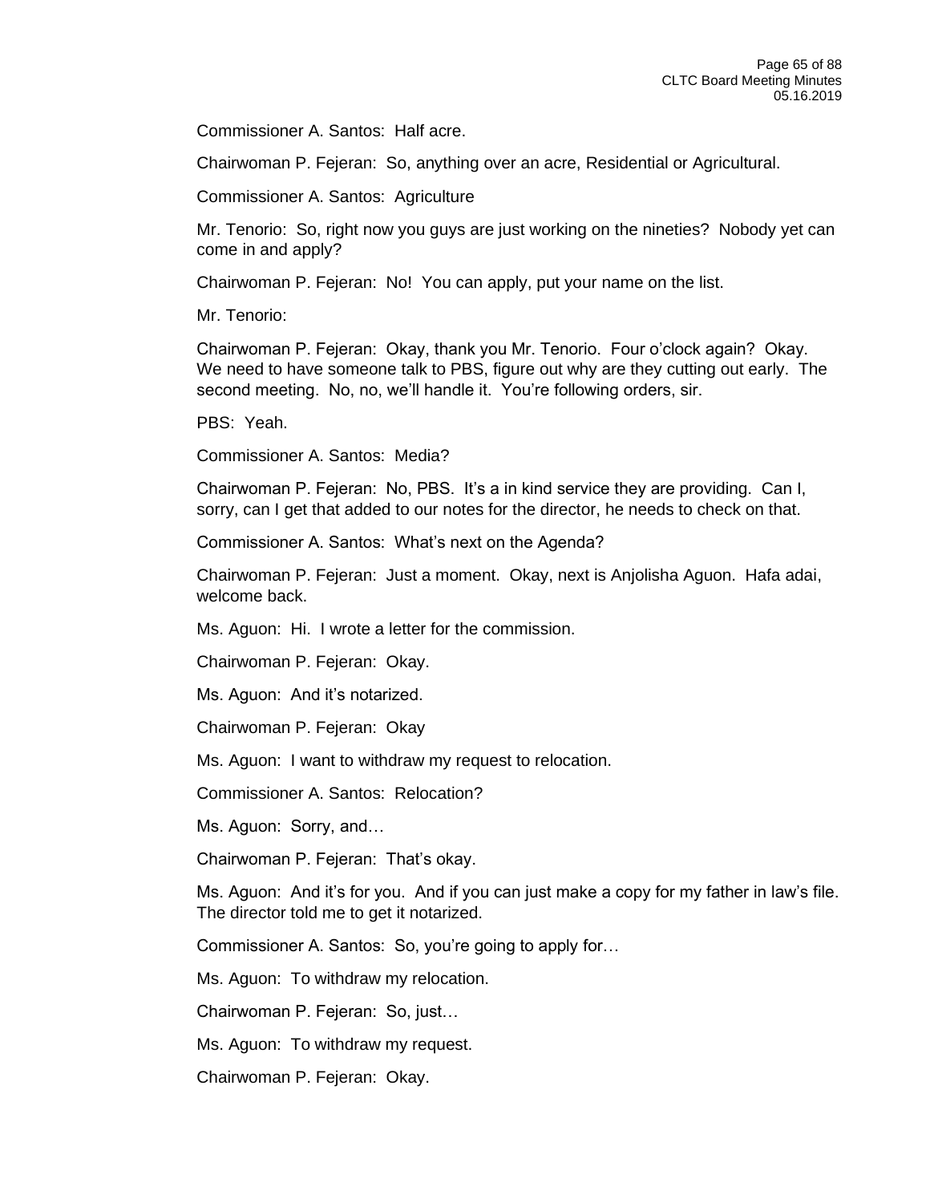Commissioner A. Santos: Half acre.

Chairwoman P. Fejeran: So, anything over an acre, Residential or Agricultural.

Commissioner A. Santos: Agriculture

Mr. Tenorio: So, right now you guys are just working on the nineties? Nobody yet can come in and apply?

Chairwoman P. Fejeran: No! You can apply, put your name on the list.

Mr. Tenorio:

Chairwoman P. Fejeran: Okay, thank you Mr. Tenorio. Four o'clock again? Okay. We need to have someone talk to PBS, figure out why are they cutting out early. The second meeting. No, no, we'll handle it. You're following orders, sir.

PBS: Yeah.

Commissioner A. Santos: Media?

Chairwoman P. Fejeran: No, PBS. It's a in kind service they are providing. Can I, sorry, can I get that added to our notes for the director, he needs to check on that.

Commissioner A. Santos: What's next on the Agenda?

Chairwoman P. Fejeran: Just a moment. Okay, next is Anjolisha Aguon. Hafa adai, welcome back.

Ms. Aguon: Hi. I wrote a letter for the commission.

Chairwoman P. Fejeran: Okay.

Ms. Aguon: And it's notarized.

Chairwoman P. Fejeran: Okay

Ms. Aguon: I want to withdraw my request to relocation.

Commissioner A. Santos: Relocation?

Ms. Aguon: Sorry, and…

Chairwoman P. Fejeran: That's okay.

Ms. Aguon: And it's for you. And if you can just make a copy for my father in law's file. The director told me to get it notarized.

Commissioner A. Santos: So, you're going to apply for…

Ms. Aguon: To withdraw my relocation.

Chairwoman P. Fejeran: So, just…

Ms. Aguon: To withdraw my request.

Chairwoman P. Fejeran: Okay.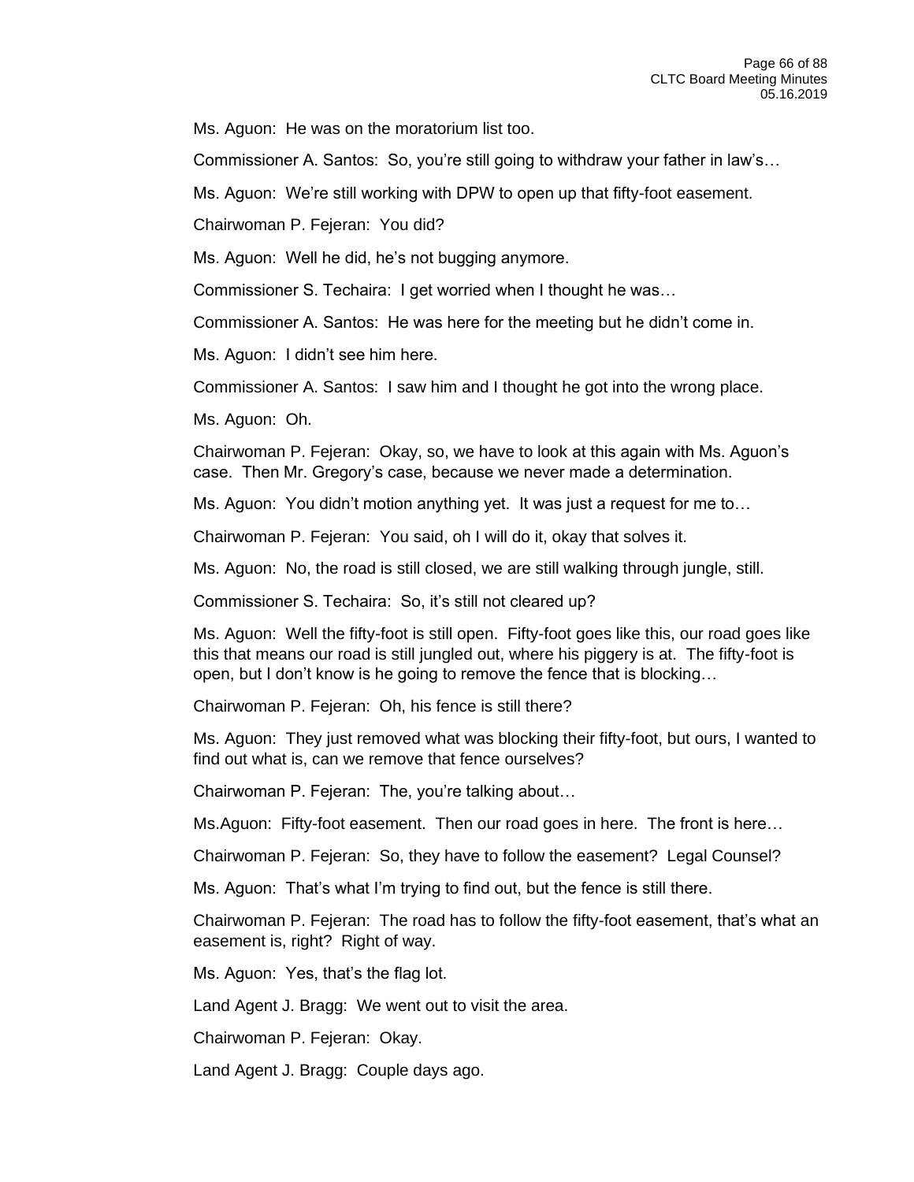Ms. Aguon: He was on the moratorium list too.

Commissioner A. Santos: So, you're still going to withdraw your father in law's…

Ms. Aguon: We're still working with DPW to open up that fifty-foot easement.

Chairwoman P. Fejeran: You did?

Ms. Aguon: Well he did, he's not bugging anymore.

Commissioner S. Techaira: I get worried when I thought he was…

Commissioner A. Santos: He was here for the meeting but he didn't come in.

Ms. Aguon: I didn't see him here.

Commissioner A. Santos: I saw him and I thought he got into the wrong place.

Ms. Aguon: Oh.

Chairwoman P. Fejeran: Okay, so, we have to look at this again with Ms. Aguon's case. Then Mr. Gregory's case, because we never made a determination.

Ms. Aguon: You didn't motion anything yet. It was just a request for me to…

Chairwoman P. Fejeran: You said, oh I will do it, okay that solves it.

Ms. Aguon: No, the road is still closed, we are still walking through jungle, still.

Commissioner S. Techaira: So, it's still not cleared up?

Ms. Aguon: Well the fifty-foot is still open. Fifty-foot goes like this, our road goes like this that means our road is still jungled out, where his piggery is at. The fifty-foot is open, but I don't know is he going to remove the fence that is blocking…

Chairwoman P. Fejeran: Oh, his fence is still there?

Ms. Aguon: They just removed what was blocking their fifty-foot, but ours, I wanted to find out what is, can we remove that fence ourselves?

Chairwoman P. Fejeran: The, you're talking about…

Ms.Aguon: Fifty-foot easement. Then our road goes in here. The front is here…

Chairwoman P. Fejeran: So, they have to follow the easement? Legal Counsel?

Ms. Aguon: That's what I'm trying to find out, but the fence is still there.

Chairwoman P. Fejeran: The road has to follow the fifty-foot easement, that's what an easement is, right? Right of way.

Ms. Aguon: Yes, that's the flag lot.

Land Agent J. Bragg: We went out to visit the area.

Chairwoman P. Fejeran: Okay.

Land Agent J. Bragg: Couple days ago.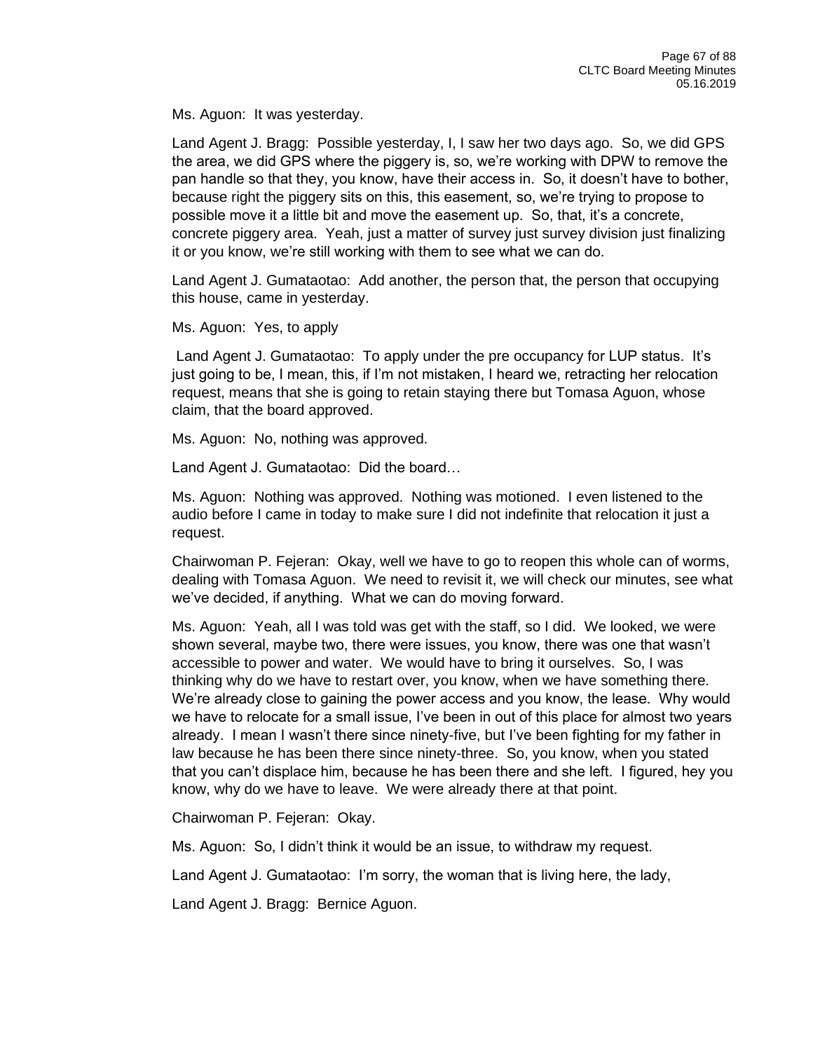Ms. Aguon: It was yesterday.

Land Agent J. Bragg: Possible yesterday, I, I saw her two days ago. So, we did GPS the area, we did GPS where the piggery is, so, we're working with DPW to remove the pan handle so that they, you know, have their access in. So, it doesn't have to bother, because right the piggery sits on this, this easement, so, we're trying to propose to possible move it a little bit and move the easement up. So, that, it's a concrete, concrete piggery area. Yeah, just a matter of survey just survey division just finalizing it or you know, we're still working with them to see what we can do.

Land Agent J. Gumataotao: Add another, the person that, the person that occupying this house, came in yesterday.

Ms. Aguon: Yes, to apply

Land Agent J. Gumataotao: To apply under the pre occupancy for LUP status. It's just going to be, I mean, this, if I'm not mistaken, I heard we, retracting her relocation request, means that she is going to retain staying there but Tomasa Aguon, whose claim, that the board approved.

Ms. Aguon: No, nothing was approved.

Land Agent J. Gumataotao: Did the board…

Ms. Aguon: Nothing was approved. Nothing was motioned. I even listened to the audio before I came in today to make sure I did not indefinite that relocation it just a request.

Chairwoman P. Fejeran: Okay, well we have to go to reopen this whole can of worms, dealing with Tomasa Aguon. We need to revisit it, we will check our minutes, see what we've decided, if anything. What we can do moving forward.

Ms. Aguon: Yeah, all I was told was get with the staff, so I did. We looked, we were shown several, maybe two, there were issues, you know, there was one that wasn't accessible to power and water. We would have to bring it ourselves. So, I was thinking why do we have to restart over, you know, when we have something there. We're already close to gaining the power access and you know, the lease. Why would we have to relocate for a small issue, I've been in out of this place for almost two years already. I mean I wasn't there since ninety-five, but I've been fighting for my father in law because he has been there since ninety-three. So, you know, when you stated that you can't displace him, because he has been there and she left. I figured, hey you know, why do we have to leave. We were already there at that point.

Chairwoman P. Fejeran: Okay.

Ms. Aguon: So, I didn't think it would be an issue, to withdraw my request.

Land Agent J. Gumataotao: I'm sorry, the woman that is living here, the lady,

Land Agent J. Bragg: Bernice Aguon.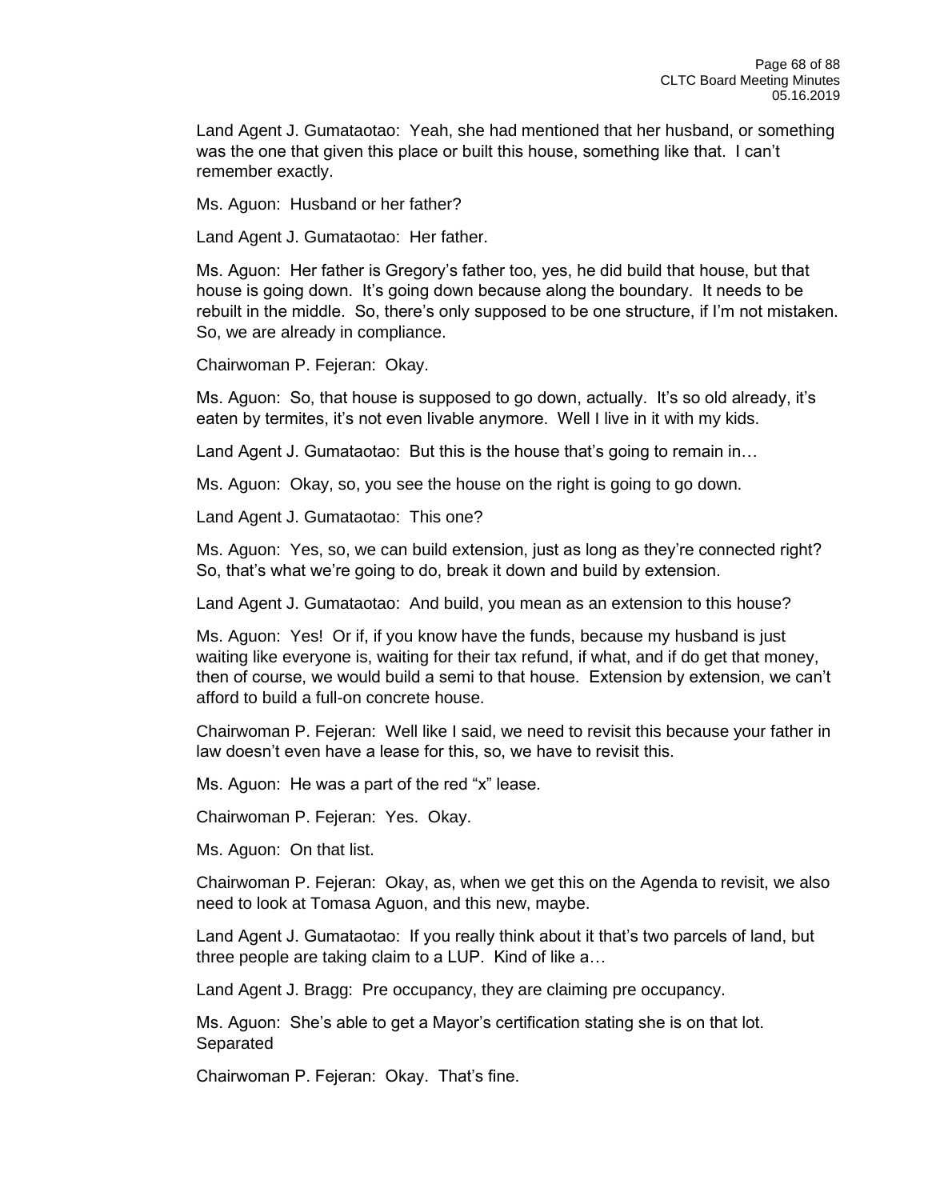Land Agent J. Gumataotao: Yeah, she had mentioned that her husband, or something was the one that given this place or built this house, something like that. I can't remember exactly.

Ms. Aguon: Husband or her father?

Land Agent J. Gumataotao: Her father.

Ms. Aguon: Her father is Gregory's father too, yes, he did build that house, but that house is going down. It's going down because along the boundary. It needs to be rebuilt in the middle. So, there's only supposed to be one structure, if I'm not mistaken. So, we are already in compliance.

Chairwoman P. Fejeran: Okay.

Ms. Aguon: So, that house is supposed to go down, actually. It's so old already, it's eaten by termites, it's not even livable anymore. Well I live in it with my kids.

Land Agent J. Gumataotao: But this is the house that's going to remain in…

Ms. Aguon: Okay, so, you see the house on the right is going to go down.

Land Agent J. Gumataotao: This one?

Ms. Aguon: Yes, so, we can build extension, just as long as they're connected right? So, that's what we're going to do, break it down and build by extension.

Land Agent J. Gumataotao: And build, you mean as an extension to this house?

Ms. Aguon: Yes! Or if, if you know have the funds, because my husband is just waiting like everyone is, waiting for their tax refund, if what, and if do get that money, then of course, we would build a semi to that house. Extension by extension, we can't afford to build a full-on concrete house.

Chairwoman P. Fejeran: Well like I said, we need to revisit this because your father in law doesn't even have a lease for this, so, we have to revisit this.

Ms. Aguon: He was a part of the red "x" lease.

Chairwoman P. Fejeran: Yes. Okay.

Ms. Aguon: On that list.

Chairwoman P. Fejeran: Okay, as, when we get this on the Agenda to revisit, we also need to look at Tomasa Aguon, and this new, maybe.

Land Agent J. Gumataotao: If you really think about it that's two parcels of land, but three people are taking claim to a LUP. Kind of like a…

Land Agent J. Bragg: Pre occupancy, they are claiming pre occupancy.

Ms. Aguon: She's able to get a Mayor's certification stating she is on that lot. Separated

Chairwoman P. Fejeran: Okay. That's fine.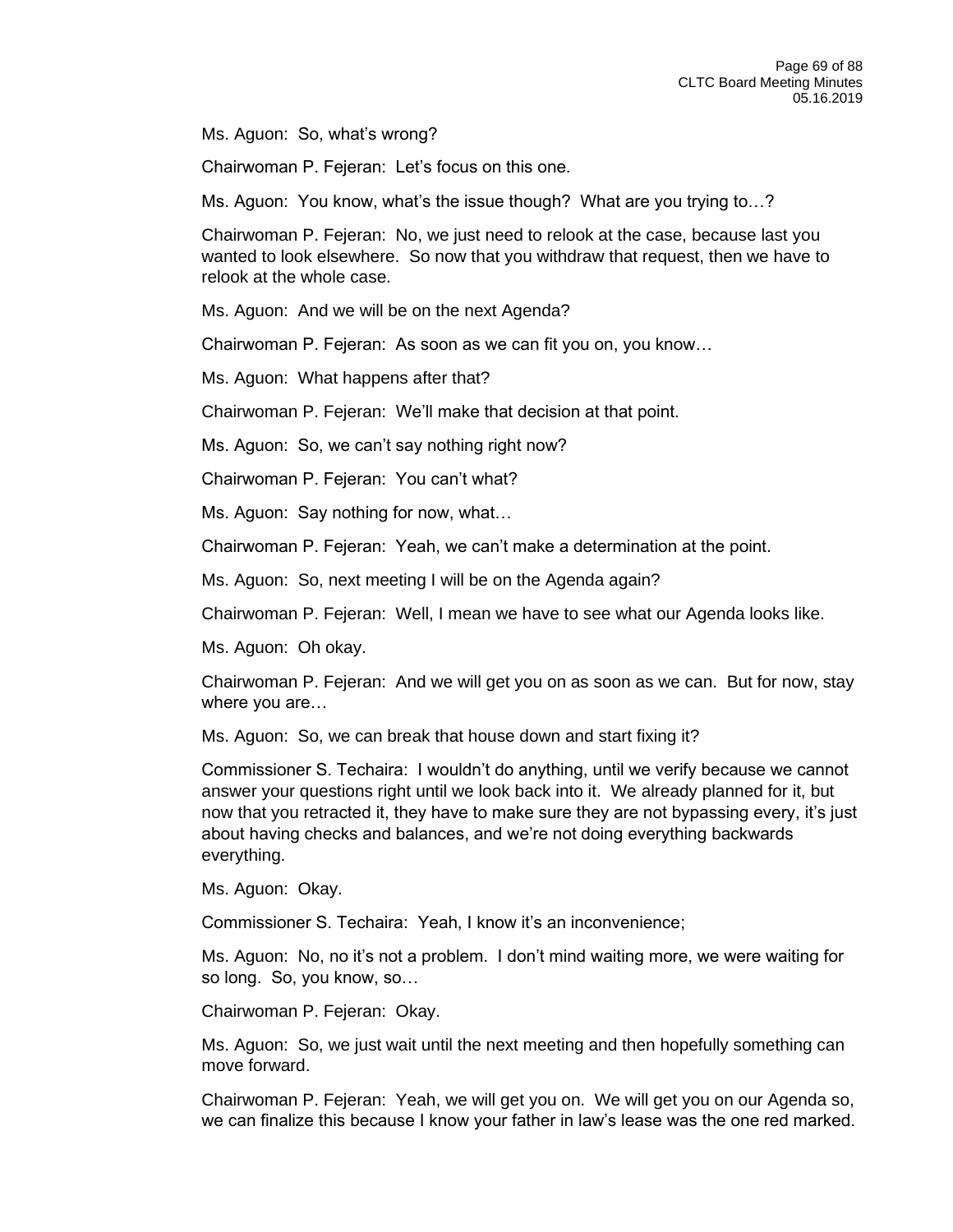Ms. Aguon: So, what's wrong?

Chairwoman P. Fejeran: Let's focus on this one.

Ms. Aguon: You know, what's the issue though? What are you trying to…?

Chairwoman P. Fejeran: No, we just need to relook at the case, because last you wanted to look elsewhere. So now that you withdraw that request, then we have to relook at the whole case.

Ms. Aguon: And we will be on the next Agenda?

Chairwoman P. Fejeran: As soon as we can fit you on, you know…

Ms. Aguon: What happens after that?

Chairwoman P. Fejeran: We'll make that decision at that point.

Ms. Aguon: So, we can't say nothing right now?

Chairwoman P. Fejeran: You can't what?

Ms. Aguon: Say nothing for now, what…

Chairwoman P. Fejeran: Yeah, we can't make a determination at the point.

Ms. Aguon: So, next meeting I will be on the Agenda again?

Chairwoman P. Fejeran: Well, I mean we have to see what our Agenda looks like.

Ms. Aguon: Oh okay.

Chairwoman P. Fejeran: And we will get you on as soon as we can. But for now, stay where you are…

Ms. Aguon: So, we can break that house down and start fixing it?

Commissioner S. Techaira: I wouldn't do anything, until we verify because we cannot answer your questions right until we look back into it. We already planned for it, but now that you retracted it, they have to make sure they are not bypassing every, it's just about having checks and balances, and we're not doing everything backwards everything.

Ms. Aguon: Okay.

Commissioner S. Techaira: Yeah, I know it's an inconvenience;

Ms. Aguon: No, no it's not a problem. I don't mind waiting more, we were waiting for so long. So, you know, so…

Chairwoman P. Fejeran: Okay.

Ms. Aguon: So, we just wait until the next meeting and then hopefully something can move forward.

Chairwoman P. Fejeran: Yeah, we will get you on. We will get you on our Agenda so, we can finalize this because I know your father in law's lease was the one red marked.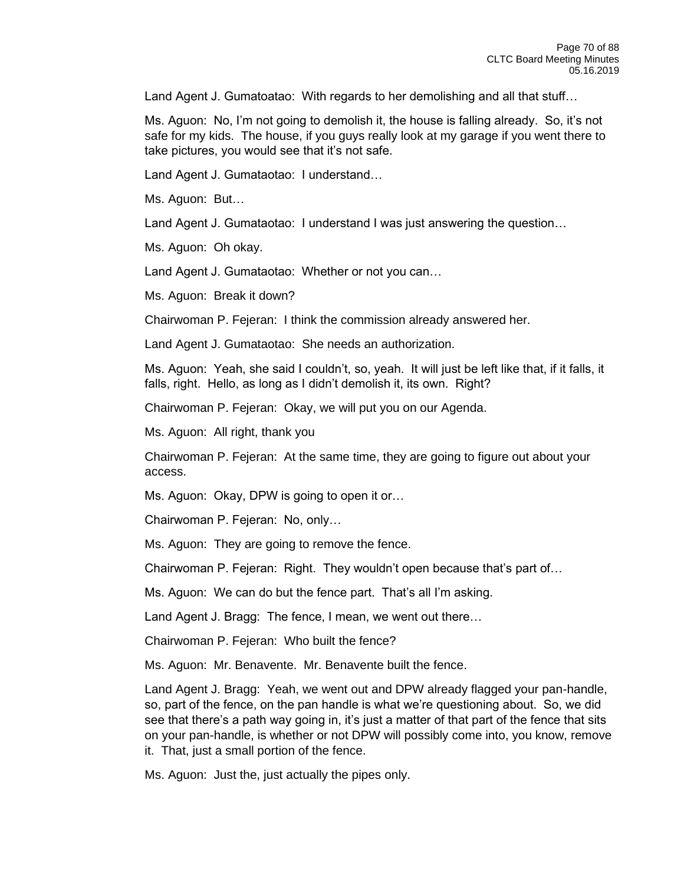Land Agent J. Gumatoatao: With regards to her demolishing and all that stuff…

Ms. Aguon: No, I'm not going to demolish it, the house is falling already. So, it's not safe for my kids. The house, if you guys really look at my garage if you went there to take pictures, you would see that it's not safe.

Land Agent J. Gumataotao: I understand…

Ms. Aguon: But…

Land Agent J. Gumataotao: I understand I was just answering the question…

Ms. Aguon: Oh okay.

Land Agent J. Gumataotao: Whether or not you can…

Ms. Aguon: Break it down?

Chairwoman P. Fejeran: I think the commission already answered her.

Land Agent J. Gumataotao: She needs an authorization.

Ms. Aguon: Yeah, she said I couldn't, so, yeah. It will just be left like that, if it falls, it falls, right. Hello, as long as I didn't demolish it, its own. Right?

Chairwoman P. Fejeran: Okay, we will put you on our Agenda.

Ms. Aguon: All right, thank you

Chairwoman P. Fejeran: At the same time, they are going to figure out about your access.

Ms. Aguon: Okay, DPW is going to open it or…

Chairwoman P. Fejeran: No, only…

Ms. Aguon: They are going to remove the fence.

Chairwoman P. Fejeran: Right. They wouldn't open because that's part of…

Ms. Aguon: We can do but the fence part. That's all I'm asking.

Land Agent J. Bragg: The fence, I mean, we went out there…

Chairwoman P. Fejeran: Who built the fence?

Ms. Aguon: Mr. Benavente. Mr. Benavente built the fence.

Land Agent J. Bragg: Yeah, we went out and DPW already flagged your pan-handle, so, part of the fence, on the pan handle is what we're questioning about. So, we did see that there's a path way going in, it's just a matter of that part of the fence that sits on your pan-handle, is whether or not DPW will possibly come into, you know, remove it. That, just a small portion of the fence.

Ms. Aguon: Just the, just actually the pipes only.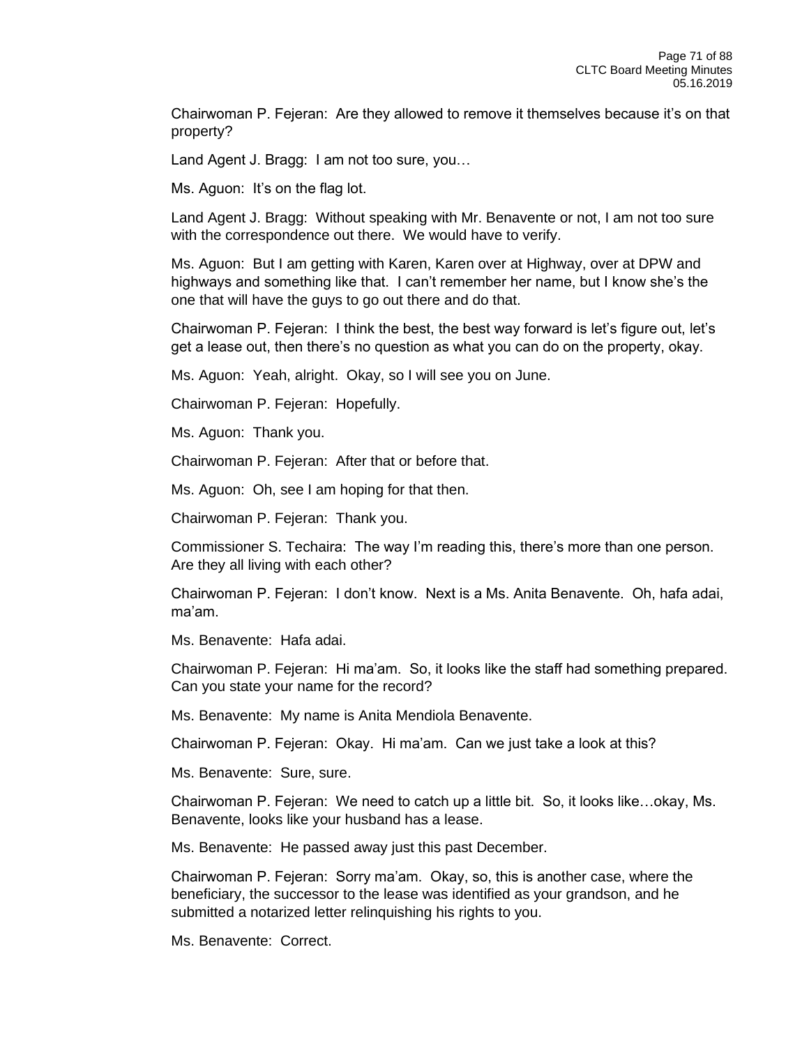Chairwoman P. Fejeran: Are they allowed to remove it themselves because it's on that property?

Land Agent J. Bragg: I am not too sure, you…

Ms. Aguon: It's on the flag lot.

Land Agent J. Bragg: Without speaking with Mr. Benavente or not, I am not too sure with the correspondence out there. We would have to verify.

Ms. Aguon: But I am getting with Karen, Karen over at Highway, over at DPW and highways and something like that. I can't remember her name, but I know she's the one that will have the guys to go out there and do that.

Chairwoman P. Fejeran: I think the best, the best way forward is let's figure out, let's get a lease out, then there's no question as what you can do on the property, okay.

Ms. Aguon: Yeah, alright. Okay, so I will see you on June.

Chairwoman P. Fejeran: Hopefully.

Ms. Aguon: Thank you.

Chairwoman P. Fejeran: After that or before that.

Ms. Aguon: Oh, see I am hoping for that then.

Chairwoman P. Fejeran: Thank you.

Commissioner S. Techaira: The way I'm reading this, there's more than one person. Are they all living with each other?

Chairwoman P. Fejeran: I don't know. Next is a Ms. Anita Benavente. Oh, hafa adai, ma'am.

Ms. Benavente: Hafa adai.

Chairwoman P. Fejeran: Hi ma'am. So, it looks like the staff had something prepared. Can you state your name for the record?

Ms. Benavente: My name is Anita Mendiola Benavente.

Chairwoman P. Fejeran: Okay. Hi ma'am. Can we just take a look at this?

Ms. Benavente: Sure, sure.

Chairwoman P. Fejeran: We need to catch up a little bit. So, it looks like…okay, Ms. Benavente, looks like your husband has a lease.

Ms. Benavente: He passed away just this past December.

Chairwoman P. Fejeran: Sorry ma'am. Okay, so, this is another case, where the beneficiary, the successor to the lease was identified as your grandson, and he submitted a notarized letter relinquishing his rights to you.

Ms. Benavente: Correct.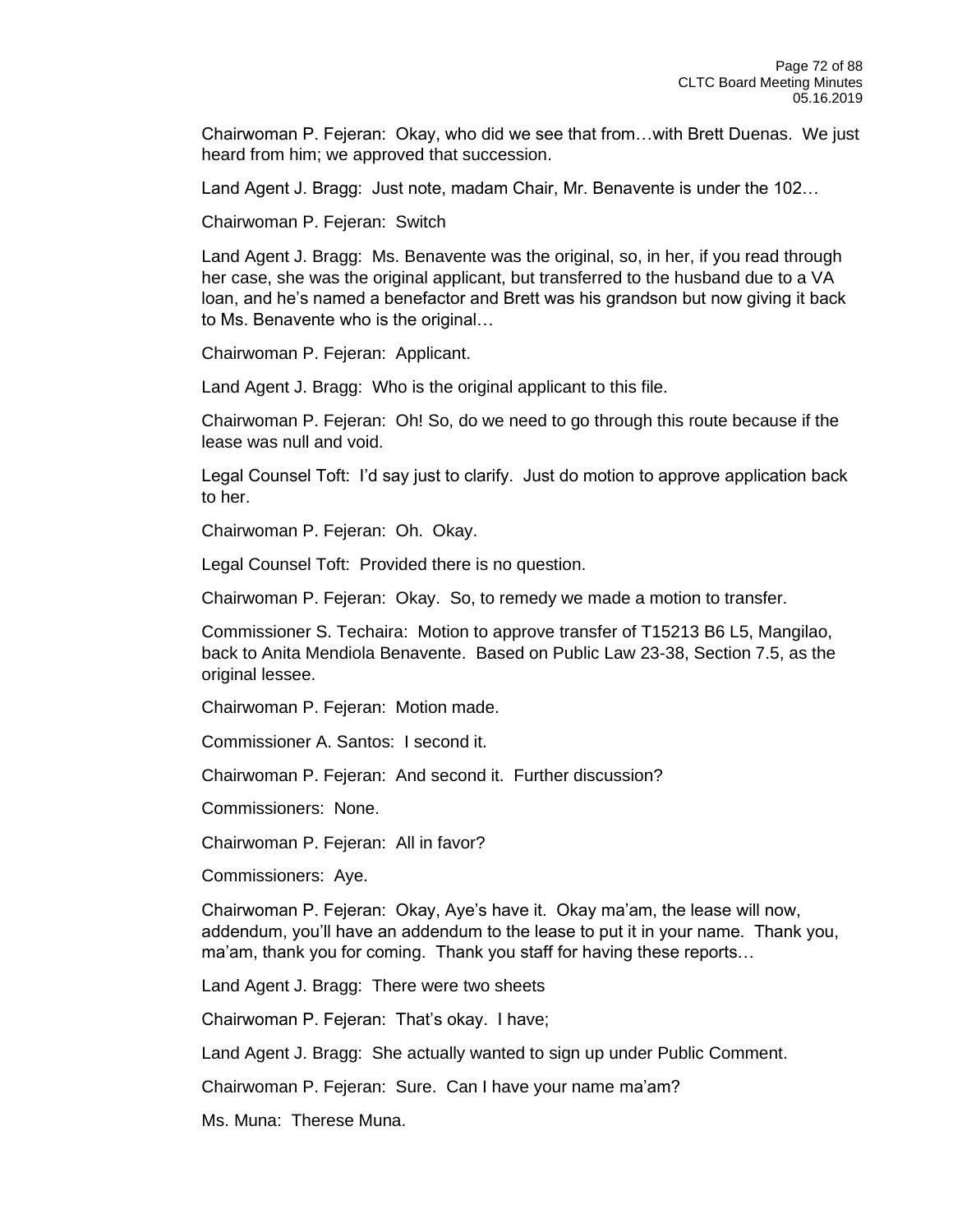Chairwoman P. Fejeran: Okay, who did we see that from…with Brett Duenas. We just heard from him; we approved that succession.

Land Agent J. Bragg: Just note, madam Chair, Mr. Benavente is under the 102…

Chairwoman P. Fejeran: Switch

Land Agent J. Bragg: Ms. Benavente was the original, so, in her, if you read through her case, she was the original applicant, but transferred to the husband due to a VA loan, and he's named a benefactor and Brett was his grandson but now giving it back to Ms. Benavente who is the original…

Chairwoman P. Fejeran: Applicant.

Land Agent J. Bragg: Who is the original applicant to this file.

Chairwoman P. Fejeran: Oh! So, do we need to go through this route because if the lease was null and void.

Legal Counsel Toft: I'd say just to clarify. Just do motion to approve application back to her.

Chairwoman P. Fejeran: Oh. Okay.

Legal Counsel Toft: Provided there is no question.

Chairwoman P. Fejeran: Okay. So, to remedy we made a motion to transfer.

Commissioner S. Techaira: Motion to approve transfer of T15213 B6 L5, Mangilao, back to Anita Mendiola Benavente. Based on Public Law 23-38, Section 7.5, as the original lessee.

Chairwoman P. Fejeran: Motion made.

Commissioner A. Santos: I second it.

Chairwoman P. Fejeran: And second it. Further discussion?

Commissioners: None.

Chairwoman P. Fejeran: All in favor?

Commissioners: Aye.

Chairwoman P. Fejeran: Okay, Aye's have it. Okay ma'am, the lease will now, addendum, you'll have an addendum to the lease to put it in your name. Thank you, ma'am, thank you for coming. Thank you staff for having these reports…

Land Agent J. Bragg: There were two sheets

Chairwoman P. Fejeran: That's okay. I have;

Land Agent J. Bragg: She actually wanted to sign up under Public Comment.

Chairwoman P. Fejeran: Sure. Can I have your name ma'am?

Ms. Muna: Therese Muna.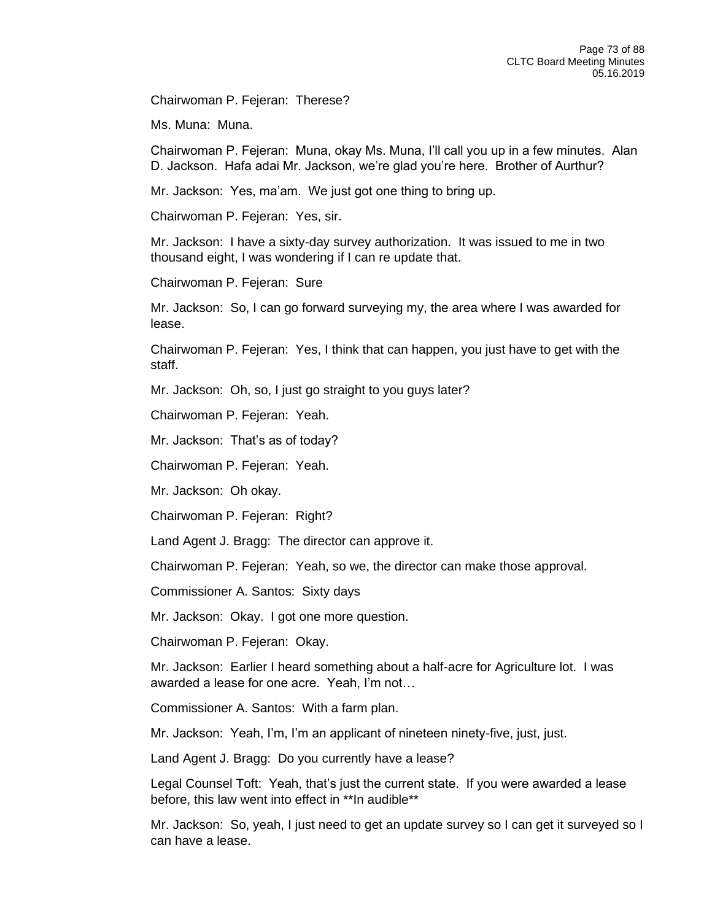Chairwoman P. Fejeran: Therese?

Ms. Muna: Muna.

Chairwoman P. Fejeran: Muna, okay Ms. Muna, I'll call you up in a few minutes. Alan D. Jackson. Hafa adai Mr. Jackson, we're glad you're here. Brother of Aurthur?

Mr. Jackson: Yes, ma'am. We just got one thing to bring up.

Chairwoman P. Fejeran: Yes, sir.

Mr. Jackson: I have a sixty-day survey authorization. It was issued to me in two thousand eight, I was wondering if I can re update that.

Chairwoman P. Fejeran: Sure

Mr. Jackson: So, I can go forward surveying my, the area where I was awarded for lease.

Chairwoman P. Fejeran: Yes, I think that can happen, you just have to get with the staff.

Mr. Jackson: Oh, so, I just go straight to you guys later?

Chairwoman P. Fejeran: Yeah.

Mr. Jackson: That's as of today?

Chairwoman P. Fejeran: Yeah.

Mr. Jackson: Oh okay.

Chairwoman P. Fejeran: Right?

Land Agent J. Bragg: The director can approve it.

Chairwoman P. Fejeran: Yeah, so we, the director can make those approval.

Commissioner A. Santos: Sixty days

Mr. Jackson: Okay. I got one more question.

Chairwoman P. Fejeran: Okay.

Mr. Jackson: Earlier I heard something about a half-acre for Agriculture lot. I was awarded a lease for one acre. Yeah, I'm not…

Commissioner A. Santos: With a farm plan.

Mr. Jackson: Yeah, I'm, I'm an applicant of nineteen ninety-five, just, just.

Land Agent J. Bragg: Do you currently have a lease?

Legal Counsel Toft: Yeah, that's just the current state. If you were awarded a lease before, this law went into effect in **In audible**

Mr. Jackson: So, yeah, I just need to get an update survey so I can get it surveyed so I can have a lease.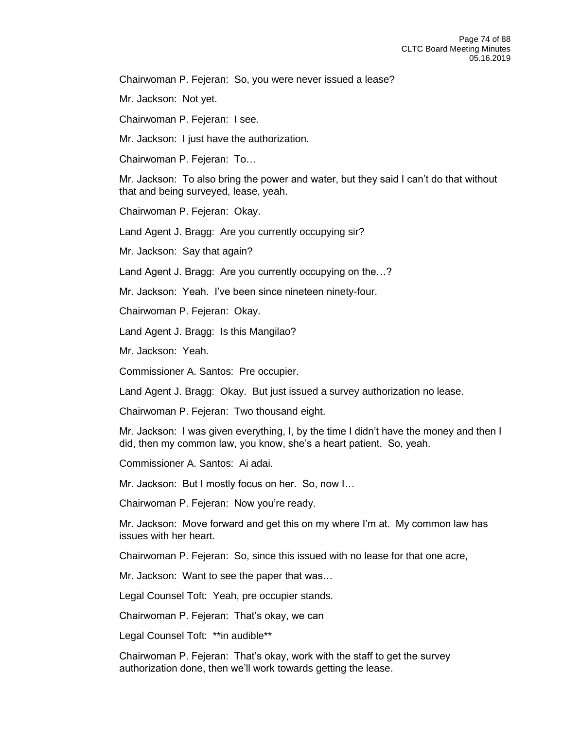Chairwoman P. Fejeran: So, you were never issued a lease?

Mr. Jackson: Not yet.

Chairwoman P. Fejeran: I see.

Mr. Jackson: I just have the authorization.

Chairwoman P. Fejeran: To…

Mr. Jackson: To also bring the power and water, but they said I can't do that without that and being surveyed, lease, yeah.

Chairwoman P. Fejeran: Okay.

Land Agent J. Bragg: Are you currently occupying sir?

Mr. Jackson: Say that again?

Land Agent J. Bragg: Are you currently occupying on the…?

Mr. Jackson: Yeah. I've been since nineteen ninety-four.

Chairwoman P. Fejeran: Okay.

Land Agent J. Bragg: Is this Mangilao?

Mr. Jackson: Yeah.

Commissioner A. Santos: Pre occupier.

Land Agent J. Bragg: Okay. But just issued a survey authorization no lease.

Chairwoman P. Fejeran: Two thousand eight.

Mr. Jackson: I was given everything, I, by the time I didn't have the money and then I did, then my common law, you know, she's a heart patient. So, yeah.

Commissioner A. Santos: Ai adai.

Mr. Jackson: But I mostly focus on her. So, now I…

Chairwoman P. Fejeran: Now you're ready.

Mr. Jackson: Move forward and get this on my where I'm at. My common law has issues with her heart.

Chairwoman P. Fejeran: So, since this issued with no lease for that one acre,

Mr. Jackson: Want to see the paper that was…

Legal Counsel Toft: Yeah, pre occupier stands.

Chairwoman P. Fejeran: That's okay, we can

Legal Counsel Toft: **in audible**

Chairwoman P. Fejeran: That's okay, work with the staff to get the survey authorization done, then we'll work towards getting the lease.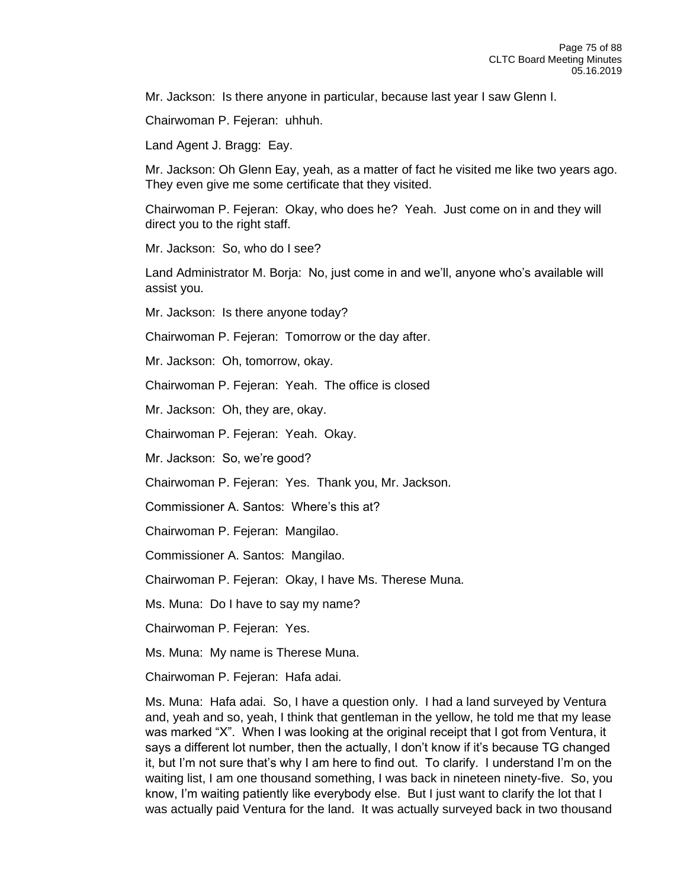Mr. Jackson: Is there anyone in particular, because last year I saw Glenn I.

Chairwoman P. Fejeran: uhhuh.

Land Agent J. Bragg: Eay.

Mr. Jackson: Oh Glenn Eay, yeah, as a matter of fact he visited me like two years ago. They even give me some certificate that they visited.

Chairwoman P. Fejeran: Okay, who does he? Yeah. Just come on in and they will direct you to the right staff.

Mr. Jackson: So, who do I see?

Land Administrator M. Borja: No, just come in and we'll, anyone who's available will assist you.

Mr. Jackson: Is there anyone today?

Chairwoman P. Fejeran: Tomorrow or the day after.

Mr. Jackson: Oh, tomorrow, okay.

Chairwoman P. Fejeran: Yeah. The office is closed

Mr. Jackson: Oh, they are, okay.

Chairwoman P. Fejeran: Yeah. Okay.

Mr. Jackson: So, we're good?

Chairwoman P. Fejeran: Yes. Thank you, Mr. Jackson.

Commissioner A. Santos: Where's this at?

Chairwoman P. Fejeran: Mangilao.

Commissioner A. Santos: Mangilao.

Chairwoman P. Fejeran: Okay, I have Ms. Therese Muna.

Ms. Muna: Do I have to say my name?

Chairwoman P. Fejeran: Yes.

Ms. Muna: My name is Therese Muna.

Chairwoman P. Fejeran: Hafa adai.

Ms. Muna: Hafa adai. So, I have a question only. I had a land surveyed by Ventura and, yeah and so, yeah, I think that gentleman in the yellow, he told me that my lease was marked "X". When I was looking at the original receipt that I got from Ventura, it says a different lot number, then the actually, I don't know if it's because TG changed it, but I'm not sure that's why I am here to find out. To clarify. I understand I'm on the waiting list, I am one thousand something, I was back in nineteen ninety-five. So, you know, I'm waiting patiently like everybody else. But I just want to clarify the lot that I was actually paid Ventura for the land. It was actually surveyed back in two thousand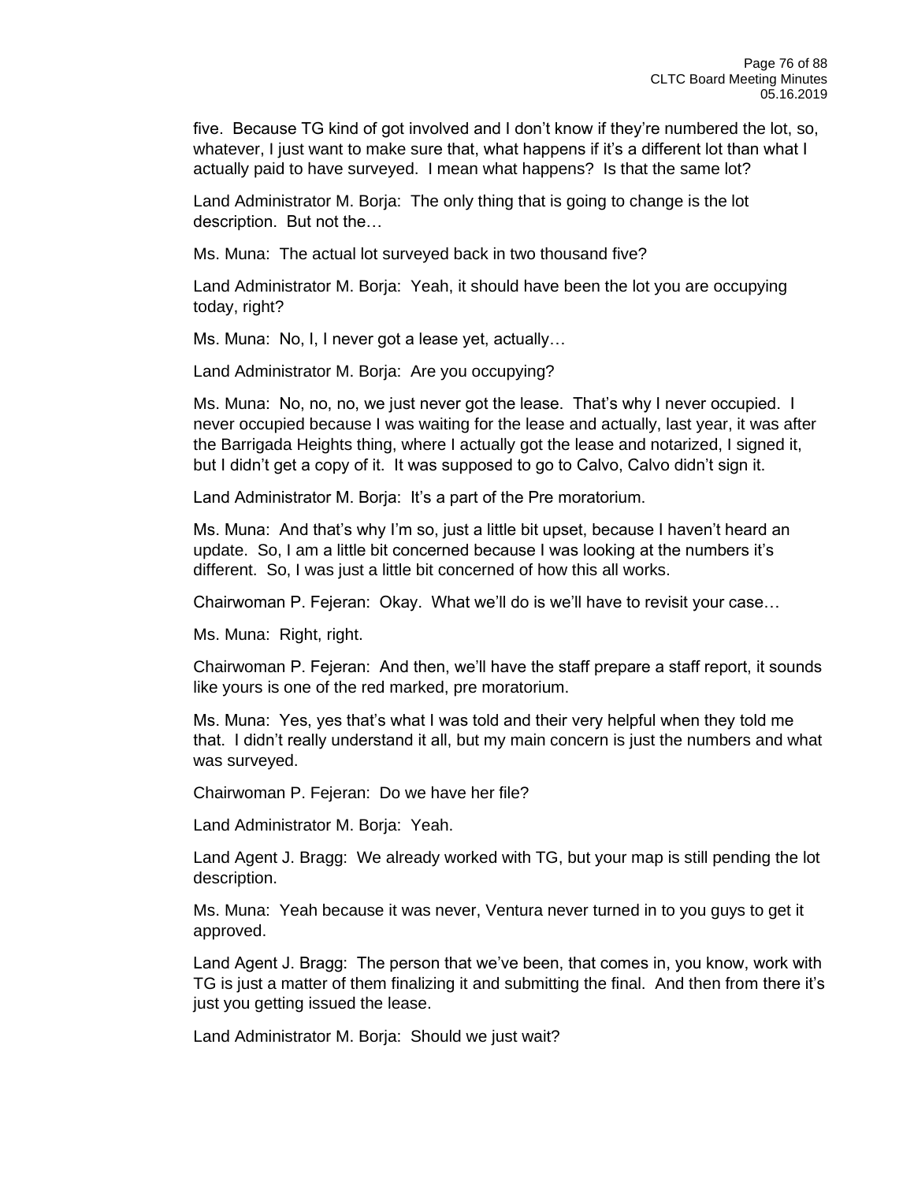five. Because TG kind of got involved and I don't know if they're numbered the lot, so, whatever, I just want to make sure that, what happens if it's a different lot than what I actually paid to have surveyed. I mean what happens? Is that the same lot?

Land Administrator M. Borja: The only thing that is going to change is the lot description. But not the…

Ms. Muna: The actual lot surveyed back in two thousand five?

Land Administrator M. Borja: Yeah, it should have been the lot you are occupying today, right?

Ms. Muna: No, I, I never got a lease yet, actually…

Land Administrator M. Borja: Are you occupying?

Ms. Muna: No, no, no, we just never got the lease. That's why I never occupied. I never occupied because I was waiting for the lease and actually, last year, it was after the Barrigada Heights thing, where I actually got the lease and notarized, I signed it, but I didn't get a copy of it. It was supposed to go to Calvo, Calvo didn't sign it.

Land Administrator M. Borja: It's a part of the Pre moratorium.

Ms. Muna: And that's why I'm so, just a little bit upset, because I haven't heard an update. So, I am a little bit concerned because I was looking at the numbers it's different. So, I was just a little bit concerned of how this all works.

Chairwoman P. Fejeran: Okay. What we'll do is we'll have to revisit your case…

Ms. Muna: Right, right.

Chairwoman P. Fejeran: And then, we'll have the staff prepare a staff report, it sounds like yours is one of the red marked, pre moratorium.

Ms. Muna: Yes, yes that's what I was told and their very helpful when they told me that. I didn't really understand it all, but my main concern is just the numbers and what was surveyed.

Chairwoman P. Fejeran: Do we have her file?

Land Administrator M. Borja: Yeah.

Land Agent J. Bragg: We already worked with TG, but your map is still pending the lot description.

Ms. Muna: Yeah because it was never, Ventura never turned in to you guys to get it approved.

Land Agent J. Bragg: The person that we've been, that comes in, you know, work with TG is just a matter of them finalizing it and submitting the final. And then from there it's just you getting issued the lease.

Land Administrator M. Borja: Should we just wait?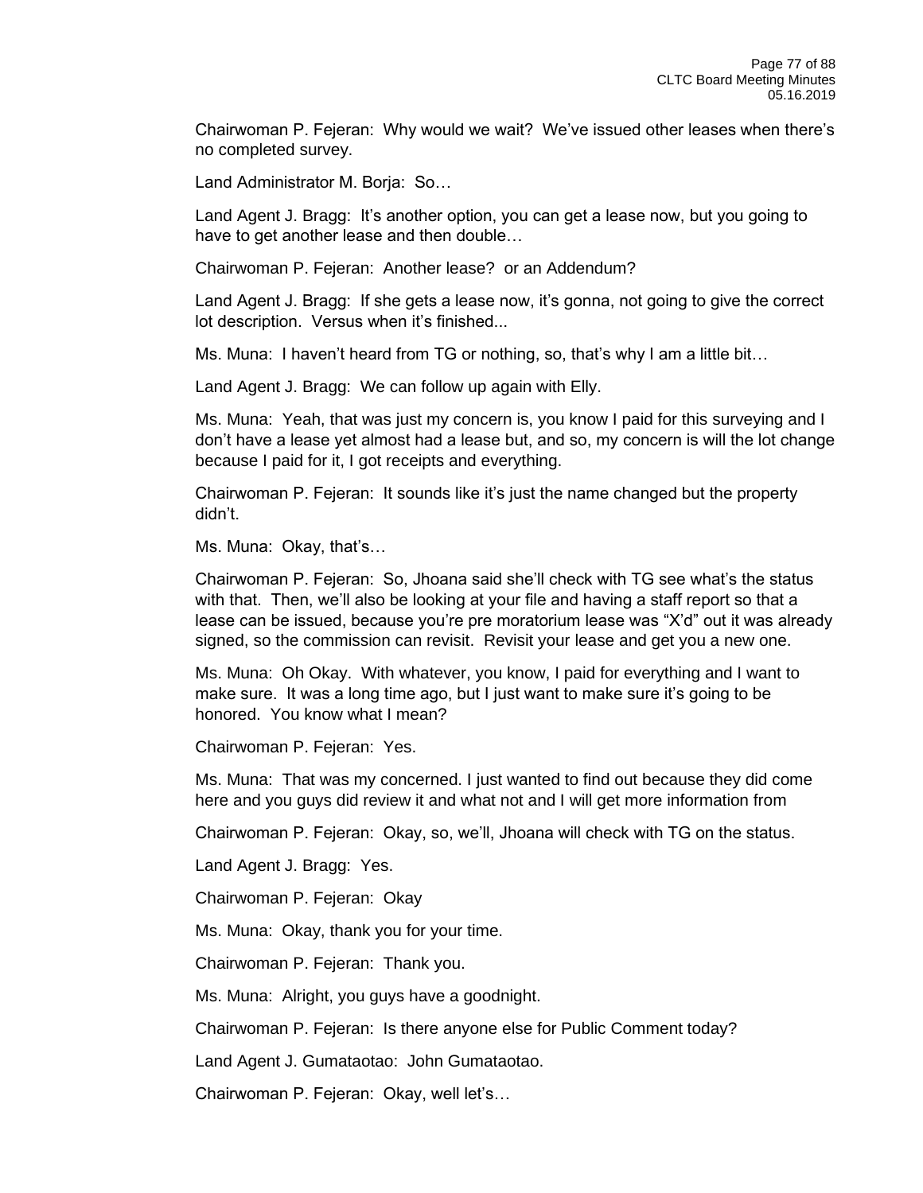Chairwoman P. Fejeran: Why would we wait? We've issued other leases when there's no completed survey.

Land Administrator M. Borja: So…

Land Agent J. Bragg: It's another option, you can get a lease now, but you going to have to get another lease and then double…

Chairwoman P. Fejeran: Another lease? or an Addendum?

Land Agent J. Bragg: If she gets a lease now, it's gonna, not going to give the correct lot description. Versus when it's finished...

Ms. Muna: I haven't heard from TG or nothing, so, that's why I am a little bit…

Land Agent J. Bragg: We can follow up again with Elly.

Ms. Muna: Yeah, that was just my concern is, you know I paid for this surveying and I don't have a lease yet almost had a lease but, and so, my concern is will the lot change because I paid for it, I got receipts and everything.

Chairwoman P. Fejeran: It sounds like it's just the name changed but the property didn't.

Ms. Muna: Okay, that's…

Chairwoman P. Fejeran: So, Jhoana said she'll check with TG see what's the status with that. Then, we'll also be looking at your file and having a staff report so that a lease can be issued, because you're pre moratorium lease was "X'd" out it was already signed, so the commission can revisit. Revisit your lease and get you a new one.

Ms. Muna: Oh Okay. With whatever, you know, I paid for everything and I want to make sure. It was a long time ago, but I just want to make sure it's going to be honored. You know what I mean?

Chairwoman P. Fejeran: Yes.

Ms. Muna: That was my concerned. I just wanted to find out because they did come here and you guys did review it and what not and I will get more information from

Chairwoman P. Fejeran: Okay, so, we'll, Jhoana will check with TG on the status.

Land Agent J. Bragg: Yes.

Chairwoman P. Fejeran: Okay

Ms. Muna: Okay, thank you for your time.

Chairwoman P. Fejeran: Thank you.

Ms. Muna: Alright, you guys have a goodnight.

Chairwoman P. Fejeran: Is there anyone else for Public Comment today?

Land Agent J. Gumataotao: John Gumataotao.

Chairwoman P. Fejeran: Okay, well let's…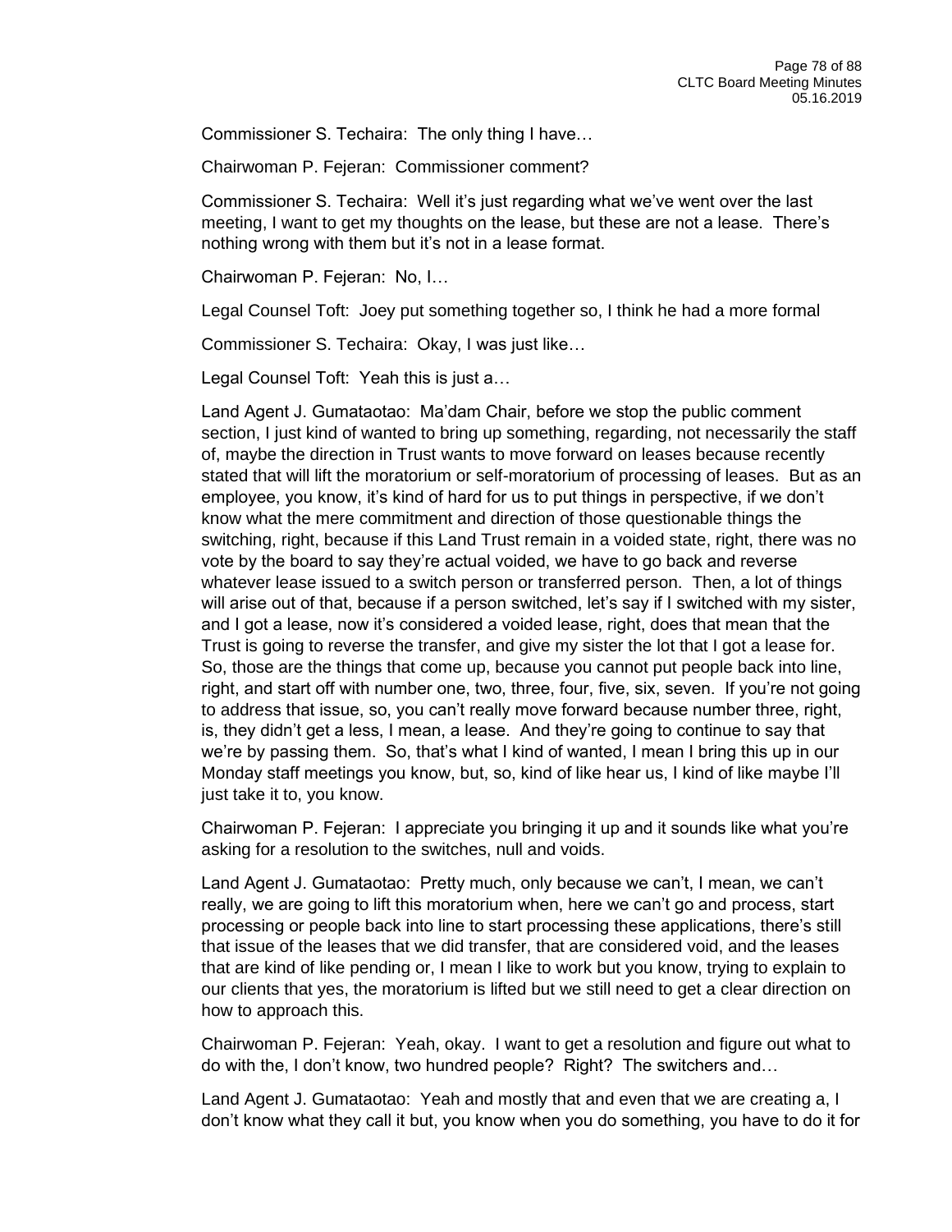Commissioner S. Techaira: The only thing I have…

Chairwoman P. Fejeran: Commissioner comment?

Commissioner S. Techaira: Well it's just regarding what we've went over the last meeting, I want to get my thoughts on the lease, but these are not a lease. There's nothing wrong with them but it's not in a lease format.

Chairwoman P. Fejeran: No, I…

Legal Counsel Toft: Joey put something together so, I think he had a more formal

Commissioner S. Techaira: Okay, I was just like…

Legal Counsel Toft: Yeah this is just a…

Land Agent J. Gumataotao: Ma'dam Chair, before we stop the public comment section, I just kind of wanted to bring up something, regarding, not necessarily the staff of, maybe the direction in Trust wants to move forward on leases because recently stated that will lift the moratorium or self-moratorium of processing of leases. But as an employee, you know, it's kind of hard for us to put things in perspective, if we don't know what the mere commitment and direction of those questionable things the switching, right, because if this Land Trust remain in a voided state, right, there was no vote by the board to say they're actual voided, we have to go back and reverse whatever lease issued to a switch person or transferred person. Then, a lot of things will arise out of that, because if a person switched, let's say if I switched with my sister, and I got a lease, now it's considered a voided lease, right, does that mean that the Trust is going to reverse the transfer, and give my sister the lot that I got a lease for. So, those are the things that come up, because you cannot put people back into line, right, and start off with number one, two, three, four, five, six, seven. If you're not going to address that issue, so, you can't really move forward because number three, right, is, they didn't get a less, I mean, a lease. And they're going to continue to say that we're by passing them. So, that's what I kind of wanted, I mean I bring this up in our Monday staff meetings you know, but, so, kind of like hear us, I kind of like maybe I'll just take it to, you know.

Chairwoman P. Fejeran: I appreciate you bringing it up and it sounds like what you're asking for a resolution to the switches, null and voids.

Land Agent J. Gumataotao: Pretty much, only because we can't, I mean, we can't really, we are going to lift this moratorium when, here we can't go and process, start processing or people back into line to start processing these applications, there's still that issue of the leases that we did transfer, that are considered void, and the leases that are kind of like pending or, I mean I like to work but you know, trying to explain to our clients that yes, the moratorium is lifted but we still need to get a clear direction on how to approach this.

Chairwoman P. Fejeran: Yeah, okay. I want to get a resolution and figure out what to do with the, I don't know, two hundred people? Right? The switchers and…

Land Agent J. Gumataotao: Yeah and mostly that and even that we are creating a, I don't know what they call it but, you know when you do something, you have to do it for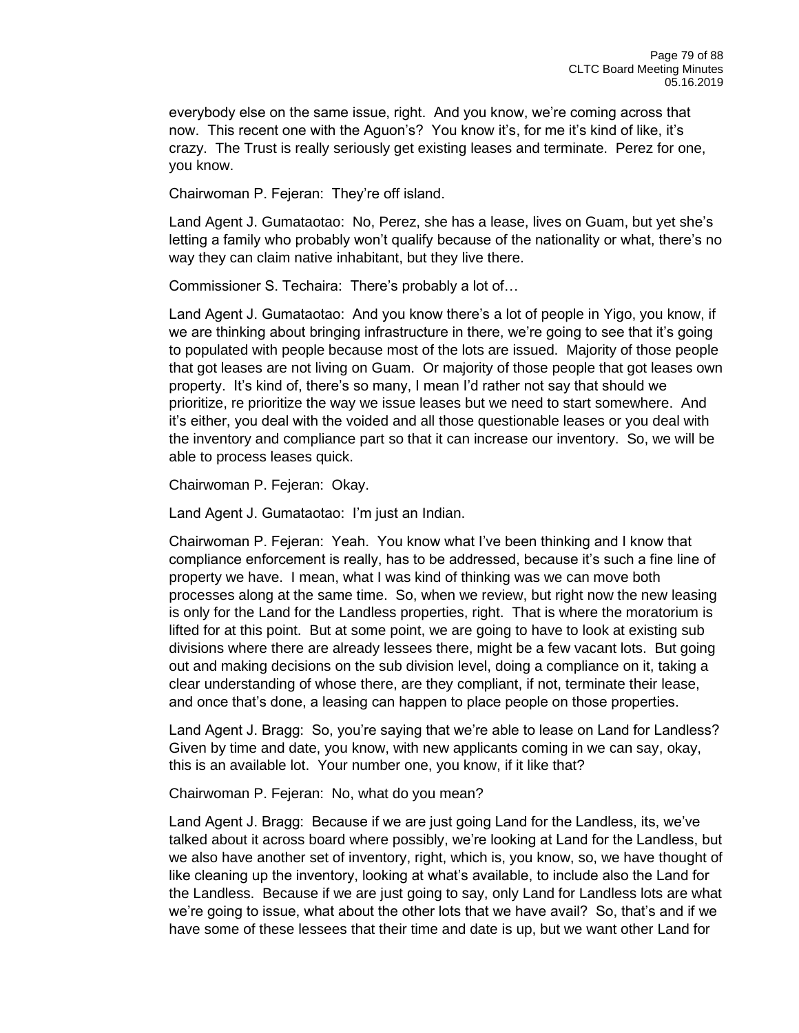everybody else on the same issue, right. And you know, we're coming across that now. This recent one with the Aguon's? You know it's, for me it's kind of like, it's crazy. The Trust is really seriously get existing leases and terminate. Perez for one, you know.

Chairwoman P. Fejeran: They're off island.

Land Agent J. Gumataotao: No, Perez, she has a lease, lives on Guam, but yet she's letting a family who probably won't qualify because of the nationality or what, there's no way they can claim native inhabitant, but they live there.

Commissioner S. Techaira: There's probably a lot of…

Land Agent J. Gumataotao: And you know there's a lot of people in Yigo, you know, if we are thinking about bringing infrastructure in there, we're going to see that it's going to populated with people because most of the lots are issued. Majority of those people that got leases are not living on Guam. Or majority of those people that got leases own property. It's kind of, there's so many, I mean I'd rather not say that should we prioritize, re prioritize the way we issue leases but we need to start somewhere. And it's either, you deal with the voided and all those questionable leases or you deal with the inventory and compliance part so that it can increase our inventory. So, we will be able to process leases quick.

Chairwoman P. Fejeran: Okay.

Land Agent J. Gumataotao: I'm just an Indian.

Chairwoman P. Fejeran: Yeah. You know what I've been thinking and I know that compliance enforcement is really, has to be addressed, because it's such a fine line of property we have. I mean, what I was kind of thinking was we can move both processes along at the same time. So, when we review, but right now the new leasing is only for the Land for the Landless properties, right. That is where the moratorium is lifted for at this point. But at some point, we are going to have to look at existing sub divisions where there are already lessees there, might be a few vacant lots. But going out and making decisions on the sub division level, doing a compliance on it, taking a clear understanding of whose there, are they compliant, if not, terminate their lease, and once that's done, a leasing can happen to place people on those properties.

Land Agent J. Bragg: So, you're saying that we're able to lease on Land for Landless? Given by time and date, you know, with new applicants coming in we can say, okay, this is an available lot. Your number one, you know, if it like that?

Chairwoman P. Fejeran: No, what do you mean?

Land Agent J. Bragg: Because if we are just going Land for the Landless, its, we've talked about it across board where possibly, we're looking at Land for the Landless, but we also have another set of inventory, right, which is, you know, so, we have thought of like cleaning up the inventory, looking at what's available, to include also the Land for the Landless. Because if we are just going to say, only Land for Landless lots are what we're going to issue, what about the other lots that we have avail? So, that's and if we have some of these lessees that their time and date is up, but we want other Land for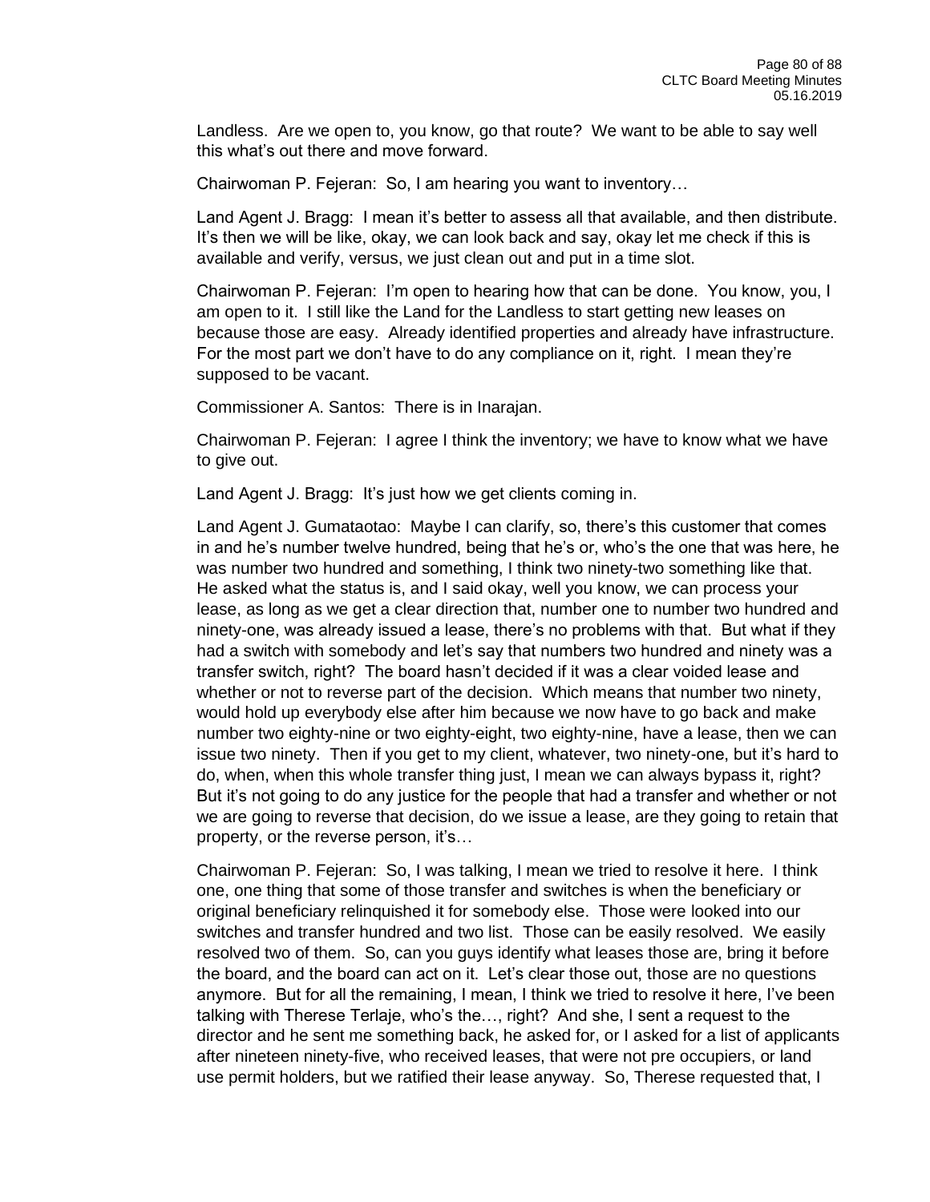Landless. Are we open to, you know, go that route? We want to be able to say well this what's out there and move forward.

Chairwoman P. Fejeran: So, I am hearing you want to inventory…

Land Agent J. Bragg: I mean it's better to assess all that available, and then distribute. It's then we will be like, okay, we can look back and say, okay let me check if this is available and verify, versus, we just clean out and put in a time slot.

Chairwoman P. Fejeran: I'm open to hearing how that can be done. You know, you, I am open to it. I still like the Land for the Landless to start getting new leases on because those are easy. Already identified properties and already have infrastructure. For the most part we don't have to do any compliance on it, right. I mean they're supposed to be vacant.

Commissioner A. Santos: There is in Inarajan.

Chairwoman P. Fejeran: I agree I think the inventory; we have to know what we have to give out.

Land Agent J. Bragg: It's just how we get clients coming in.

Land Agent J. Gumataotao: Maybe I can clarify, so, there's this customer that comes in and he's number twelve hundred, being that he's or, who's the one that was here, he was number two hundred and something, I think two ninety-two something like that. He asked what the status is, and I said okay, well you know, we can process your lease, as long as we get a clear direction that, number one to number two hundred and ninety-one, was already issued a lease, there's no problems with that. But what if they had a switch with somebody and let's say that numbers two hundred and ninety was a transfer switch, right? The board hasn't decided if it was a clear voided lease and whether or not to reverse part of the decision. Which means that number two ninety, would hold up everybody else after him because we now have to go back and make number two eighty-nine or two eighty-eight, two eighty-nine, have a lease, then we can issue two ninety. Then if you get to my client, whatever, two ninety-one, but it's hard to do, when, when this whole transfer thing just, I mean we can always bypass it, right? But it's not going to do any justice for the people that had a transfer and whether or not we are going to reverse that decision, do we issue a lease, are they going to retain that property, or the reverse person, it's…

Chairwoman P. Fejeran: So, I was talking, I mean we tried to resolve it here. I think one, one thing that some of those transfer and switches is when the beneficiary or original beneficiary relinquished it for somebody else. Those were looked into our switches and transfer hundred and two list. Those can be easily resolved. We easily resolved two of them. So, can you guys identify what leases those are, bring it before the board, and the board can act on it. Let's clear those out, those are no questions anymore. But for all the remaining, I mean, I think we tried to resolve it here, I've been talking with Therese Terlaje, who's the…, right? And she, I sent a request to the director and he sent me something back, he asked for, or I asked for a list of applicants after nineteen ninety-five, who received leases, that were not pre occupiers, or land use permit holders, but we ratified their lease anyway. So, Therese requested that, I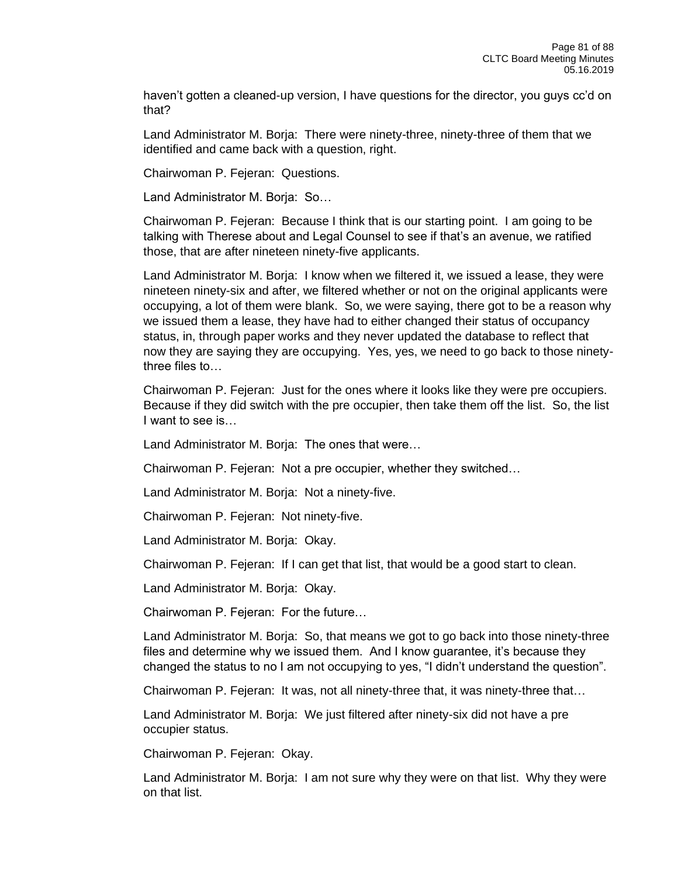haven't gotten a cleaned-up version, I have questions for the director, you guys cc'd on that?

Land Administrator M. Borja: There were ninety-three, ninety-three of them that we identified and came back with a question, right.

Chairwoman P. Fejeran: Questions.

Land Administrator M. Borja: So…

Chairwoman P. Fejeran: Because I think that is our starting point. I am going to be talking with Therese about and Legal Counsel to see if that's an avenue, we ratified those, that are after nineteen ninety-five applicants.

Land Administrator M. Borja: I know when we filtered it, we issued a lease, they were nineteen ninety-six and after, we filtered whether or not on the original applicants were occupying, a lot of them were blank. So, we were saying, there got to be a reason why we issued them a lease, they have had to either changed their status of occupancy status, in, through paper works and they never updated the database to reflect that now they are saying they are occupying. Yes, yes, we need to go back to those ninety-three files to…

Chairwoman P. Fejeran: Just for the ones where it looks like they were pre occupiers. Because if they did switch with the pre occupier, then take them off the list. So, the list I want to see is…

Land Administrator M. Borja: The ones that were…

Chairwoman P. Fejeran: Not a pre occupier, whether they switched…

Land Administrator M. Borja: Not a ninety-five.

Chairwoman P. Fejeran: Not ninety-five.

Land Administrator M. Borja: Okay.

Chairwoman P. Fejeran: If I can get that list, that would be a good start to clean.

Land Administrator M. Borja: Okay.

Chairwoman P. Fejeran: For the future…

Land Administrator M. Borja: So, that means we got to go back into those ninety-three files and determine why we issued them. And I know guarantee, it's because they changed the status to no I am not occupying to yes, "I didn't understand the question".

Chairwoman P. Fejeran: It was, not all ninety-three that, it was ninety-three that…

Land Administrator M. Borja: We just filtered after ninety-six did not have a pre occupier status.

Chairwoman P. Fejeran: Okay.

Land Administrator M. Borja: I am not sure why they were on that list. Why they were on that list.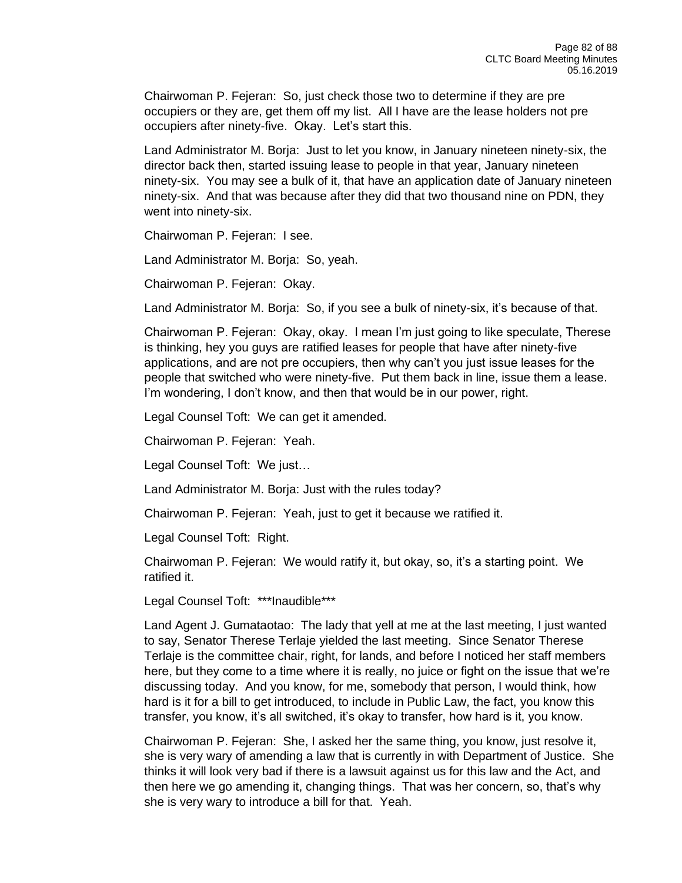Chairwoman P. Fejeran: So, just check those two to determine if they are pre occupiers or they are, get them off my list. All I have are the lease holders not pre occupiers after ninety-five. Okay. Let's start this.

Land Administrator M. Borja: Just to let you know, in January nineteen ninety-six, the director back then, started issuing lease to people in that year, January nineteen ninety-six. You may see a bulk of it, that have an application date of January nineteen ninety-six. And that was because after they did that two thousand nine on PDN, they went into ninety-six.

Chairwoman P. Fejeran: I see.

Land Administrator M. Borja: So, yeah.

Chairwoman P. Fejeran: Okay.

Land Administrator M. Borja: So, if you see a bulk of ninety-six, it's because of that.

Chairwoman P. Fejeran: Okay, okay. I mean I'm just going to like speculate, Therese is thinking, hey you guys are ratified leases for people that have after ninety-five applications, and are not pre occupiers, then why can't you just issue leases for the people that switched who were ninety-five. Put them back in line, issue them a lease. I'm wondering, I don't know, and then that would be in our power, right.

Legal Counsel Toft: We can get it amended.

Chairwoman P. Fejeran: Yeah.

Legal Counsel Toft: We just…

Land Administrator M. Borja: Just with the rules today?

Chairwoman P. Fejeran: Yeah, just to get it because we ratified it.

Legal Counsel Toft: Right.

Chairwoman P. Fejeran: We would ratify it, but okay, so, it's a starting point. We ratified it.

Legal Counsel Toft: ***Inaudible***

Land Agent J. Gumataotao: The lady that yell at me at the last meeting, I just wanted to say, Senator Therese Terlaje yielded the last meeting. Since Senator Therese Terlaje is the committee chair, right, for lands, and before I noticed her staff members here, but they come to a time where it is really, no juice or fight on the issue that we're discussing today. And you know, for me, somebody that person, I would think, how hard is it for a bill to get introduced, to include in Public Law, the fact, you know this transfer, you know, it's all switched, it's okay to transfer, how hard is it, you know.

Chairwoman P. Fejeran: She, I asked her the same thing, you know, just resolve it, she is very wary of amending a law that is currently in with Department of Justice. She thinks it will look very bad if there is a lawsuit against us for this law and the Act, and then here we go amending it, changing things. That was her concern, so, that's why she is very wary to introduce a bill for that. Yeah.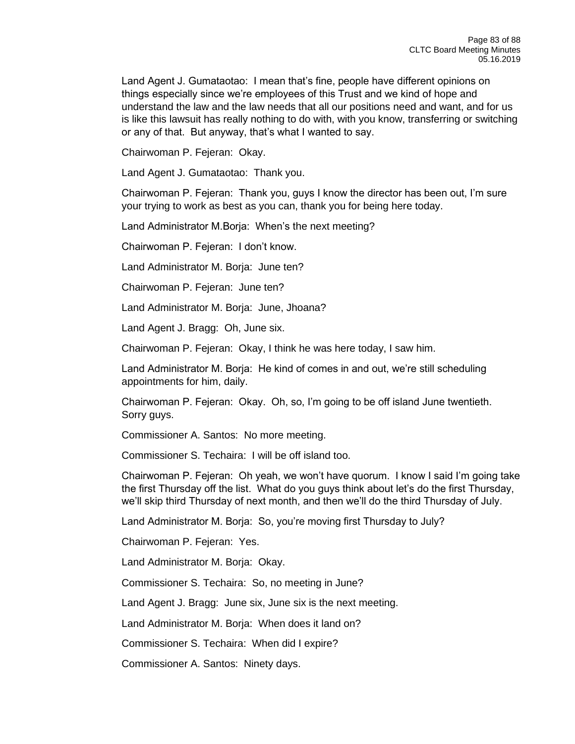Land Agent J. Gumataotao: I mean that's fine, people have different opinions on things especially since we're employees of this Trust and we kind of hope and understand the law and the law needs that all our positions need and want, and for us is like this lawsuit has really nothing to do with, with you know, transferring or switching or any of that. But anyway, that's what I wanted to say.

Chairwoman P. Fejeran: Okay.

Land Agent J. Gumataotao: Thank you.

Chairwoman P. Fejeran: Thank you, guys I know the director has been out, I'm sure your trying to work as best as you can, thank you for being here today.

Land Administrator M.Borja: When's the next meeting?

Chairwoman P. Fejeran: I don't know.

Land Administrator M. Borja: June ten?

Chairwoman P. Fejeran: June ten?

Land Administrator M. Borja: June, Jhoana?

Land Agent J. Bragg: Oh, June six.

Chairwoman P. Fejeran: Okay, I think he was here today, I saw him.

Land Administrator M. Borja: He kind of comes in and out, we're still scheduling appointments for him, daily.

Chairwoman P. Fejeran: Okay. Oh, so, I'm going to be off island June twentieth. Sorry guys.

Commissioner A. Santos: No more meeting.

Commissioner S. Techaira: I will be off island too.

Chairwoman P. Fejeran: Oh yeah, we won't have quorum. I know I said I'm going take the first Thursday off the list. What do you guys think about let's do the first Thursday, we'll skip third Thursday of next month, and then we'll do the third Thursday of July.

Land Administrator M. Borja: So, you're moving first Thursday to July?

Chairwoman P. Fejeran: Yes.

Land Administrator M. Borja: Okay.

Commissioner S. Techaira: So, no meeting in June?

Land Agent J. Bragg: June six, June six is the next meeting.

Land Administrator M. Borja: When does it land on?

Commissioner S. Techaira: When did I expire?

Commissioner A. Santos: Ninety days.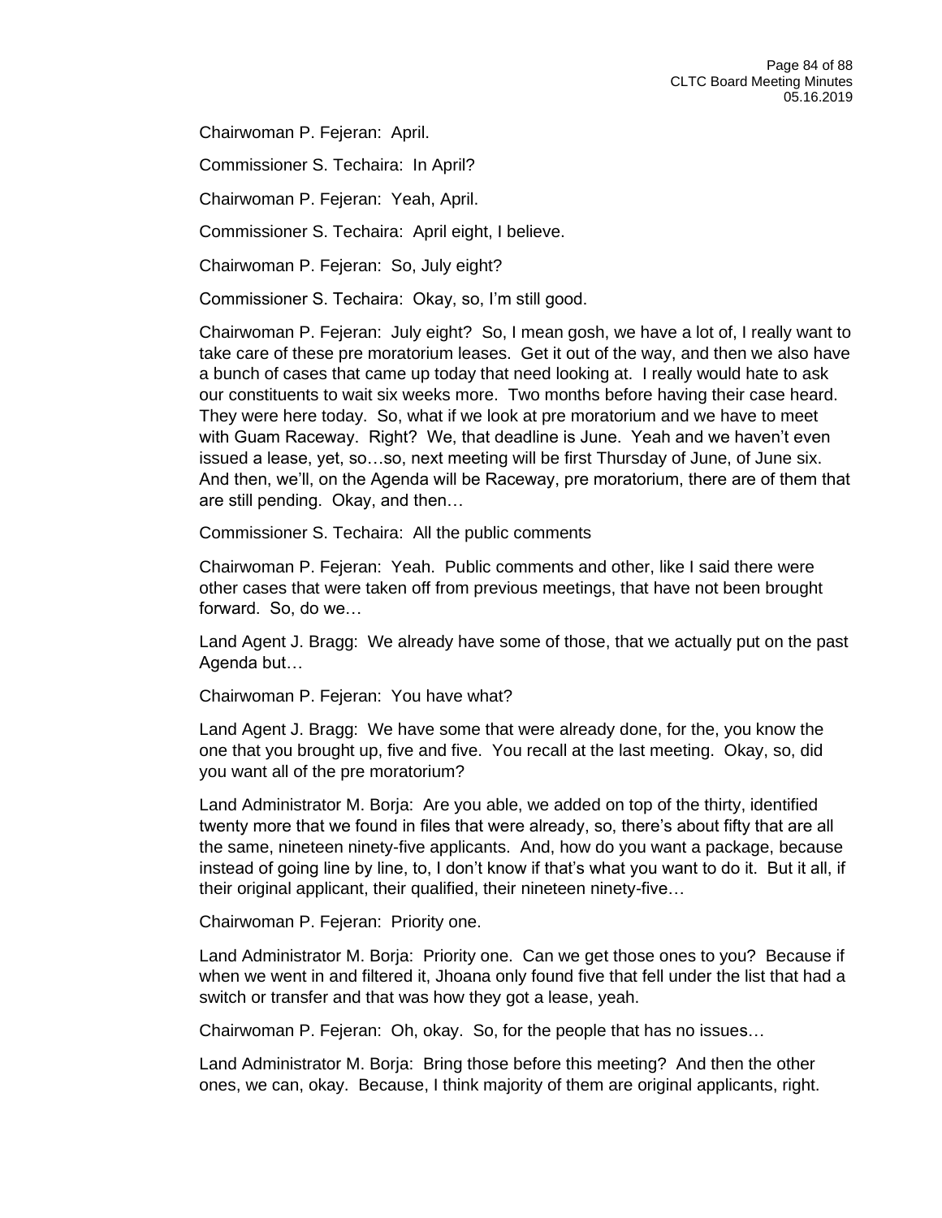Chairwoman P. Fejeran: April.

Commissioner S. Techaira: In April?

Chairwoman P. Fejeran: Yeah, April.

Commissioner S. Techaira: April eight, I believe.

Chairwoman P. Fejeran: So, July eight?

Commissioner S. Techaira: Okay, so, I'm still good.

Chairwoman P. Fejeran: July eight? So, I mean gosh, we have a lot of, I really want to take care of these pre moratorium leases. Get it out of the way, and then we also have a bunch of cases that came up today that need looking at. I really would hate to ask our constituents to wait six weeks more. Two months before having their case heard. They were here today. So, what if we look at pre moratorium and we have to meet with Guam Raceway. Right? We, that deadline is June. Yeah and we haven't even issued a lease, yet, so…so, next meeting will be first Thursday of June, of June six. And then, we'll, on the Agenda will be Raceway, pre moratorium, there are of them that are still pending. Okay, and then…

Commissioner S. Techaira: All the public comments

Chairwoman P. Fejeran: Yeah. Public comments and other, like I said there were other cases that were taken off from previous meetings, that have not been brought forward. So, do we…

Land Agent J. Bragg: We already have some of those, that we actually put on the past Agenda but…

Chairwoman P. Fejeran: You have what?

Land Agent J. Bragg: We have some that were already done, for the, you know the one that you brought up, five and five. You recall at the last meeting. Okay, so, did you want all of the pre moratorium?

Land Administrator M. Borja: Are you able, we added on top of the thirty, identified twenty more that we found in files that were already, so, there's about fifty that are all the same, nineteen ninety-five applicants. And, how do you want a package, because instead of going line by line, to, I don't know if that's what you want to do it. But it all, if their original applicant, their qualified, their nineteen ninety-five…

Chairwoman P. Fejeran: Priority one.

Land Administrator M. Borja: Priority one. Can we get those ones to you? Because if when we went in and filtered it, Jhoana only found five that fell under the list that had a switch or transfer and that was how they got a lease, yeah.

Chairwoman P. Fejeran: Oh, okay. So, for the people that has no issues…

Land Administrator M. Borja: Bring those before this meeting? And then the other ones, we can, okay. Because, I think majority of them are original applicants, right.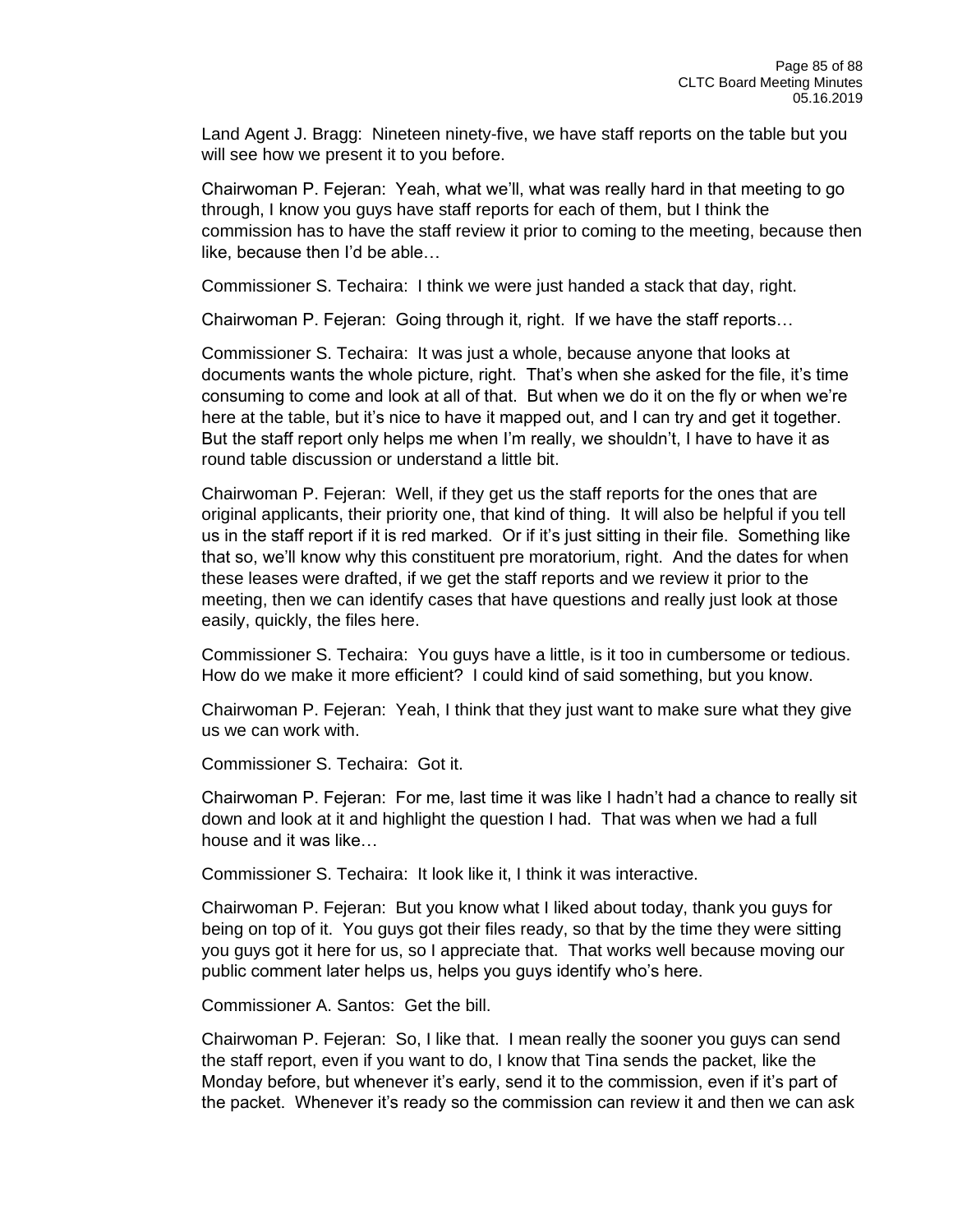Land Agent J. Bragg: Nineteen ninety-five, we have staff reports on the table but you will see how we present it to you before.

Chairwoman P. Fejeran: Yeah, what we'll, what was really hard in that meeting to go through, I know you guys have staff reports for each of them, but I think the commission has to have the staff review it prior to coming to the meeting, because then like, because then I'd be able…

Commissioner S. Techaira: I think we were just handed a stack that day, right.

Chairwoman P. Fejeran: Going through it, right. If we have the staff reports…

Commissioner S. Techaira: It was just a whole, because anyone that looks at documents wants the whole picture, right. That's when she asked for the file, it's time consuming to come and look at all of that. But when we do it on the fly or when we're here at the table, but it's nice to have it mapped out, and I can try and get it together. But the staff report only helps me when I'm really, we shouldn't, I have to have it as round table discussion or understand a little bit.

Chairwoman P. Fejeran: Well, if they get us the staff reports for the ones that are original applicants, their priority one, that kind of thing. It will also be helpful if you tell us in the staff report if it is red marked. Or if it's just sitting in their file. Something like that so, we'll know why this constituent pre moratorium, right. And the dates for when these leases were drafted, if we get the staff reports and we review it prior to the meeting, then we can identify cases that have questions and really just look at those easily, quickly, the files here.

Commissioner S. Techaira: You guys have a little, is it too in cumbersome or tedious. How do we make it more efficient? I could kind of said something, but you know.

Chairwoman P. Fejeran: Yeah, I think that they just want to make sure what they give us we can work with.

Commissioner S. Techaira: Got it.

Chairwoman P. Fejeran: For me, last time it was like I hadn't had a chance to really sit down and look at it and highlight the question I had. That was when we had a full house and it was like…

Commissioner S. Techaira: It look like it, I think it was interactive.

Chairwoman P. Fejeran: But you know what I liked about today, thank you guys for being on top of it. You guys got their files ready, so that by the time they were sitting you guys got it here for us, so I appreciate that. That works well because moving our public comment later helps us, helps you guys identify who's here.

Commissioner A. Santos: Get the bill.

Chairwoman P. Fejeran: So, I like that. I mean really the sooner you guys can send the staff report, even if you want to do, I know that Tina sends the packet, like the Monday before, but whenever it's early, send it to the commission, even if it's part of the packet. Whenever it's ready so the commission can review it and then we can ask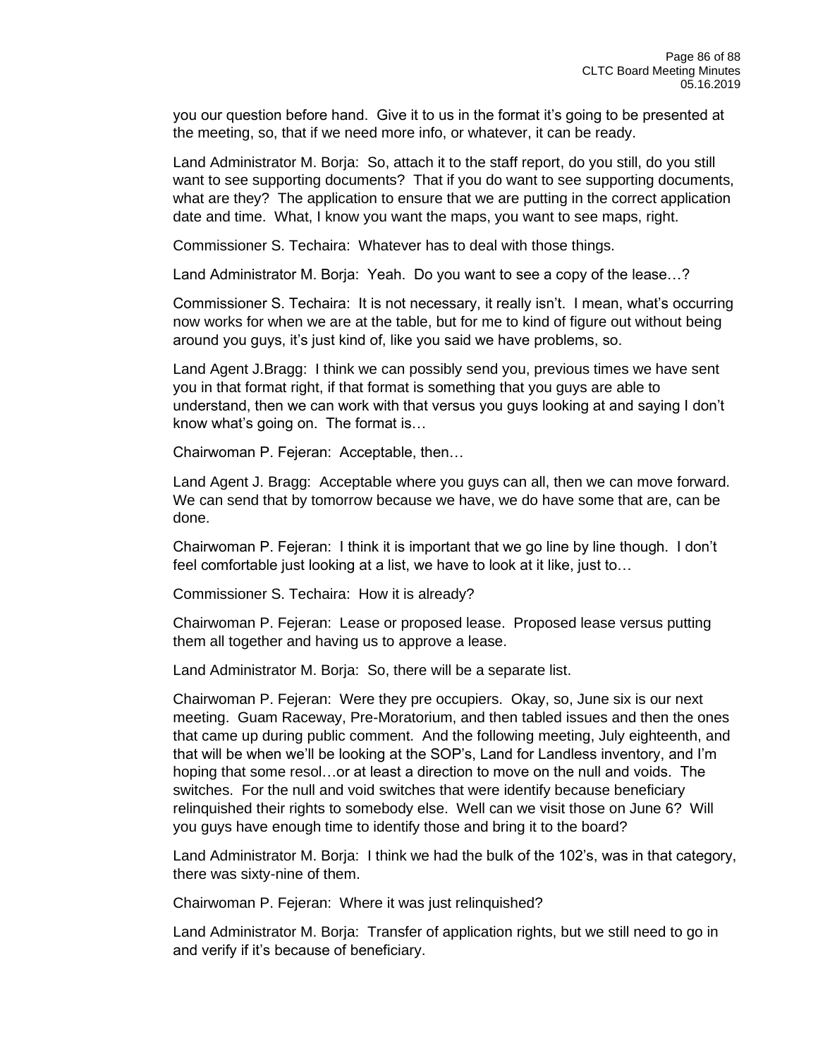you our question before hand. Give it to us in the format it's going to be presented at the meeting, so, that if we need more info, or whatever, it can be ready.

Land Administrator M. Borja: So, attach it to the staff report, do you still, do you still want to see supporting documents? That if you do want to see supporting documents, what are they? The application to ensure that we are putting in the correct application date and time. What, I know you want the maps, you want to see maps, right.

Commissioner S. Techaira: Whatever has to deal with those things.

Land Administrator M. Borja: Yeah. Do you want to see a copy of the lease…?

Commissioner S. Techaira: It is not necessary, it really isn't. I mean, what's occurring now works for when we are at the table, but for me to kind of figure out without being around you guys, it's just kind of, like you said we have problems, so.

Land Agent J.Bragg: I think we can possibly send you, previous times we have sent you in that format right, if that format is something that you guys are able to understand, then we can work with that versus you guys looking at and saying I don't know what's going on. The format is…

Chairwoman P. Fejeran: Acceptable, then…

Land Agent J. Bragg: Acceptable where you guys can all, then we can move forward. We can send that by tomorrow because we have, we do have some that are, can be done.

Chairwoman P. Fejeran: I think it is important that we go line by line though. I don't feel comfortable just looking at a list, we have to look at it like, just to…

Commissioner S. Techaira: How it is already?

Chairwoman P. Fejeran: Lease or proposed lease. Proposed lease versus putting them all together and having us to approve a lease.

Land Administrator M. Borja: So, there will be a separate list.

Chairwoman P. Fejeran: Were they pre occupiers. Okay, so, June six is our next meeting. Guam Raceway, Pre-Moratorium, and then tabled issues and then the ones that came up during public comment. And the following meeting, July eighteenth, and that will be when we'll be looking at the SOP's, Land for Landless inventory, and I'm hoping that some resol…or at least a direction to move on the null and voids. The switches. For the null and void switches that were identify because beneficiary relinquished their rights to somebody else. Well can we visit those on June 6? Will you guys have enough time to identify those and bring it to the board?

Land Administrator M. Borja: I think we had the bulk of the 102's, was in that category, there was sixty-nine of them.

Chairwoman P. Fejeran: Where it was just relinquished?

Land Administrator M. Borja: Transfer of application rights, but we still need to go in and verify if it's because of beneficiary.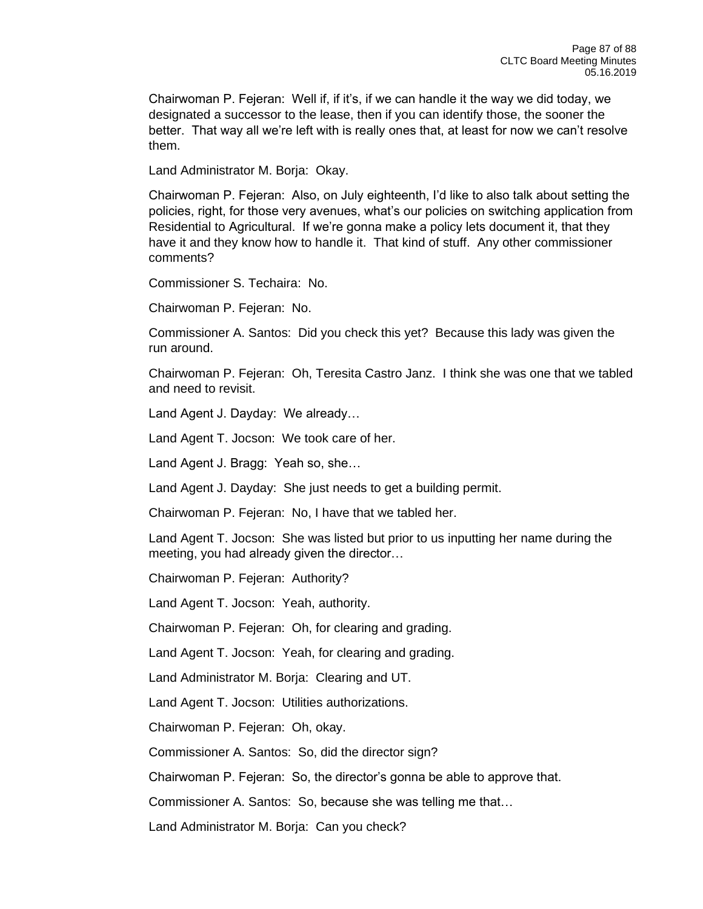Chairwoman P. Fejeran: Well if, if it's, if we can handle it the way we did today, we designated a successor to the lease, then if you can identify those, the sooner the better. That way all we're left with is really ones that, at least for now we can't resolve them.

Land Administrator M. Borja: Okay.

Chairwoman P. Fejeran: Also, on July eighteenth, I'd like to also talk about setting the policies, right, for those very avenues, what's our policies on switching application from Residential to Agricultural. If we're gonna make a policy lets document it, that they have it and they know how to handle it. That kind of stuff. Any other commissioner comments?

Commissioner S. Techaira: No.

Chairwoman P. Fejeran: No.

Commissioner A. Santos: Did you check this yet? Because this lady was given the run around.

Chairwoman P. Fejeran: Oh, Teresita Castro Janz. I think she was one that we tabled and need to revisit.

Land Agent J. Dayday: We already…

Land Agent T. Jocson: We took care of her.

Land Agent J. Bragg: Yeah so, she…

Land Agent J. Dayday: She just needs to get a building permit.

Chairwoman P. Fejeran: No, I have that we tabled her.

Land Agent T. Jocson: She was listed but prior to us inputting her name during the meeting, you had already given the director…

Chairwoman P. Fejeran: Authority?

Land Agent T. Jocson: Yeah, authority.

Chairwoman P. Fejeran: Oh, for clearing and grading.

Land Agent T. Jocson: Yeah, for clearing and grading.

Land Administrator M. Borja: Clearing and UT.

Land Agent T. Jocson: Utilities authorizations.

Chairwoman P. Fejeran: Oh, okay.

Commissioner A. Santos: So, did the director sign?

Chairwoman P. Fejeran: So, the director's gonna be able to approve that.

Commissioner A. Santos: So, because she was telling me that…

Land Administrator M. Borja: Can you check?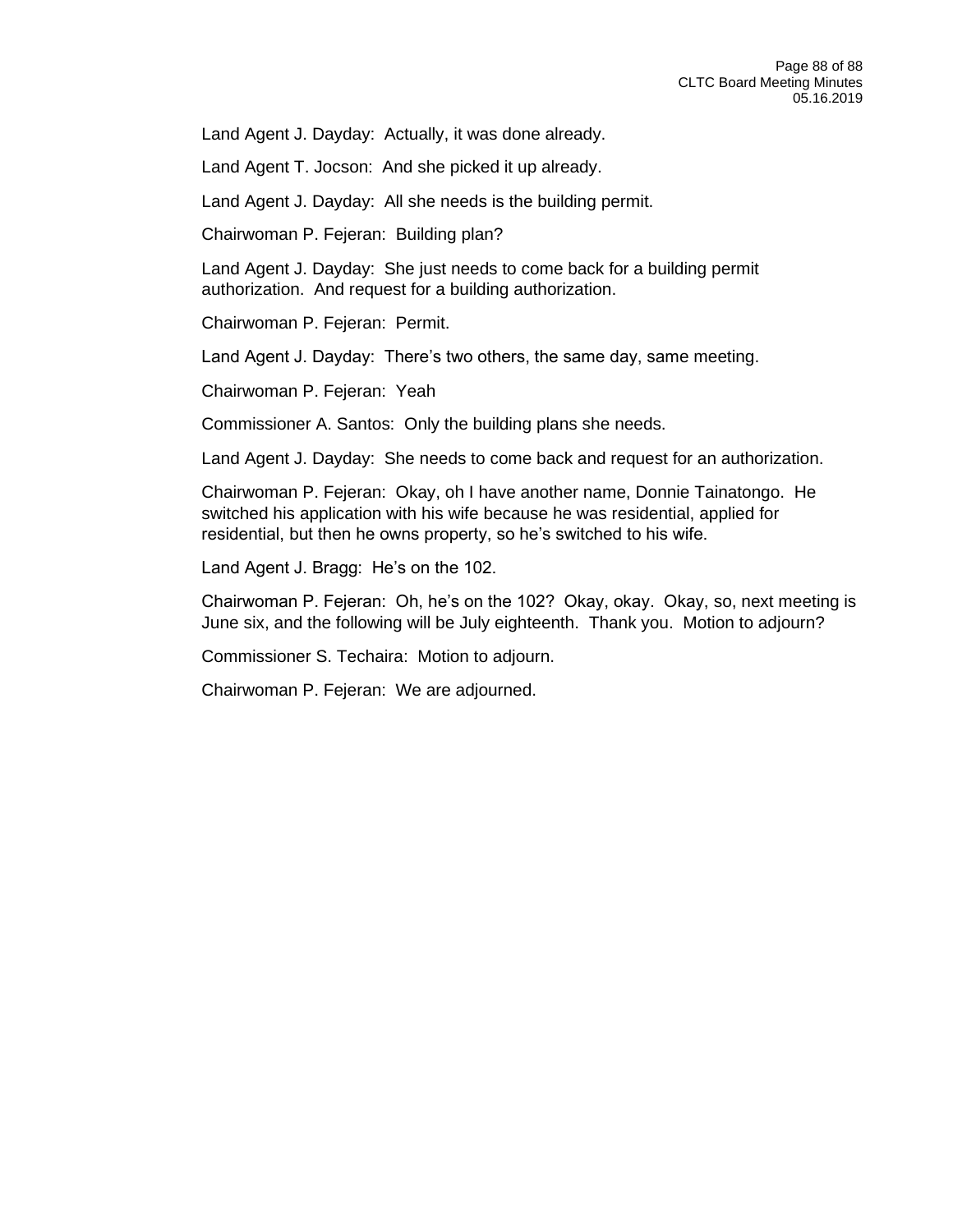Land Agent J. Dayday: Actually, it was done already.

Land Agent T. Jocson: And she picked it up already.

Land Agent J. Dayday: All she needs is the building permit.

Chairwoman P. Fejeran: Building plan?

Land Agent J. Dayday: She just needs to come back for a building permit authorization. And request for a building authorization.

Chairwoman P. Fejeran: Permit.

Land Agent J. Dayday: There's two others, the same day, same meeting.

Chairwoman P. Fejeran: Yeah

Commissioner A. Santos: Only the building plans she needs.

Land Agent J. Dayday: She needs to come back and request for an authorization.

Chairwoman P. Fejeran: Okay, oh I have another name, Donnie Tainatongo. He switched his application with his wife because he was residential, applied for residential, but then he owns property, so he's switched to his wife.

Land Agent J. Bragg: He's on the 102.

Chairwoman P. Fejeran: Oh, he's on the 102? Okay, okay. Okay, so, next meeting is June six, and the following will be July eighteenth. Thank you. Motion to adjourn?

Commissioner S. Techaira: Motion to adjourn.

Chairwoman P. Fejeran: We are adjourned.